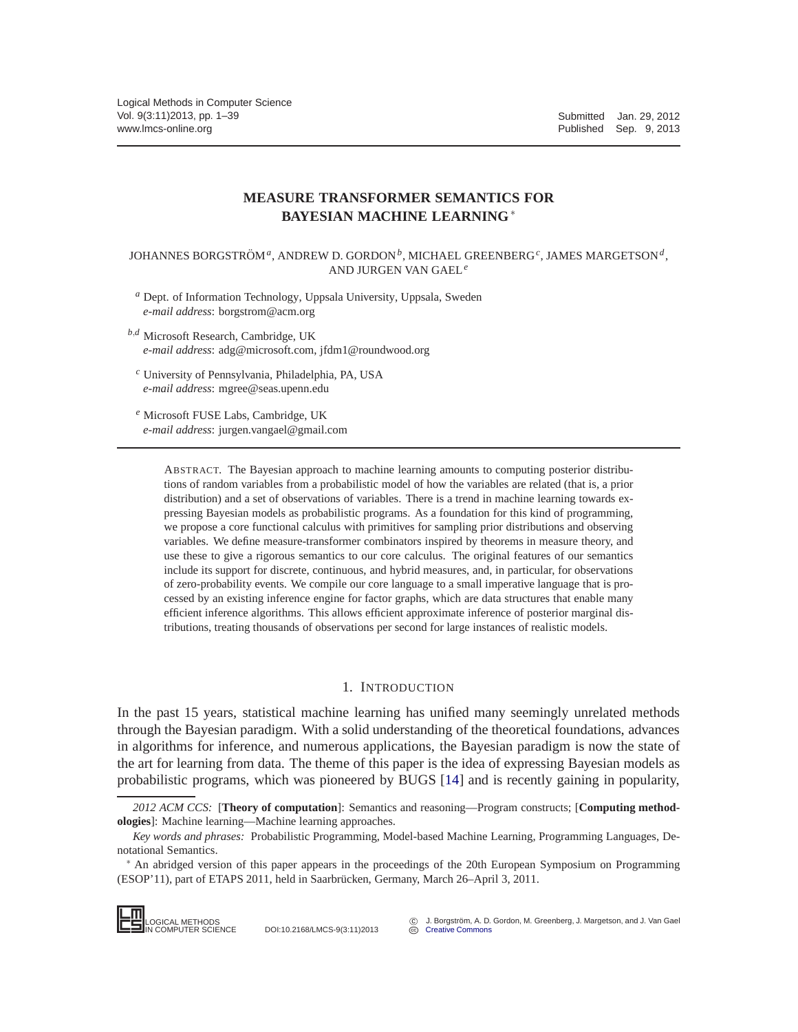# MEASURE TRANSFORMER SEMANTICS FOR BAYESIAN MACHINE LEARNING*

JOHANNES BORGSTRÖM[a], ANDREW D. GORDON[b], MICHAEL GREENBERG[c], JAMES MARGETSON[d], AND JURGEN VAN GAEL[e]

[a] Dept. of Information Technology, Uppsala University, Uppsala, Sweden
*e-mail address*: borgstrom@acm.org

[b,d] Microsoft Research, Cambridge, UK
*e-mail address*: adg@microsoft.com, jfdm1@roundwood.org

[c] University of Pennsylvania, Philadelphia, PA, USA
*e-mail address*: mgree@seas.upenn.edu

[e] Microsoft FUSE Labs, Cambridge, UK
*e-mail address*: jurgen.vangael@gmail.com

ABSTRACT. The Bayesian approach to machine learning amounts to computing posterior distributions of random variables from a probabilistic model of how the variables are related (that is, a prior distribution) and a set of observations of variables. There is a trend in machine learning towards expressing Bayesian models as probabilistic programs. As a foundation for this kind of programming, we propose a core functional calculus with primitives for sampling prior distributions and observing variables. We define measure-transformer combinators inspired by theorems in measure theory, and use these to give a rigorous semantics to our core calculus. The original features of our semantics include its support for discrete, continuous, and hybrid measures, and, in particular, for observations of zero-probability events. We compile our core language to a small imperative language that is processed by an existing inference engine for factor graphs, which are data structures that enable many efficient inference algorithms. This allows efficient approximate inference of posterior marginal distributions, treating thousands of observations per second for large instances of realistic models.

## 1. INTRODUCTION

In the past 15 years, statistical machine learning has unified many seemingly unrelated methods through the Bayesian paradigm. With a solid understanding of the theoretical foundations, advances in algorithms for inference, and numerous applications, the Bayesian paradigm is now the state of the art for learning from data. The theme of this paper is the idea of expressing Bayesian models as probabilistic programs, which was pioneered by BUGS [14] and is recently gaining in popularity,

---

*2012 ACM CCS:* [**Theory of computation**]: Semantics and reasoning—Program constructs; [**Computing methodologies**]: Machine learning—Machine learning approaches.

*Key words and phrases:* Probabilistic Programming, Model-based Machine Learning, Programming Languages, Denotational Semantics.

\* An abridged version of this paper appears in the proceedings of the 20th European Symposium on Programming (ESOP'11), part of ETAPS 2011, held in Saarbrücken, Germany, March 26–April 3, 2011.

DOI:10.2168/LMCS-9(3:11)2013 © J. Borgström, A. D. Gordon, M. Greenberg, J. Margetson, and J. Van Gael Creative Commons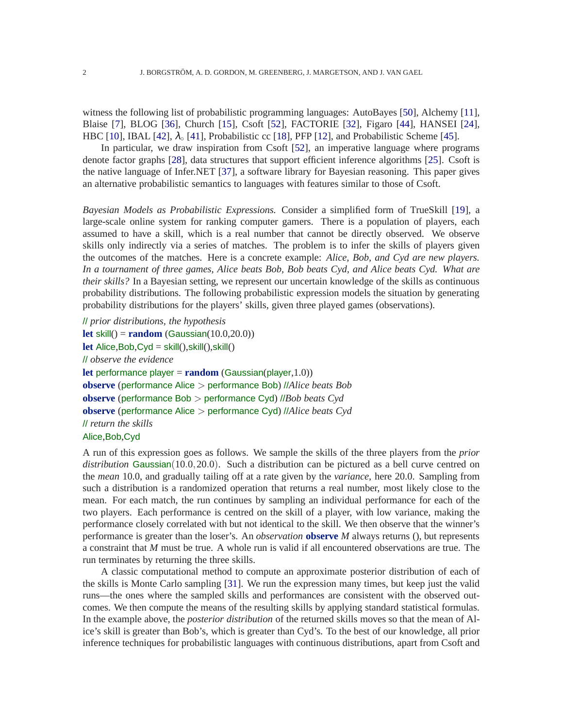witness the following list of probabilistic programming languages: AutoBayes [50], Alchemy [11], Blaise [7], BLOG [36], Church [15], Csoft [52], FACTORIE [32], Figaro [44], HANSEI [24], HBC [10], IBAL [42], $\lambda_\circ$ [41], Probabilistic cc [18], PFP [12], and Probabilistic Scheme [45].

In particular, we draw inspiration from Csoft [52], an imperative language where programs denote factor graphs [28], data structures that support efficient inference algorithms [25]. Csoft is the native language of Infer.NET [37], a software library for Bayesian reasoning. This paper gives an alternative probabilistic semantics to languages with features similar to those of Csoft.

*Bayesian Models as Probabilistic Expressions.* Consider a simplified form of TrueSkill [19], a large-scale online system for ranking computer gamers. There is a population of players, each assumed to have a skill, which is a real number that cannot be directly observed. We observe skills only indirectly via a series of matches. The problem is to infer the skills of players given the outcomes of the matches. Here is a concrete example: *Alice, Bob, and Cyd are new players. In a tournament of three games, Alice beats Bob, Bob beats Cyd, and Alice beats Cyd. What are their skills?* In a Bayesian setting, we represent our uncertain knowledge of the skills as continuous probability distributions. The following probabilistic expression models the situation by generating probability distributions for the players' skills, given three played games (observations).

```
// prior distributions, the hypothesis
let skill() = random (Gaussian(10.0,20.0))
let Alice,Bob,Cyd = skill(),skill(),skill()
// observe the evidence
let performance player = random (Gaussian(player,1.0))
observe (performance Alice > performance Bob) //Alice beats Bob
observe (performance Bob > performance Cyd) //Bob beats Cyd
observe (performance Alice > performance Cyd) //Alice beats Cyd
// return the skills
Alice,Bob,Cyd
```

A run of this expression goes as follows. We sample the skills of the three players from the *prior distribution* $\mathsf{Gaussian}(10.0, 20.0)$. Such a distribution can be pictured as a bell curve centred on the *mean* 10.0, and gradually tailing off at a rate given by the *variance*, here 20.0. Sampling from such a distribution is a randomized operation that returns a real number, most likely close to the mean. For each match, the run continues by sampling an individual performance for each of the two players. Each performance is centred on the skill of a player, with low variance, making the performance closely correlated with but not identical to the skill. We then observe that the winner's performance is greater than the loser's. An *observation* **observe** $M$ always returns (), but represents a constraint that $M$ must be true. A whole run is valid if all encountered observations are true. The run terminates by returning the three skills.

A classic computational method to compute an approximate posterior distribution of each of the skills is Monte Carlo sampling [31]. We run the expression many times, but keep just the valid runs—the ones where the sampled skills and performances are consistent with the observed outcomes. We then compute the means of the resulting skills by applying standard statistical formulas. In the example above, the *posterior distribution* of the returned skills moves so that the mean of Alice's skill is greater than Bob's, which is greater than Cyd's. To the best of our knowledge, all prior inference techniques for probabilistic languages with continuous distributions, apart from Csoft and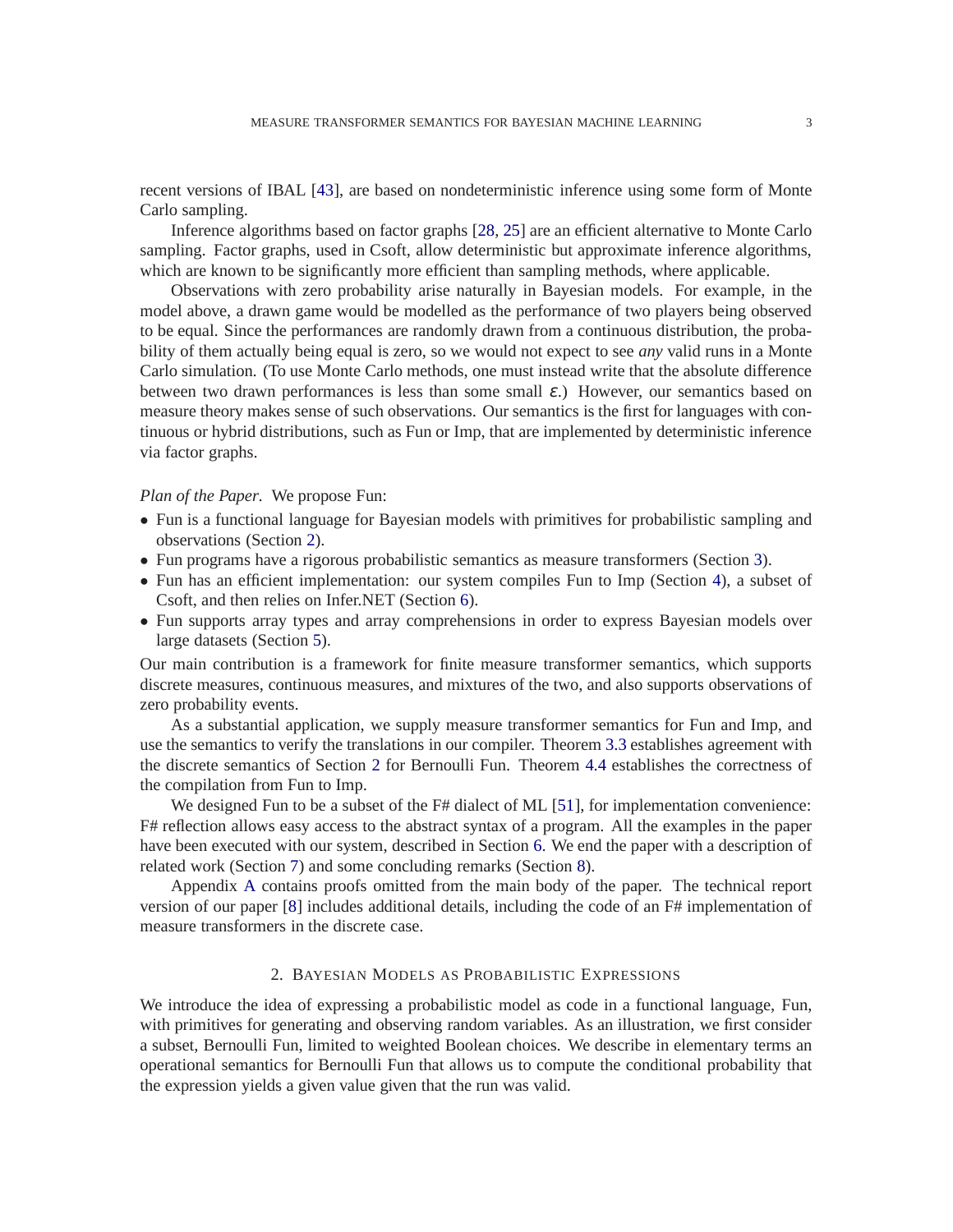recent versions of IBAL [43], are based on nondeterministic inference using some form of Monte Carlo sampling.

Inference algorithms based on factor graphs [28, 25] are an efficient alternative to Monte Carlo sampling. Factor graphs, used in Csoft, allow deterministic but approximate inference algorithms, which are known to be significantly more efficient than sampling methods, where applicable.

Observations with zero probability arise naturally in Bayesian models. For example, in the model above, a drawn game would be modelled as the performance of two players being observed to be equal. Since the performances are randomly drawn from a continuous distribution, the probability of them actually being equal is zero, so we would not expect to see *any* valid runs in a Monte Carlo simulation. (To use Monte Carlo methods, one must instead write that the absolute difference between two drawn performances is less than some small $\varepsilon$.) However, our semantics based on measure theory makes sense of such observations. Our semantics is the first for languages with continuous or hybrid distributions, such as Fun or Imp, that are implemented by deterministic inference via factor graphs.

*Plan of the Paper.* We propose Fun:

- Fun is a functional language for Bayesian models with primitives for probabilistic sampling and observations (Section 2).
- Fun programs have a rigorous probabilistic semantics as measure transformers (Section 3).
- Fun has an efficient implementation: our system compiles Fun to Imp (Section 4), a subset of Csoft, and then relies on Infer.NET (Section 6).
- Fun supports array types and array comprehensions in order to express Bayesian models over large datasets (Section 5).

Our main contribution is a framework for finite measure transformer semantics, which supports discrete measures, continuous measures, and mixtures of the two, and also supports observations of zero probability events.

As a substantial application, we supply measure transformer semantics for Fun and Imp, and use the semantics to verify the translations in our compiler. Theorem 3.3 establishes agreement with the discrete semantics of Section 2 for Bernoulli Fun. Theorem 4.4 establishes the correctness of the compilation from Fun to Imp.

We designed Fun to be a subset of the F# dialect of ML [51], for implementation convenience: F# reflection allows easy access to the abstract syntax of a program. All the examples in the paper have been executed with our system, described in Section 6. We end the paper with a description of related work (Section 7) and some concluding remarks (Section 8).

Appendix A contains proofs omitted from the main body of the paper. The technical report version of our paper [8] includes additional details, including the code of an F# implementation of measure transformers in the discrete case.

## 2. Bayesian Models as Probabilistic Expressions

We introduce the idea of expressing a probabilistic model as code in a functional language, Fun, with primitives for generating and observing random variables. As an illustration, we first consider a subset, Bernoulli Fun, limited to weighted Boolean choices. We describe in elementary terms an operational semantics for Bernoulli Fun that allows us to compute the conditional probability that the expression yields a given value given that the run was valid.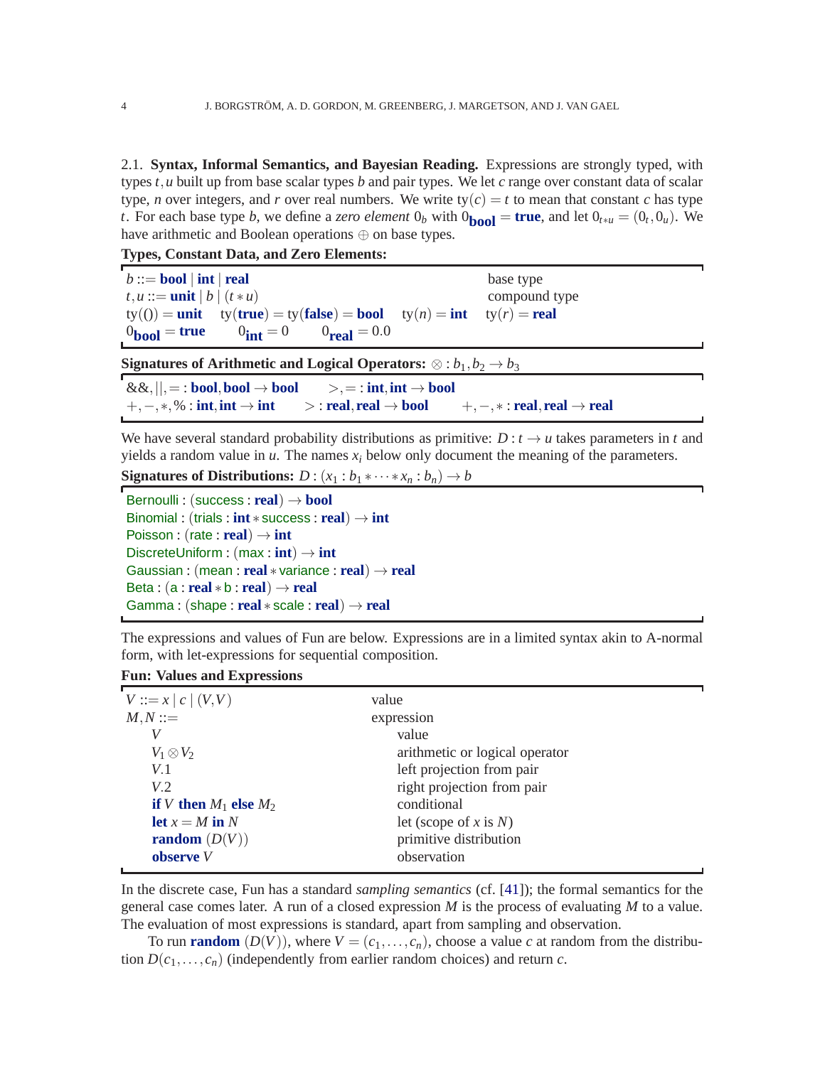2.1. **Syntax, Informal Semantics, and Bayesian Reading.** Expressions are strongly typed, with types $t, u$ built up from base scalar types $b$ and pair types. We let $c$ range over constant data of scalar type, $n$ over integers, and $r$ over real numbers. We write $\mathrm{ty}(c) = t$ to mean that constant $c$ has type $t$. For each base type $b$, we define a *zero element* $0_b$ with $0_{\mathbf{bool}} = \mathbf{true}$, and let $0_{t*u} = (0_t, 0_u)$. We have arithmetic and Boolean operations $\oplus$ on base types.

**Types, Constant Data, and Zero Elements:**

| | |
|---|---|
| $b ::= \mathbf{bool} \mid \mathbf{int} \mid \mathbf{real}$ | base type |
| $t, u ::= \mathbf{unit} \mid b \mid (t * u)$ | compound type |
| $\mathrm{ty}(()) = \mathbf{unit}$ $\quad \mathrm{ty}(\mathbf{true}) = \mathrm{ty}(\mathbf{false}) = \mathbf{bool}$ $\quad \mathrm{ty}(n) = \mathbf{int}$ $\quad \mathrm{ty}(r) = \mathbf{real}$ | |
| $0_{\mathbf{bool}} = \mathbf{true}$ $\quad 0_{\mathbf{int}} = 0$ $\quad 0_{\mathbf{real}} = 0.0$ | |

**Signatures of Arithmetic and Logical Operators:** $\otimes : b_1, b_2 \to b_3$

$\&\&, ||, = : \mathbf{bool}, \mathbf{bool} \to \mathbf{bool}$ $\qquad >, = : \mathbf{int}, \mathbf{int} \to \mathbf{bool}$
$+, -, *, \% : \mathbf{int}, \mathbf{int} \to \mathbf{int}$ $\qquad > : \mathbf{real}, \mathbf{real} \to \mathbf{bool}$ $\qquad +, -, * : \mathbf{real}, \mathbf{real} \to \mathbf{real}$

We have several standard probability distributions as primitive: $D : t \to u$ takes parameters in $t$ and yields a random value in $u$. The names $x_i$ below only document the meaning of the parameters.

**Signatures of Distributions:** $D : (x_1 : b_1 * \cdots * x_n : b_n) \to b$

- Bernoulli : (success : $\mathbf{real}$) $\to \mathbf{bool}$
- Binomial : (trials : $\mathbf{int}$ $*$ success : $\mathbf{real}$) $\to \mathbf{int}$
- Poisson : (rate : $\mathbf{real}$) $\to \mathbf{int}$
- DiscreteUniform : (max : $\mathbf{int}$) $\to \mathbf{int}$
- Gaussian : (mean : $\mathbf{real}$ $*$ variance : $\mathbf{real}$) $\to \mathbf{real}$
- Beta : (a : $\mathbf{real}$ $*$ b : $\mathbf{real}$) $\to \mathbf{real}$
- Gamma : (shape : $\mathbf{real}$ $*$ scale : $\mathbf{real}$) $\to \mathbf{real}$

The expressions and values of Fun are below. Expressions are in a limited syntax akin to A-normal form, with let-expressions for sequential composition.

**Fun: Values and Expressions**

| | |
|---|---|
| $V ::= x \mid c \mid (V, V)$ | value |
| $M, N ::=$ | expression |
| $\quad V$ | value |
| $\quad V_1 \otimes V_2$ | arithmetic or logical operator |
| $\quad V.1$ | left projection from pair |
| $\quad V.2$ | right projection from pair |
| $\quad \mathbf{if}\ V\ \mathbf{then}\ M_1\ \mathbf{else}\ M_2$ | conditional |
| $\quad \mathbf{let}\ x = M\ \mathbf{in}\ N$ | let (scope of $x$ is $N$) |
| $\quad \mathbf{random}\ (D(V))$ | primitive distribution |
| $\quad \mathbf{observe}\ V$ | observation |

In the discrete case, Fun has a standard *sampling semantics* (cf. [41]); the formal semantics for the general case comes later. A run of a closed expression $M$ is the process of evaluating $M$ to a value. The evaluation of most expressions is standard, apart from sampling and observation.

To run $\mathbf{random}\ (D(V))$, where $V = (c_1, \ldots, c_n)$, choose a value $c$ at random from the distribution $D(c_1, \ldots, c_n)$ (independently from earlier random choices) and return $c$.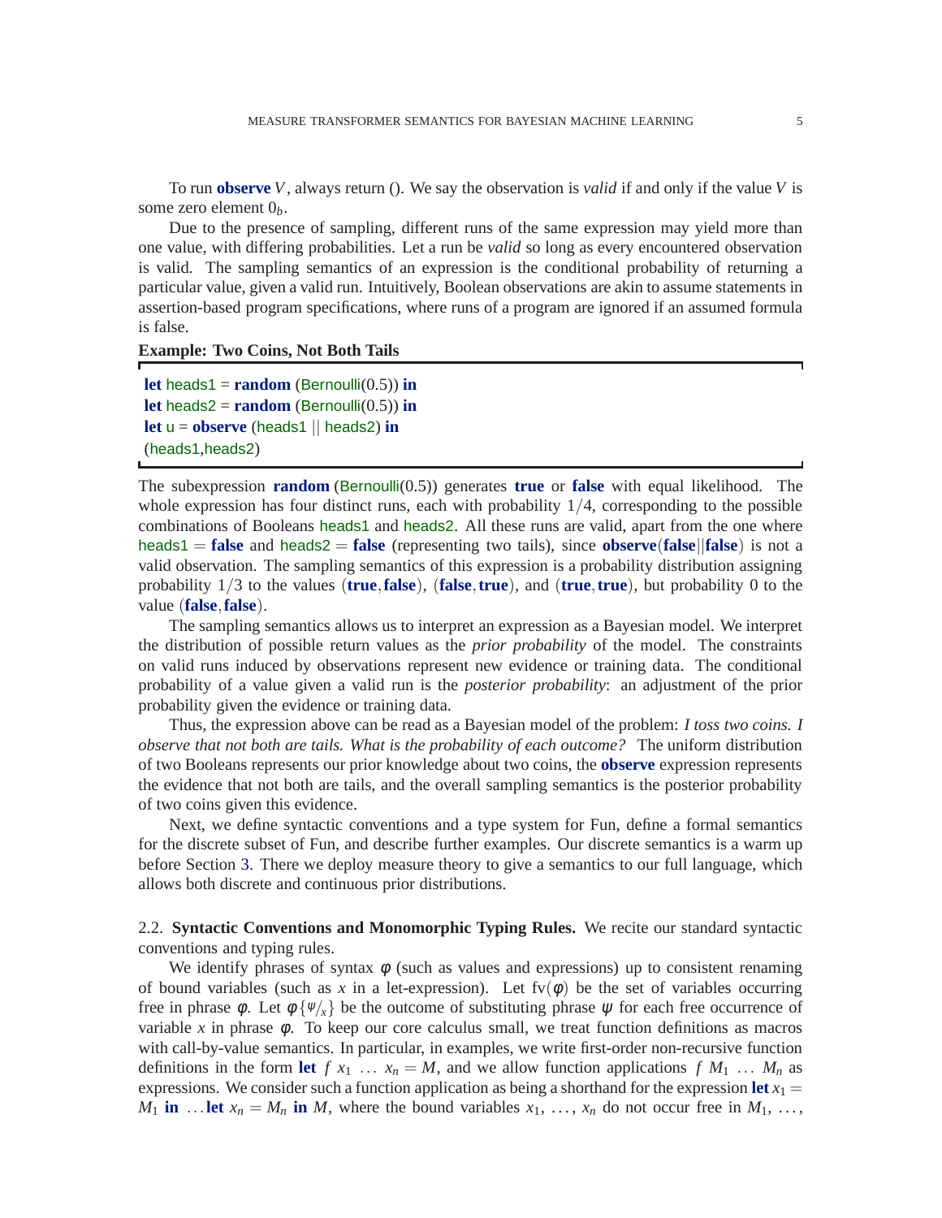To run **observe** $V$, always return (). We say the observation is *valid* if and only if the value $V$ is some zero element $0_b$.

Due to the presence of sampling, different runs of the same expression may yield more than one value, with differing probabilities. Let a run be *valid* so long as every encountered observation is valid. The sampling semantics of an expression is the conditional probability of returning a particular value, given a valid run. Intuitively, Boolean observations are akin to assume statements in assertion-based program specifications, where runs of a program are ignored if an assumed formula is false.

**Example: Two Coins, Not Both Tails**

```
let heads1 = random (Bernoulli(0.5)) in
let heads2 = random (Bernoulli(0.5)) in
let u = observe (heads1 || heads2) in
(heads1,heads2)
```

The subexpression **random** (Bernoulli(0.5)) generates **true** or **false** with equal likelihood. The whole expression has four distinct runs, each with probability $1/4$, corresponding to the possible combinations of Booleans heads1 and heads2. All these runs are valid, apart from the one where heads1 = **false** and heads2 = **false** (representing two tails), since **observe**(**false**||**false**) is not a valid observation. The sampling semantics of this expression is a probability distribution assigning probability $1/3$ to the values (**true**, **false**), (**false**, **true**), and (**true**, **true**), but probability 0 to the value (**false**, **false**).

The sampling semantics allows us to interpret an expression as a Bayesian model. We interpret the distribution of possible return values as the *prior probability* of the model. The constraints on valid runs induced by observations represent new evidence or training data. The conditional probability of a value given a valid run is the *posterior probability*: an adjustment of the prior probability given the evidence or training data.

Thus, the expression above can be read as a Bayesian model of the problem: *I toss two coins. I observe that not both are tails. What is the probability of each outcome?* The uniform distribution of two Booleans represents our prior knowledge about two coins, the **observe** expression represents the evidence that not both are tails, and the overall sampling semantics is the posterior probability of two coins given this evidence.

Next, we define syntactic conventions and a type system for Fun, define a formal semantics for the discrete subset of Fun, and describe further examples. Our discrete semantics is a warm up before Section 3. There we deploy measure theory to give a semantics to our full language, which allows both discrete and continuous prior distributions.

2.2. **Syntactic Conventions and Monomorphic Typing Rules.** We recite our standard syntactic conventions and typing rules.

We identify phrases of syntax $\phi$ (such as values and expressions) up to consistent renaming of bound variables (such as $x$ in a let-expression). Let $\mathrm{fv}(\phi)$ be the set of variables occurring free in phrase $\phi$. Let $\phi\{^{\psi}/_{x}\}$ be the outcome of substituting phrase $\psi$ for each free occurrence of variable $x$ in phrase $\phi$. To keep our core calculus small, we treat function definitions as macros with call-by-value semantics. In particular, in examples, we write first-order non-recursive function definitions in the form **let** $f\ x_1\ \ldots\ x_n = M$, and we allow function applications $f\ M_1\ \ldots\ M_n$ as expressions. We consider such a function application as being a shorthand for the expression **let** $x_1 = M_1$ **in** $\ldots$ **let** $x_n = M_n$ **in** $M$, where the bound variables $x_1, \ldots, x_n$ do not occur free in $M_1, \ldots,$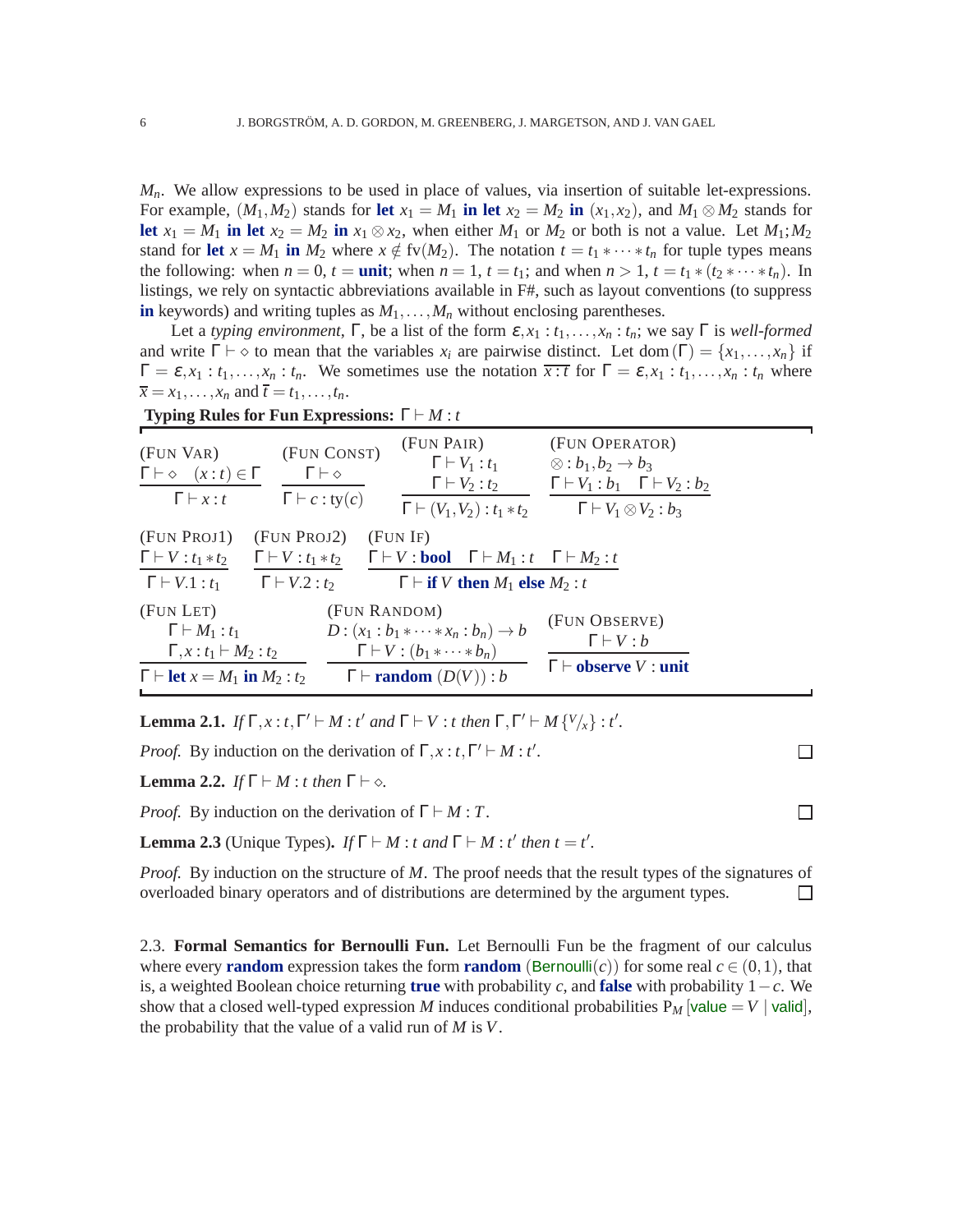$M_n$. We allow expressions to be used in place of values, via insertion of suitable let-expressions. For example, $(M_1, M_2)$ stands for **let** $x_1 = M_1$ **in let** $x_2 = M_2$ **in** $(x_1, x_2)$, and $M_1 \otimes M_2$ stands for **let** $x_1 = M_1$ **in let** $x_2 = M_2$ **in** $x_1 \otimes x_2$, when either $M_1$ or $M_2$ or both is not a value. Let $M_1; M_2$ stand for **let** $x = M_1$ **in** $M_2$ where $x \notin \mathrm{fv}(M_2)$. The notation $t = t_1 * \cdots * t_n$ for tuple types means the following: when $n = 0$, $t = \textbf{unit}$; when $n = 1$, $t = t_1$; and when $n > 1$, $t = t_1 * (t_2 * \cdots * t_n)$. In listings, we rely on syntactic abbreviations available in F#, such as layout conventions (to suppress **in** keywords) and writing tuples as $M_1, \ldots, M_n$ without enclosing parentheses.

Let a *typing environment*, $\Gamma$, be a list of the form $\varepsilon, x_1 : t_1, \ldots, x_n : t_n$; we say $\Gamma$ is *well-formed* and write $\Gamma \vdash \diamond$ to mean that the variables $x_i$ are pairwise distinct. Let $\mathrm{dom}(\Gamma) = \{x_1, \ldots, x_n\}$ if $\Gamma = \varepsilon, x_1 : t_1, \ldots, x_n : t_n$. We sometimes use the notation $\overline{x : t}$ for $\Gamma = \varepsilon, x_1 : t_1, \ldots, x_n : t_n$ where $\overline{x} = x_1, \ldots, x_n$ and $\overline{t} = t_1, \ldots, t_n$.

**Typing Rules for Fun Expressions:** $\Gamma \vdash M : t$

(Fun Var)
$$\frac{\Gamma \vdash \diamond \quad (x : t) \in \Gamma}{\Gamma \vdash x : t}$$

(Fun Const)
$$\frac{\Gamma \vdash \diamond}{\Gamma \vdash c : \mathrm{ty}(c)}$$

(Fun Pair)
$$\frac{\Gamma \vdash V_1 : t_1 \quad \Gamma \vdash V_2 : t_2}{\Gamma \vdash (V_1, V_2) : t_1 * t_2}$$

(Fun Operator)
$$\frac{\otimes : b_1, b_2 \to b_3 \quad \Gamma \vdash V_1 : b_1 \quad \Gamma \vdash V_2 : b_2}{\Gamma \vdash V_1 \otimes V_2 : b_3}$$

(Fun Proj1)
$$\frac{\Gamma \vdash V : t_1 * t_2}{\Gamma \vdash V.1 : t_1}$$

(Fun Proj2)
$$\frac{\Gamma \vdash V : t_1 * t_2}{\Gamma \vdash V.2 : t_2}$$

(Fun If)
$$\frac{\Gamma \vdash V : \textbf{bool} \quad \Gamma \vdash M_1 : t \quad \Gamma \vdash M_2 : t}{\Gamma \vdash \textbf{if } V \textbf{ then } M_1 \textbf{ else } M_2 : t}$$

(Fun Let)
$$\frac{\Gamma \vdash M_1 : t_1 \quad \Gamma, x : t_1 \vdash M_2 : t_2}{\Gamma \vdash \textbf{let } x = M_1 \textbf{ in } M_2 : t_2}$$

(Fun Random)
$$\frac{D : (x_1 : b_1 * \cdots * x_n : b_n) \to b \quad \Gamma \vdash V : (b_1 * \cdots * b_n)}{\Gamma \vdash \textbf{random } (D(V)) : b}$$

(Fun Observe)
$$\frac{\Gamma \vdash V : b}{\Gamma \vdash \textbf{observe } V : \textbf{unit}}$$

**Lemma 2.1.** *If $\Gamma, x : t, \Gamma' \vdash M : t'$ and $\Gamma \vdash V : t$ then $\Gamma, \Gamma' \vdash M\{^V\!/_x\} : t'$.*

*Proof.* By induction on the derivation of $\Gamma, x : t, \Gamma' \vdash M : t'$. □

**Lemma 2.2.** *If $\Gamma \vdash M : t$ then $\Gamma \vdash \diamond$.*

*Proof.* By induction on the derivation of $\Gamma \vdash M : T$. □

**Lemma 2.3** (Unique Types)**.** *If $\Gamma \vdash M : t$ and $\Gamma \vdash M : t'$ then $t = t'$.*

*Proof.* By induction on the structure of $M$. The proof needs that the result types of the signatures of overloaded binary operators and of distributions are determined by the argument types. □

2.3. **Formal Semantics for Bernoulli Fun.** Let Bernoulli Fun be the fragment of our calculus where every **random** expression takes the form **random** (Bernoulli$(c)$) for some real $c \in (0,1)$, that is, a weighted Boolean choice returning **true** with probability $c$, and **false** with probability $1 - c$. We show that a closed well-typed expression $M$ induces conditional probabilities $\mathrm{P}_M[\mathsf{value} = V \mid \mathsf{valid}]$, the probability that the value of a valid run of $M$ is $V$.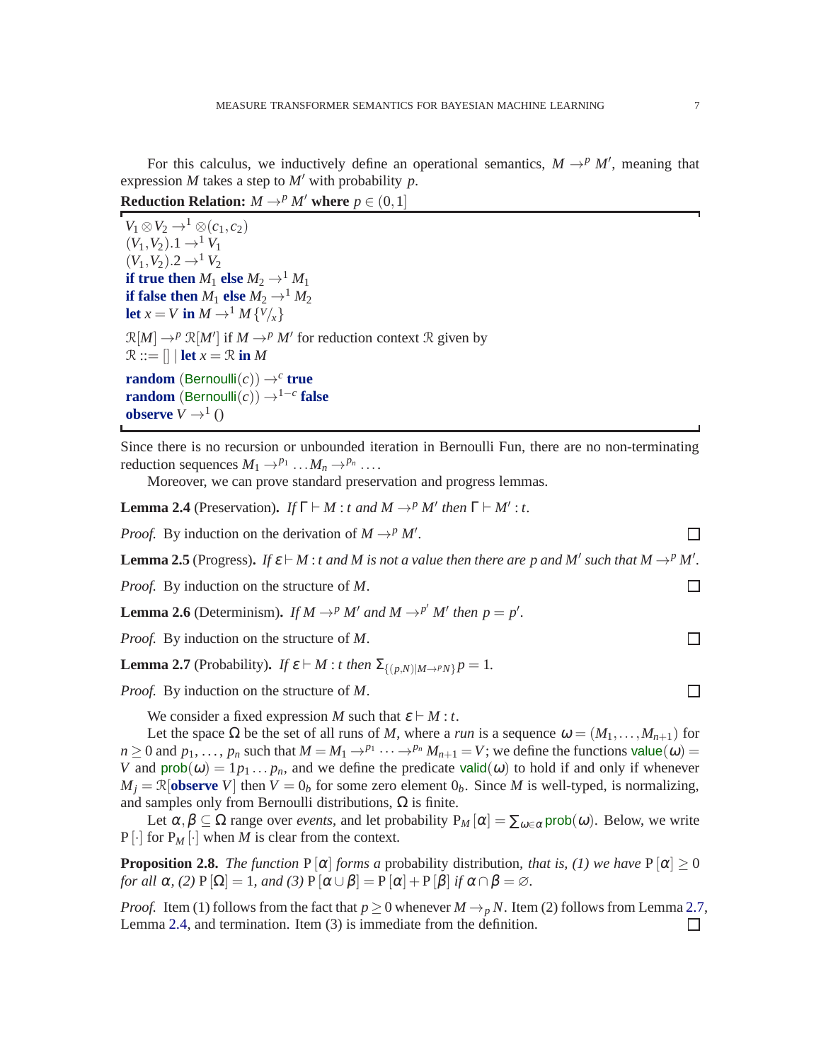For this calculus, we inductively define an operational semantics, $M \rightarrow^p M'$, meaning that expression $M$ takes a step to $M'$ with probability $p$.

**Reduction Relation:** $M \rightarrow^p M'$ **where** $p \in (0,1]$

$V_1 \otimes V_2 \rightarrow^1 \otimes(c_1, c_2)$
$(V_1, V_2).1 \rightarrow^1 V_1$
$(V_1, V_2).2 \rightarrow^1 V_2$
**if true then** $M_1$ **else** $M_2 \rightarrow^1 M_1$
**if false then** $M_1$ **else** $M_2 \rightarrow^1 M_2$
**let** $x = V$ **in** $M \rightarrow^1 M\{^V/_x\}$

$\mathcal{R}[M] \rightarrow^p \mathcal{R}[M']$ if $M \rightarrow^p M'$ for reduction context $\mathcal{R}$ given by
$\mathcal{R} ::= [] \mid$ **let** $x = \mathcal{R}$ **in** $M$

**random** (Bernoulli$(c)$) $\rightarrow^c$ **true**
**random** (Bernoulli$(c)$) $\rightarrow^{1-c}$ **false**
**observe** $V \rightarrow^1 ()$

Since there is no recursion or unbounded iteration in Bernoulli Fun, there are no non-terminating reduction sequences $M_1 \rightarrow^{p_1} \ldots M_n \rightarrow^{p_n} \ldots$.

Moreover, we can prove standard preservation and progress lemmas.

**Lemma 2.4** (Preservation). *If $\Gamma \vdash M : t$ and $M \rightarrow^p M'$ then $\Gamma \vdash M' : t$.*

*Proof.* By induction on the derivation of $M \rightarrow^p M'$. ☐

**Lemma 2.5** (Progress). *If $\varepsilon \vdash M : t$ and $M$ is not a value then there are $p$ and $M'$ such that $M \rightarrow^p M'$.*

*Proof.* By induction on the structure of $M$. ☐

**Lemma 2.6** (Determinism). *If $M \rightarrow^p M'$ and $M \rightarrow^{p'} M'$ then $p = p'$.*

*Proof.* By induction on the structure of $M$. ☐

**Lemma 2.7** (Probability). *If $\varepsilon \vdash M : t$ then $\Sigma_{\{(p,N) \mid M \rightarrow^p N\}} p = 1$.*

*Proof.* By induction on the structure of $M$. ☐

We consider a fixed expression $M$ such that $\varepsilon \vdash M : t$.

Let the space $\Omega$ be the set of all runs of $M$, where a *run* is a sequence $\omega = (M_1, \ldots, M_{n+1})$ for $n \geq 0$ and $p_1, \ldots, p_n$ such that $M = M_1 \rightarrow^{p_1} \cdots \rightarrow^{p_n} M_{n+1} = V$; we define the functions value$(\omega) = V$ and prob$(\omega) = 1 p_1 \ldots p_n$, and we define the predicate valid$(\omega)$ to hold if and only if whenever $M_j = \mathcal{R}[$**observe** $V]$ then $V = 0_b$ for some zero element $0_b$. Since $M$ is well-typed, is normalizing, and samples only from Bernoulli distributions, $\Omega$ is finite.

Let $\alpha, \beta \subseteq \Omega$ range over *events*, and let probability $\mathrm{P}_M[\alpha] = \sum_{\omega \in \alpha} \mathrm{prob}(\omega)$. Below, we write $\mathrm{P}[\cdot]$ for $\mathrm{P}_M[\cdot]$ when $M$ is clear from the context.

**Proposition 2.8.** *The function $\mathrm{P}[\alpha]$ forms a* probability distribution, *that is, (1) we have $\mathrm{P}[\alpha] \geq 0$ for all $\alpha$, (2) $\mathrm{P}[\Omega] = 1$, and (3) $\mathrm{P}[\alpha \cup \beta] = \mathrm{P}[\alpha] + \mathrm{P}[\beta]$ if $\alpha \cap \beta = \varnothing$.*

*Proof.* Item (1) follows from the fact that $p \geq 0$ whenever $M \rightarrow_p N$. Item (2) follows from Lemma 2.7, Lemma 2.4, and termination. Item (3) is immediate from the definition. ☐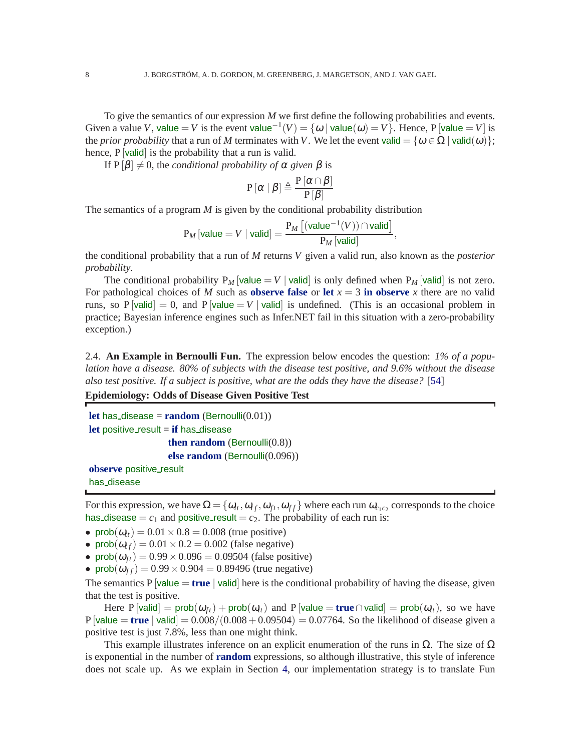To give the semantics of our expression $M$ we first define the following probabilities and events. Given a value $V$, $\mathsf{value} = V$ is the event $\mathsf{value}^{-1}(V) = \{\omega \mid \mathsf{value}(\omega) = V\}$. Hence, $\mathrm{P}[\mathsf{value} = V]$ is the *prior probability* that a run of $M$ terminates with $V$. We let the event $\mathsf{valid} = \{\omega \in \Omega \mid \mathsf{valid}(\omega)\}$; hence, $\mathrm{P}[\mathsf{valid}]$ is the probability that a run is valid.

If $\mathrm{P}[\beta] \neq 0$, the *conditional probability of $\alpha$ given $\beta$* is

$$\mathrm{P}[\alpha \mid \beta] \triangleq \frac{\mathrm{P}[\alpha \cap \beta]}{\mathrm{P}[\beta]}$$

The semantics of a program $M$ is given by the conditional probability distribution

$$\mathrm{P}_M[\mathsf{value} = V \mid \mathsf{valid}] = \frac{\mathrm{P}_M\left[(\mathsf{value}^{-1}(V)) \cap \mathsf{valid}\right]}{\mathrm{P}_M[\mathsf{valid}]},$$

the conditional probability that a run of $M$ returns $V$ given a valid run, also known as the *posterior probability*.

The conditional probability $\mathrm{P}_M[\mathsf{value} = V \mid \mathsf{valid}]$ is only defined when $\mathrm{P}_M[\mathsf{valid}]$ is not zero. For pathological choices of $M$ such as **observe false** or **let** $x = 3$ **in observe** $x$ there are no valid runs, so $\mathrm{P}[\mathsf{valid}] = 0$, and $\mathrm{P}[\mathsf{value} = V \mid \mathsf{valid}]$ is undefined. (This is an occasional problem in practice; Bayesian inference engines such as Infer.NET fail in this situation with a zero-probability exception.)

2.4. **An Example in Bernoulli Fun.** The expression below encodes the question: *1% of a population have a disease. 80% of subjects with the disease test positive, and 9.6% without the disease also test positive. If a subject is positive, what are the odds they have the disease?* [54]

**Epidemiology: Odds of Disease Given Positive Test**

```
let has_disease = random (Bernoulli(0.01))
let positive_result = if has_disease
                      then random (Bernoulli(0.8))
                      else random (Bernoulli(0.096))
observe positive_result
has_disease
```

For this expression, we have $\Omega = \{\omega_{tt}, \omega_{tf}, \omega_{ft}, \omega_{ff}\}$ where each run $\omega_{c_1c_2}$ corresponds to the choice $\mathsf{has\_disease} = c_1$ and $\mathsf{positive\_result} = c_2$. The probability of each run is:

- $\mathsf{prob}(\omega_{tt}) = 0.01 \times 0.8 = 0.008$ (true positive)
- $\mathsf{prob}(\omega_{tf}) = 0.01 \times 0.2 = 0.002$ (false negative)
- $\mathsf{prob}(\omega_{ft}) = 0.99 \times 0.096 = 0.09504$ (false positive)
- $\mathsf{prob}(\omega_{ff}) = 0.99 \times 0.904 = 0.89496$ (true negative)

The semantics $\mathrm{P}[\mathsf{value} = \textbf{true} \mid \mathsf{valid}]$ here is the conditional probability of having the disease, given that the test is positive.

Here $\mathrm{P}[\mathsf{valid}] = \mathsf{prob}(\omega_{ft}) + \mathsf{prob}(\omega_{tt})$ and $\mathrm{P}[\mathsf{value} = \textbf{true} \cap \mathsf{valid}] = \mathsf{prob}(\omega_{tt})$, so we have $\mathrm{P}[\mathsf{value} = \textbf{true} \mid \mathsf{valid}] = 0.008/(0.008 + 0.09504) = 0.07764$. So the likelihood of disease given a positive test is just 7.8%, less than one might think.

This example illustrates inference on an explicit enumeration of the runs in $\Omega$. The size of $\Omega$ is exponential in the number of **random** expressions, so although illustrative, this style of inference does not scale up. As we explain in Section 4, our implementation strategy is to translate Fun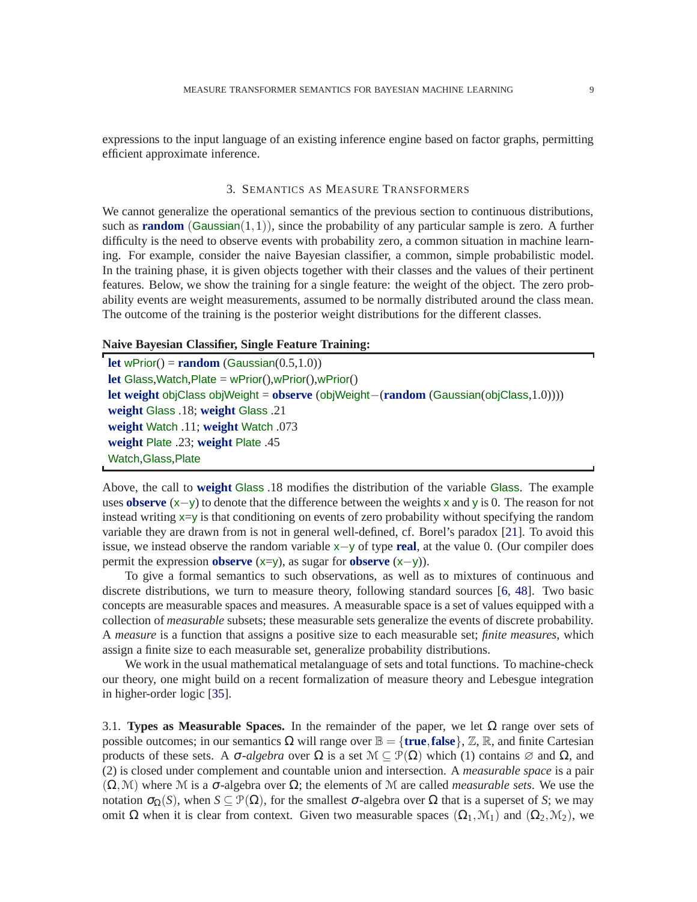expressions to the input language of an existing inference engine based on factor graphs, permitting efficient approximate inference.

## 3. Semantics as Measure Transformers

We cannot generalize the operational semantics of the previous section to continuous distributions, such as **random** (Gaussian$(1,1)$), since the probability of any particular sample is zero. A further difficulty is the need to observe events with probability zero, a common situation in machine learning. For example, consider the naive Bayesian classifier, a common, simple probabilistic model. In the training phase, it is given objects together with their classes and the values of their pertinent features. Below, we show the training for a single feature: the weight of the object. The zero probability events are weight measurements, assumed to be normally distributed around the class mean. The outcome of the training is the posterior weight distributions for the different classes.

**Naive Bayesian Classifier, Single Feature Training:**

```
let wPrior() = random (Gaussian(0.5,1.0))
let Glass,Watch,Plate = wPrior(),wPrior(),wPrior()
let weight objClass objWeight = observe (objWeight−(random (Gaussian(objClass,1.0))))
weight Glass .18; weight Glass .21
weight Watch .11; weight Watch .073
weight Plate .23; weight Plate .45
Watch,Glass,Plate
```

Above, the call to **weight** Glass .18 modifies the distribution of the variable Glass. The example uses **observe** (x−y) to denote that the difference between the weights x and y is 0. The reason for not instead writing x=y is that conditioning on events of zero probability without specifying the random variable they are drawn from is not in general well-defined, cf. Borel's paradox [21]. To avoid this issue, we instead observe the random variable x−y of type **real**, at the value 0. (Our compiler does permit the expression **observe** (x=y), as sugar for **observe** (x−y)).

To give a formal semantics to such observations, as well as to mixtures of continuous and discrete distributions, we turn to measure theory, following standard sources [6, 48]. Two basic concepts are measurable spaces and measures. A measurable space is a set of values equipped with a collection of *measurable* subsets; these measurable sets generalize the events of discrete probability. A *measure* is a function that assigns a positive size to each measurable set; *finite measures*, which assign a finite size to each measurable set, generalize probability distributions.

We work in the usual mathematical metalanguage of sets and total functions. To machine-check our theory, one might build on a recent formalization of measure theory and Lebesgue integration in higher-order logic [35].

3.1. **Types as Measurable Spaces.** In the remainder of the paper, we let $\Omega$ range over sets of possible outcomes; in our semantics $\Omega$ will range over $\mathbb{B} = \{\textbf{true}, \textbf{false}\}$, $\mathbb{Z}$, $\mathbb{R}$, and finite Cartesian products of these sets. A *$\sigma$-algebra* over $\Omega$ is a set $\mathcal{M} \subseteq \mathcal{P}(\Omega)$ which (1) contains $\varnothing$ and $\Omega$, and (2) is closed under complement and countable union and intersection. A *measurable space* is a pair $(\Omega, \mathcal{M})$ where $\mathcal{M}$ is a $\sigma$-algebra over $\Omega$; the elements of $\mathcal{M}$ are called *measurable sets*. We use the notation $\sigma_\Omega(S)$, when $S \subseteq \mathcal{P}(\Omega)$, for the smallest $\sigma$-algebra over $\Omega$ that is a superset of $S$; we may omit $\Omega$ when it is clear from context. Given two measurable spaces $(\Omega_1, \mathcal{M}_1)$ and $(\Omega_2, \mathcal{M}_2)$, we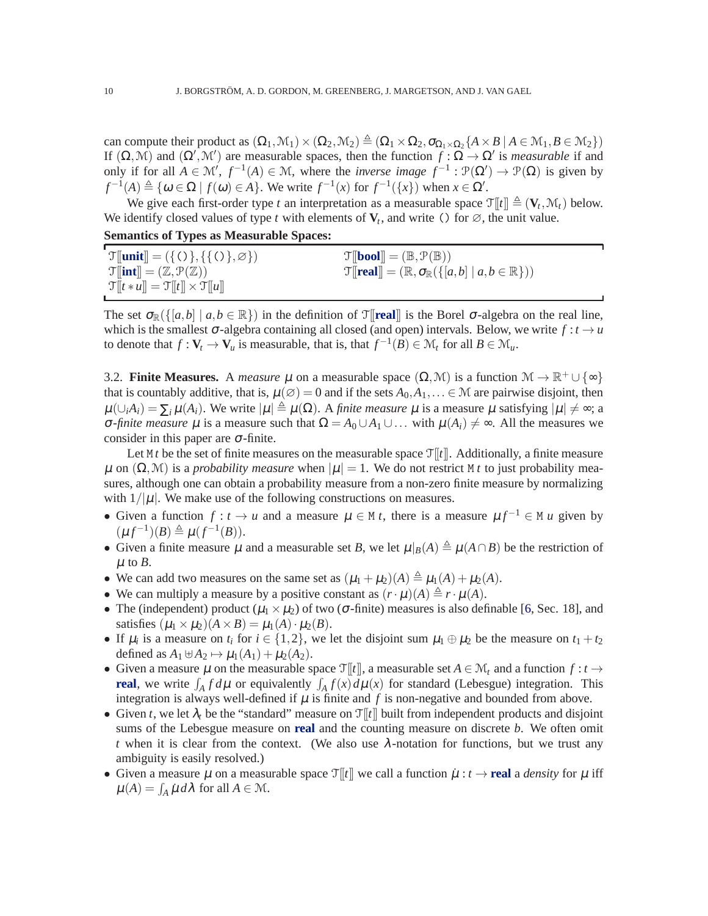can compute their product as $(\Omega_1, \mathcal{M}_1) \times (\Omega_2, \mathcal{M}_2) \triangleq (\Omega_1 \times \Omega_2, \sigma_{\Omega_1 \times \Omega_2}\{A \times B \mid A \in \mathcal{M}_1, B \in \mathcal{M}_2\})$ If $(\Omega, \mathcal{M})$ and $(\Omega', \mathcal{M}')$ are measurable spaces, then the function $f : \Omega \to \Omega'$ is *measurable* if and only if for all $A \in \mathcal{M}'$, $f^{-1}(A) \in \mathcal{M}$, where the *inverse image* $f^{-1} : \mathcal{P}(\Omega') \to \mathcal{P}(\Omega)$ is given by $f^{-1}(A) \triangleq \{\omega \in \Omega \mid f(\omega) \in A\}$. We write $f^{-1}(x)$ for $f^{-1}(\{x\})$ when $x \in \Omega'$.

We give each first-order type $t$ an interpretation as a measurable space $\mathcal{T}[\![t]\!] \triangleq (\mathbf{V}_t, \mathcal{M}_t)$ below. We identify closed values of type $t$ with elements of $\mathbf{V}_t$, and write `()` for $\varnothing$, the unit value.

**Semantics of Types as Measurable Spaces:**

$\mathcal{T}[\![\textbf{unit}]\!] = (\{()\}, \{\{()\}, \varnothing\})$
$\mathcal{T}[\![\textbf{bool}]\!] = (\mathbb{B}, \mathcal{P}(\mathbb{B}))$
$\mathcal{T}[\![\textbf{int}]\!] = (\mathbb{Z}, \mathcal{P}(\mathbb{Z}))$
$\mathcal{T}[\![\textbf{real}]\!] = (\mathbb{R}, \sigma_{\mathbb{R}}(\{[a,b] \mid a,b \in \mathbb{R}\}))$
$\mathcal{T}[\![t * u]\!] = \mathcal{T}[\![t]\!] \times \mathcal{T}[\![u]\!]$

The set $\sigma_{\mathbb{R}}(\{[a,b] \mid a,b \in \mathbb{R}\})$ in the definition of $\mathcal{T}[\![\textbf{real}]\!]$ is the Borel $\sigma$-algebra on the real line, which is the smallest $\sigma$-algebra containing all closed (and open) intervals. Below, we write $f : t \to u$ to denote that $f : \mathbf{V}_t \to \mathbf{V}_u$ is measurable, that is, that $f^{-1}(B) \in \mathcal{M}_t$ for all $B \in \mathcal{M}_u$.

3.2. **Finite Measures.** A *measure* $\mu$ on a measurable space $(\Omega, \mathcal{M})$ is a function $\mathcal{M} \to \mathbb{R}^+ \cup \{\infty\}$ that is countably additive, that is, $\mu(\varnothing) = 0$ and if the sets $A_0, A_1, \ldots \in \mathcal{M}$ are pairwise disjoint, then $\mu(\cup_i A_i) = \sum_i \mu(A_i)$. We write $|\mu| \triangleq \mu(\Omega)$. A *finite measure* $\mu$ is a measure $\mu$ satisfying $|\mu| \neq \infty$; a *$\sigma$-finite measure* $\mu$ is a measure such that $\Omega = A_0 \cup A_1 \cup \ldots$ with $\mu(A_i) \neq \infty$. All the measures we consider in this paper are $\sigma$-finite.

Let `M` $t$ be the set of finite measures on the measurable space $\mathcal{T}[\![t]\!]$. Additionally, a finite measure $\mu$ on $(\Omega, \mathcal{M})$ is a *probability measure* when $|\mu| = 1$. We do not restrict `M` $t$ to just probability measures, although one can obtain a probability measure from a non-zero finite measure by normalizing with $1/|\mu|$. We make use of the following constructions on measures.

- Given a function $f : t \to u$ and a measure $\mu \in$ `M` $t$, there is a measure $\mu f^{-1} \in$ `M` $u$ given by $(\mu f^{-1})(B) \triangleq \mu(f^{-1}(B))$.
- Given a finite measure $\mu$ and a measurable set $B$, we let $\mu|_B(A) \triangleq \mu(A \cap B)$ be the restriction of $\mu$ to $B$.
- We can add two measures on the same set as $(\mu_1 + \mu_2)(A) \triangleq \mu_1(A) + \mu_2(A)$.
- We can multiply a measure by a positive constant as $(r \cdot \mu)(A) \triangleq r \cdot \mu(A)$.
- The (independent) product $(\mu_1 \times \mu_2)$ of two ($\sigma$-finite) measures is also definable [6, Sec. 18], and satisfies $(\mu_1 \times \mu_2)(A \times B) = \mu_1(A) \cdot \mu_2(B)$.
- If $\mu_i$ is a measure on $t_i$ for $i \in \{1,2\}$, we let the disjoint sum $\mu_1 \oplus \mu_2$ be the measure on $t_1 + t_2$ defined as $A_1 \uplus A_2 \mapsto \mu_1(A_1) + \mu_2(A_2)$.
- Given a measure $\mu$ on the measurable space $\mathcal{T}[\![t]\!]$, a measurable set $A \in \mathcal{M}_t$ and a function $f : t \to$ **real**, we write $\int_A f \, d\mu$ or equivalently $\int_A f(x) \, d\mu(x)$ for standard (Lebesgue) integration. This integration is always well-defined if $\mu$ is finite and $f$ is non-negative and bounded from above.
- Given $t$, we let $\lambda_t$ be the "standard" measure on $\mathcal{T}[\![t]\!]$ built from independent products and disjoint sums of the Lebesgue measure on **real** and the counting measure on discrete $b$. We often omit $t$ when it is clear from the context. (We also use $\lambda$-notation for functions, but we trust any ambiguity is easily resolved.)
- Given a measure $\mu$ on a measurable space $\mathcal{T}[\![t]\!]$ we call a function $\dot{\mu} : t \to$ **real** a *density* for $\mu$ iff $\mu(A) = \int_A \dot{\mu} \, d\lambda$ for all $A \in \mathcal{M}$.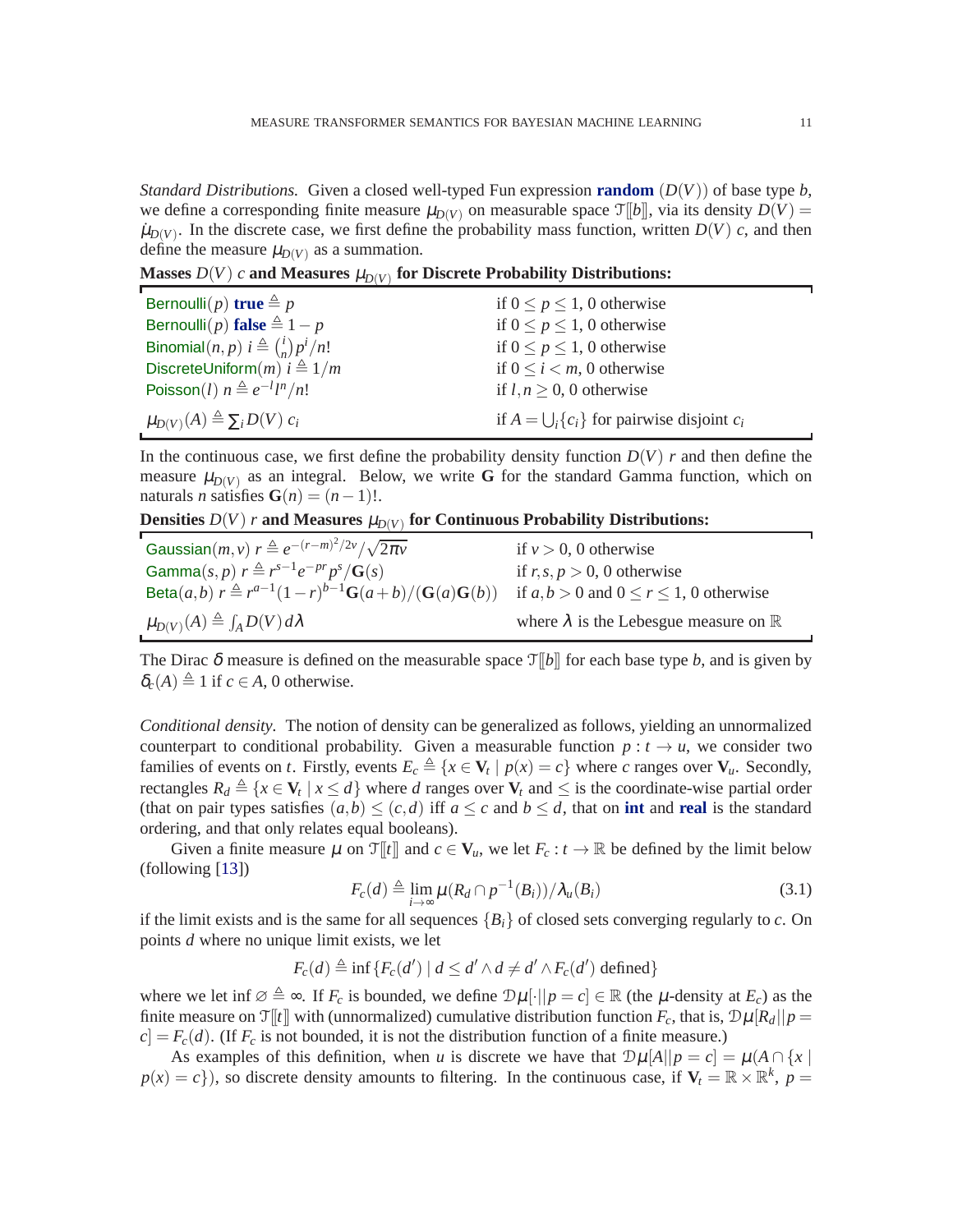*Standard Distributions.* Given a closed well-typed Fun expression **random** $(D(V))$ of base type $b$, we define a corresponding finite measure $\mu_{D(V)}$ on measurable space $\mathcal{T}[\![b]\!]$, via its density $D(V) = \dot{\mu}_{D(V)}$. In the discrete case, we first define the probability mass function, written $D(V)\ c$, and then define the measure $\mu_{D(V)}$ as a summation.

**Masses $D(V)\ c$ and Measures $\mu_{D(V)}$ for Discrete Probability Distributions:**

| | |
|---|---|
| $\mathsf{Bernoulli}(p)\ \mathbf{true} \triangleq p$ | if $0 \leq p \leq 1$, 0 otherwise |
| $\mathsf{Bernoulli}(p)\ \mathbf{false} \triangleq 1 - p$ | if $0 \leq p \leq 1$, 0 otherwise |
| $\mathsf{Binomial}(n, p)\ i \triangleq \binom{i}{n} p^i / n!$ | if $0 \leq p \leq 1$, 0 otherwise |
| $\mathsf{DiscreteUniform}(m)\ i \triangleq 1/m$ | if $0 \leq i < m$, 0 otherwise |
| $\mathsf{Poisson}(l)\ n \triangleq e^{-l} l^n / n!$ | if $l, n \geq 0$, 0 otherwise |
| $\mu_{D(V)}(A) \triangleq \sum_i D(V)\ c_i$ | if $A = \bigcup_i \{c_i\}$ for pairwise disjoint $c_i$ |

In the continuous case, we first define the probability density function $D(V)\ r$ and then define the measure $\mu_{D(V)}$ as an integral. Below, we write $\mathbf{G}$ for the standard Gamma function, which on naturals $n$ satisfies $\mathbf{G}(n) = (n-1)!$.

**Densities $D(V)\ r$ and Measures $\mu_{D(V)}$ for Continuous Probability Distributions:**

| | |
|---|---|
| $\mathsf{Gaussian}(m, v)\ r \triangleq e^{-(r-m)^2/2v} / \sqrt{2\pi v}$ | if $v > 0$, 0 otherwise |
| $\mathsf{Gamma}(s, p)\ r \triangleq r^{s-1} e^{-pr} p^s / \mathbf{G}(s)$ | if $r, s, p > 0$, 0 otherwise |
| $\mathsf{Beta}(a, b)\ r \triangleq r^{a-1}(1-r)^{b-1} \mathbf{G}(a+b) / (\mathbf{G}(a)\mathbf{G}(b))$ | if $a, b > 0$ and $0 \leq r \leq 1$, 0 otherwise |
| $\mu_{D(V)}(A) \triangleq \int_A D(V)\, d\lambda$ | where $\lambda$ is the Lebesgue measure on $\mathbb{R}$ |

The Dirac $\delta$ measure is defined on the measurable space $\mathcal{T}[\![b]\!]$ for each base type $b$, and is given by $\delta_c(A) \triangleq 1$ if $c \in A$, 0 otherwise.

*Conditional density.* The notion of density can be generalized as follows, yielding an unnormalized counterpart to conditional probability. Given a measurable function $p : t \to u$, we consider two families of events on $t$. Firstly, events $E_c \triangleq \{x \in \mathbf{V}_t \mid p(x) = c\}$ where $c$ ranges over $\mathbf{V}_u$. Secondly, rectangles $R_d \triangleq \{x \in \mathbf{V}_t \mid x \leq d\}$ where $d$ ranges over $\mathbf{V}_t$ and $\leq$ is the coordinate-wise partial order (that on pair types satisfies $(a,b) \leq (c,d)$ iff $a \leq c$ and $b \leq d$, that on **int** and **real** is the standard ordering, and that only relates equal booleans).

Given a finite measure $\mu$ on $\mathcal{T}[\![t]\!]$ and $c \in \mathbf{V}_u$, we let $F_c : t \to \mathbb{R}$ be defined by the limit below (following [13])

$$F_c(d) \triangleq \lim_{i \to \infty} \mu(R_d \cap p^{-1}(B_i)) / \lambda_u(B_i) \tag{3.1}$$

if the limit exists and is the same for all sequences $\{B_i\}$ of closed sets converging regularly to $c$. On points $d$ where no unique limit exists, we let

$$F_c(d) \triangleq \inf\{F_c(d') \mid d \leq d' \wedge d \neq d' \wedge F_c(d') \text{ defined}\}$$

where we let $\inf \varnothing \triangleq \infty$. If $F_c$ is bounded, we define $\mathcal{D}\mu[\cdot||p = c] \in \mathbb{R}$ (the $\mu$-density at $E_c$) as the finite measure on $\mathcal{T}[\![t]\!]$ with (unnormalized) cumulative distribution function $F_c$, that is, $\mathcal{D}\mu[R_d||p = c] = F_c(d)$. (If $F_c$ is not bounded, it is not the distribution function of a finite measure.)

As examples of this definition, when $u$ is discrete we have that $\mathcal{D}\mu[A||p = c] = \mu(A \cap \{x \mid p(x) = c\})$, so discrete density amounts to filtering. In the continuous case, if $\mathbf{V}_t = \mathbb{R} \times \mathbb{R}^k$, $p =$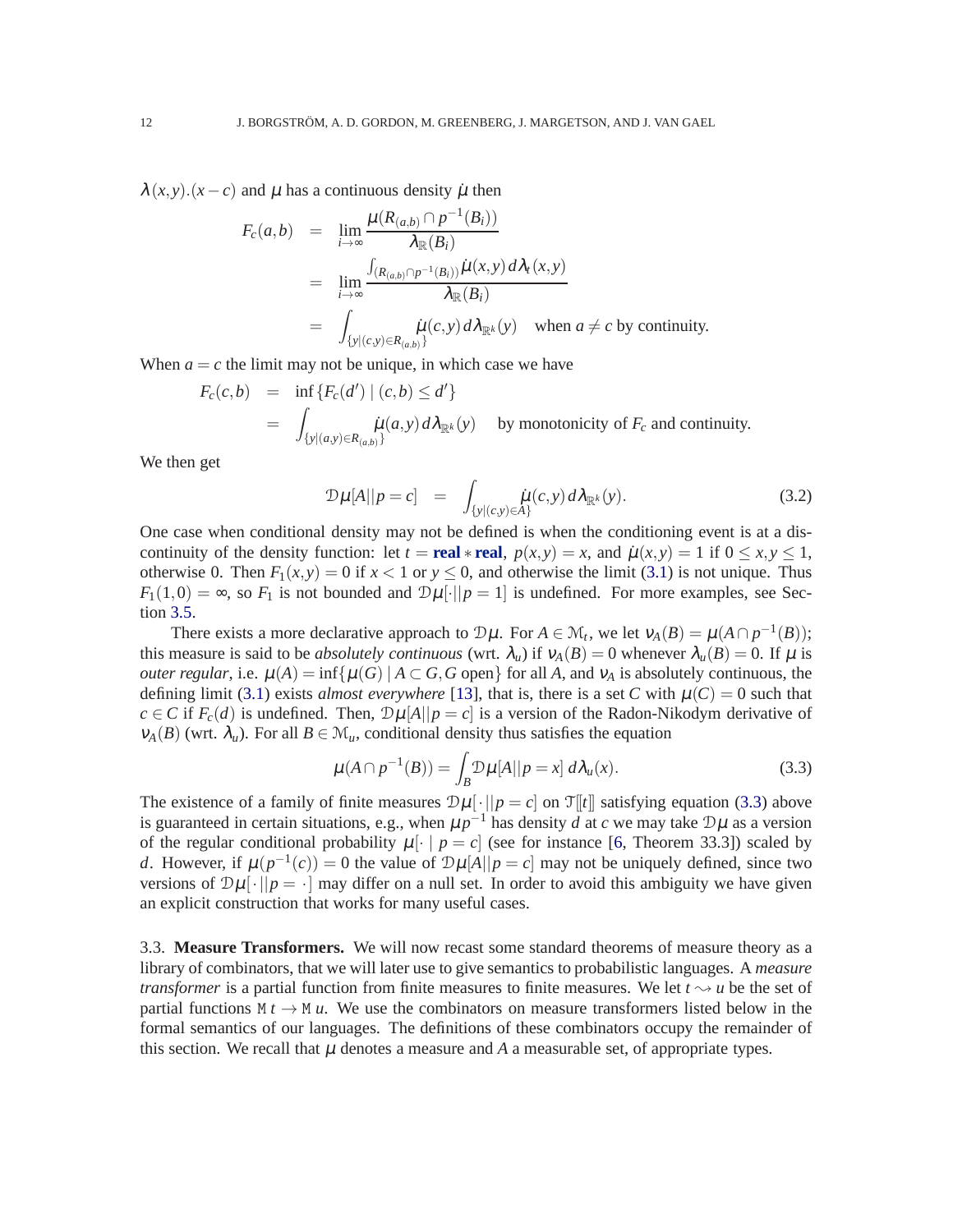$\lambda(x,y).(x-c)$ and $\mu$ has a continuous density $\dot{\mu}$ then

$$
\begin{aligned}
F_c(a,b) &= \lim_{i\to\infty} \frac{\mu(R_{(a,b)} \cap p^{-1}(B_i))}{\lambda_{\mathbb{R}}(B_i)} \\
&= \lim_{i\to\infty} \frac{\int_{(R_{(a,b)} \cap p^{-1}(B_i))} \dot{\mu}(x,y)\, d\lambda_t(x,y)}{\lambda_{\mathbb{R}}(B_i)} \\
&= \int_{\{y \mid (c,y)\in R_{(a,b)}\}} \dot{\mu}(c,y)\, d\lambda_{\mathbb{R}^k}(y) \quad \text{when } a \neq c \text{ by continuity.}
\end{aligned}
$$

When $a = c$ the limit may not be unique, in which case we have

$$
\begin{aligned}
F_c(c,b) &= \inf\{F_c(d') \mid (c,b) \leq d'\} \\
&= \int_{\{y \mid (a,y)\in R_{(a,b)}\}} \dot{\mu}(a,y)\, d\lambda_{\mathbb{R}^k}(y) \quad \text{by monotonicity of } F_c \text{ and continuity.}
\end{aligned}
$$

We then get

$$
\mathcal{D}\mu[A||p=c] \;=\; \int_{\{y \mid (c,y)\in A\}} \dot{\mu}(c,y)\, d\lambda_{\mathbb{R}^k}(y). \tag{3.2}
$$

One case when conditional density may not be defined is when the conditioning event is at a discontinuity of the density function: let $t = \textbf{real} * \textbf{real}$, $p(x,y) = x$, and $\dot{\mu}(x,y) = 1$ if $0 \leq x,y \leq 1$, otherwise 0. Then $F_1(x,y) = 0$ if $x < 1$ or $y \leq 0$, and otherwise the limit (3.1) is not unique. Thus $F_1(1,0) = \infty$, so $F_1$ is not bounded and $\mathcal{D}\mu[\cdot||p=1]$ is undefined. For more examples, see Section 3.5.

There exists a more declarative approach to $\mathcal{D}\mu$. For $A \in \mathcal{M}_t$, we let $\nu_A(B) = \mu(A \cap p^{-1}(B))$; this measure is said to be *absolutely continuous* (wrt. $\lambda_u$) if $\nu_A(B) = 0$ whenever $\lambda_u(B) = 0$. If $\mu$ is *outer regular*, i.e. $\mu(A) = \inf\{\mu(G) \mid A \subset G, G \text{ open}\}$ for all $A$, and $\nu_A$ is absolutely continuous, the defining limit (3.1) exists *almost everywhere* [13], that is, there is a set $C$ with $\mu(C) = 0$ such that $c \in C$ if $F_c(d)$ is undefined. Then, $\mathcal{D}\mu[A||p=c]$ is a version of the Radon-Nikodym derivative of $\nu_A(B)$ (wrt. $\lambda_u$). For all $B \in \mathcal{M}_u$, conditional density thus satisfies the equation

$$
\mu(A \cap p^{-1}(B)) = \int_B \mathcal{D}\mu[A||p=x]\, d\lambda_u(x). \tag{3.3}
$$

The existence of a family of finite measures $\mathcal{D}\mu[\cdot||p=c]$ on $\mathcal{T}[\![t]\!]$ satisfying equation (3.3) above is guaranteed in certain situations, e.g., when $\mu p^{-1}$ has density $d$ at $c$ we may take $\mathcal{D}\mu$ as a version of the regular conditional probability $\mu[\cdot \mid p=c]$ (see for instance [6, Theorem 33.3]) scaled by $d$. However, if $\mu(p^{-1}(c)) = 0$ the value of $\mathcal{D}\mu[A||p=c]$ may not be uniquely defined, since two versions of $\mathcal{D}\mu[\cdot||p=\cdot]$ may differ on a null set. In order to avoid this ambiguity we have given an explicit construction that works for many useful cases.

### 3.3. **Measure Transformers.**

We will now recast some standard theorems of measure theory as a library of combinators, that we will later use to give semantics to probabilistic languages. A *measure transformer* is a partial function from finite measures to finite measures. We let $t \rightsquigarrow u$ be the set of partial functions $\mathtt{M}\, t \to \mathtt{M}\, u$. We use the combinators on measure transformers listed below in the formal semantics of our languages. The definitions of these combinators occupy the remainder of this section. We recall that $\mu$ denotes a measure and $A$ a measurable set, of appropriate types.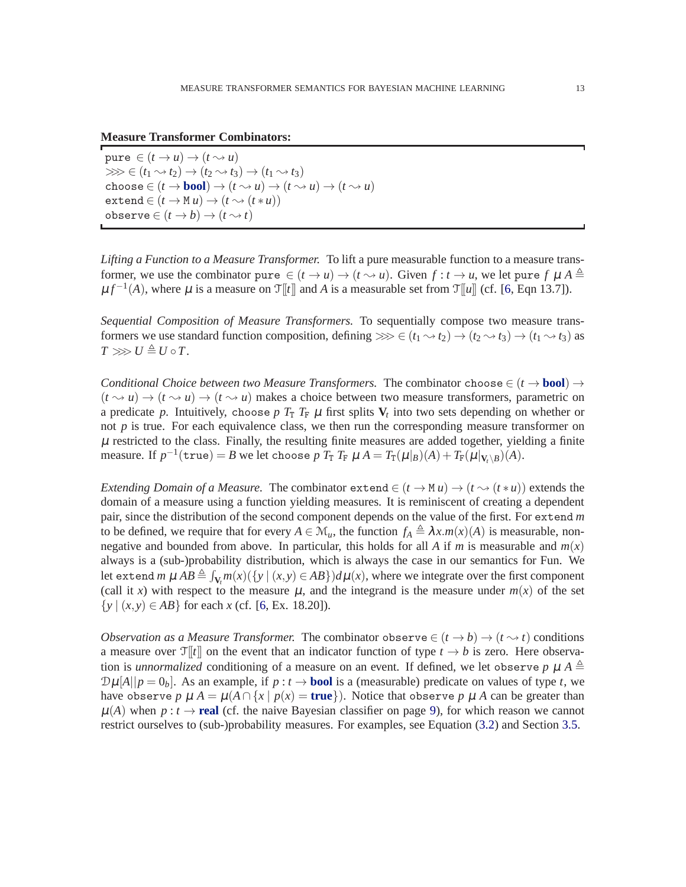**Measure Transformer Combinators:**

$\texttt{pure} \in (t \to u) \to (t \rightsquigarrow u)$
$\ggg \in (t_1 \rightsquigarrow t_2) \to (t_2 \rightsquigarrow t_3) \to (t_1 \rightsquigarrow t_3)$
$\texttt{choose} \in (t \to \textbf{bool}) \to (t \rightsquigarrow u) \to (t \rightsquigarrow u) \to (t \rightsquigarrow u)$
$\texttt{extend} \in (t \to \texttt{M}\, u) \to (t \rightsquigarrow (t * u))$
$\texttt{observe} \in (t \to b) \to (t \rightsquigarrow t)$

*Lifting a Function to a Measure Transformer.* To lift a pure measurable function to a measure transformer, we use the combinator $\texttt{pure} \in (t \to u) \to (t \rightsquigarrow u)$. Given $f : t \to u$, we let $\texttt{pure}\ f\ \mu\, A \triangleq \mu f^{-1}(A)$, where $\mu$ is a measure on $\mathcal{T}[\![t]\!]$ and $A$ is a measurable set from $\mathcal{T}[\![u]\!]$ (cf. [6, Eqn 13.7]).

*Sequential Composition of Measure Transformers.* To sequentially compose two measure transformers we use standard function composition, defining $\ggg \in (t_1 \rightsquigarrow t_2) \to (t_2 \rightsquigarrow t_3) \to (t_1 \rightsquigarrow t_3)$ as $T \ggg U \triangleq U \circ T$.

*Conditional Choice between two Measure Transformers.* The combinator $\texttt{choose} \in (t \to \textbf{bool}) \to (t \rightsquigarrow u) \to (t \rightsquigarrow u) \to (t \rightsquigarrow u)$ makes a choice between two measure transformers, parametric on a predicate $p$. Intuitively, $\texttt{choose}\ p\ T_{\mathrm{T}}\ T_{\mathrm{F}}\ \mu$ first splits $\mathbf{V}_t$ into two sets depending on whether or not $p$ is true. For each equivalence class, we then run the corresponding measure transformer on $\mu$ restricted to the class. Finally, the resulting finite measures are added together, yielding a finite measure. If $p^{-1}(\texttt{true}) = B$ we let $\texttt{choose}\ p\ T_{\mathrm{T}}\ T_{\mathrm{F}}\ \mu\, A = T_{\mathrm{T}}(\mu|_B)(A) + T_{\mathrm{F}}(\mu|_{\mathbf{V}_t \setminus B})(A)$.

*Extending Domain of a Measure.* The combinator $\texttt{extend} \in (t \to \texttt{M}\, u) \to (t \rightsquigarrow (t * u))$ extends the domain of a measure using a function yielding measures. It is reminiscent of creating a dependent pair, since the distribution of the second component depends on the value of the first. For $\texttt{extend}\ m$ to be defined, we require that for every $A \in \mathcal{M}_u$, the function $f_A \triangleq \lambda x.m(x)(A)$ is measurable, non-negative and bounded from above. In particular, this holds for all $A$ if $m$ is measurable and $m(x)$ always is a (sub-)probability distribution, which is always the case in our semantics for Fun. We let $\texttt{extend}\ m\ \mu\, AB \triangleq \int_{\mathbf{V}_t} m(x)(\{y \mid (x,y) \in AB\})\, d\mu(x)$, where we integrate over the first component (call it $x$) with respect to the measure $\mu$, and the integrand is the measure under $m(x)$ of the set $\{y \mid (x,y) \in AB\}$ for each $x$ (cf. [6, Ex. 18.20]).

*Observation as a Measure Transformer.* The combinator $\texttt{observe} \in (t \to b) \to (t \rightsquigarrow t)$ conditions a measure over $\mathcal{T}[\![t]\!]$ on the event that an indicator function of type $t \to b$ is zero. Here observation is *unnormalized* conditioning of a measure on an event. If defined, we let $\texttt{observe}\ p\ \mu\, A \triangleq \mathcal{D}\mu[A||p = 0_b]$. As an example, if $p : t \to \textbf{bool}$ is a (measurable) predicate on values of type $t$, we have $\texttt{observe}\ p\ \mu\, A = \mu(A \cap \{x \mid p(x) = \textbf{true}\})$. Notice that $\texttt{observe}\ p\ \mu\, A$ can be greater than $\mu(A)$ when $p : t \to \textbf{real}$ (cf. the naive Bayesian classifier on page 9), for which reason we cannot restrict ourselves to (sub-)probability measures. For examples, see Equation (3.2) and Section 3.5.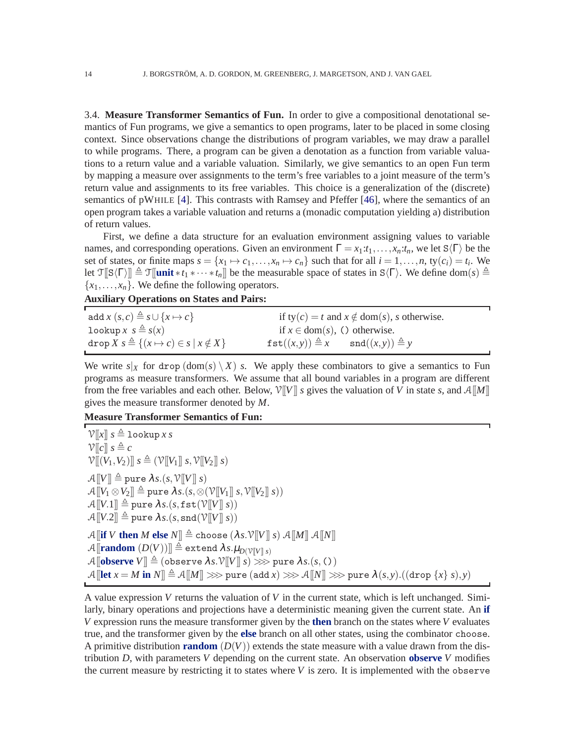3.4. **Measure Transformer Semantics of Fun.** In order to give a compositional denotational semantics of Fun programs, we give a semantics to open programs, later to be placed in some closing context. Since observations change the distributions of program variables, we may draw a parallel to while programs. There, a program can be given a denotation as a function from variable valuations to a return value and a variable valuation. Similarly, we give semantics to an open Fun term by mapping a measure over assignments to the term's free variables to a joint measure of the term's return value and assignments to its free variables. This choice is a generalization of the (discrete) semantics of pWHILE [4]. This contrasts with Ramsey and Pfeffer [46], where the semantics of an open program takes a variable valuation and returns a (monadic computation yielding a) distribution of return values.

First, we define a data structure for an evaluation environment assigning values to variable names, and corresponding operations. Given an environment $\Gamma = x_1{:}t_1, \ldots, x_n{:}t_n$, we let $\mathtt{S}\langle\Gamma\rangle$ be the set of states, or finite maps $s = \{x_1 \mapsto c_1, \ldots, x_n \mapsto c_n\}$ such that for all $i = 1, \ldots, n$, $\mathrm{ty}(c_i) = t_i$. We let $\mathcal{T}[\![\mathtt{S}\langle\Gamma\rangle]\!] \triangleq \mathcal{T}[\![\mathbf{unit} * t_1 * \cdots * t_n]\!]$ be the measurable space of states in $\mathtt{S}\langle\Gamma\rangle$. We define $\mathrm{dom}(s) \triangleq \{x_1, \ldots, x_n\}$. We define the following operators.

**Auxiliary Operations on States and Pairs:**

| | |
|---|---|
| $\mathtt{add}\, x\ (s,c) \triangleq s \cup \{x \mapsto c\}$ | if $\mathrm{ty}(c) = t$ and $x \notin \mathrm{dom}(s)$, $s$ otherwise. |
| $\mathtt{lookup}\, x\ \ s \triangleq s(x)$ | if $x \in \mathrm{dom}(s)$, $()$ otherwise. |
| $\mathtt{drop}\, X\ s \triangleq \{(x \mapsto c) \in s \mid x \notin X\}$ | $\mathtt{fst}((x,y)) \triangleq x \qquad \mathtt{snd}((x,y)) \triangleq y$ |

We write $s|_X$ for $\mathtt{drop}\,(\mathrm{dom}(s) \setminus X)\ s$. We apply these combinators to give a semantics to Fun programs as measure transformers. We assume that all bound variables in a program are different from the free variables and each other. Below, $\mathcal{V}[\![V]\!]\ s$ gives the valuation of $V$ in state $s$, and $\mathcal{A}[\![M]\!]$ gives the measure transformer denoted by $M$.

**Measure Transformer Semantics of Fun:**

$$\mathcal{V}[\![x]\!]\ s \triangleq \mathtt{lookup}\, x\, s$$
$$\mathcal{V}[\![c]\!]\ s \triangleq c$$
$$\mathcal{V}[\![(V_1,V_2)]\!]\ s \triangleq (\mathcal{V}[\![V_1]\!]\ s, \mathcal{V}[\![V_2]\!]\ s)$$

$$\mathcal{A}[\![V]\!] \triangleq \mathtt{pure}\ \lambda s.(s, \mathcal{V}[\![V]\!]\ s)$$
$$\mathcal{A}[\![V_1 \otimes V_2]\!] \triangleq \mathtt{pure}\ \lambda s.(s, \otimes(\mathcal{V}[\![V_1]\!]\ s, \mathcal{V}[\![V_2]\!]\ s))$$
$$\mathcal{A}[\![V.1]\!] \triangleq \mathtt{pure}\ \lambda s.(s, \mathtt{fst}(\mathcal{V}[\![V]\!]\ s))$$
$$\mathcal{A}[\![V.2]\!] \triangleq \mathtt{pure}\ \lambda s.(s, \mathtt{snd}(\mathcal{V}[\![V]\!]\ s))$$

$$\mathcal{A}[\![\mathbf{if}\ V\ \mathbf{then}\ M\ \mathbf{else}\ N]\!] \triangleq \mathtt{choose}\ (\lambda s.\mathcal{V}[\![V]\!]\ s)\ \mathcal{A}[\![M]\!]\ \mathcal{A}[\![N]\!]$$
$$\mathcal{A}[\![\mathbf{random}\ (D(V))]\!] \triangleq \mathtt{extend}\ \lambda s.\mu_{D(\mathcal{V}[\![V]\!]\ s)}$$
$$\mathcal{A}[\![\mathbf{observe}\ V]\!] \triangleq (\mathtt{observe}\ \lambda s.\mathcal{V}[\![V]\!]\ s) \ggg \mathtt{pure}\ \lambda s.(s,())$$
$$\mathcal{A}[\![\mathbf{let}\ x = M\ \mathbf{in}\ N]\!] \triangleq \mathcal{A}[\![M]\!] \ggg \mathtt{pure}\ (\mathtt{add}\, x) \ggg \mathcal{A}[\![N]\!] \ggg \mathtt{pure}\ \lambda(s,y).((\mathtt{drop}\ \{x\}\ s), y)$$

A value expression $V$ returns the valuation of $V$ in the current state, which is left unchanged. Similarly, binary operations and projections have a deterministic meaning given the current state. An **if** $V$ expression runs the measure transformer given by the **then** branch on the states where $V$ evaluates true, and the transformer given by the **else** branch on all other states, using the combinator `choose`. A primitive distribution **random** $(D(V))$ extends the state measure with a value drawn from the distribution $D$, with parameters $V$ depending on the current state. An observation **observe** $V$ modifies the current measure by restricting it to states where $V$ is zero. It is implemented with the `observe`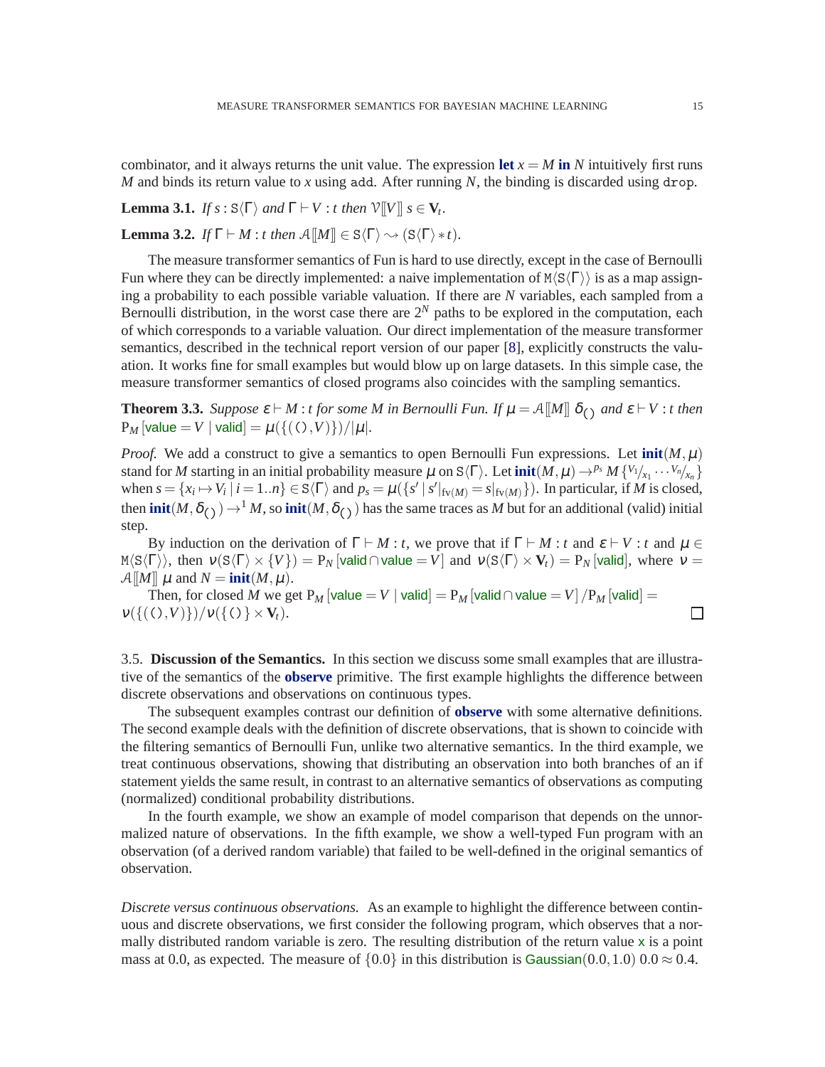combinator, and it always returns the unit value. The expression **let** $x = M$ **in** $N$ intuitively first runs $M$ and binds its return value to $x$ using add. After running $N$, the binding is discarded using drop.

**Lemma 3.1.** *If $s : \mathtt{S}\langle\Gamma\rangle$ and $\Gamma \vdash V : t$ then $\mathcal{V}[\![V]\!]\ s \in \mathbf{V}_t$.*

**Lemma 3.2.** *If $\Gamma \vdash M : t$ then $\mathcal{A}[\![M]\!] \in \mathtt{S}\langle\Gamma\rangle \rightsquigarrow (\mathtt{S}\langle\Gamma\rangle * t)$.*

The measure transformer semantics of Fun is hard to use directly, except in the case of Bernoulli Fun where they can be directly implemented: a naive implementation of $\mathtt{M}\langle\mathtt{S}\langle\Gamma\rangle\rangle$ is as a map assigning a probability to each possible variable valuation. If there are $N$ variables, each sampled from a Bernoulli distribution, in the worst case there are $2^N$ paths to be explored in the computation, each of which corresponds to a variable valuation. Our direct implementation of the measure transformer semantics, described in the technical report version of our paper [8], explicitly constructs the valuation. It works fine for small examples but would blow up on large datasets. In this simple case, the measure transformer semantics of closed programs also coincides with the sampling semantics.

**Theorem 3.3.** *Suppose $\varepsilon \vdash M : t$ for some $M$ in Bernoulli Fun. If $\mu = \mathcal{A}[\![M]\!]\ \delta_{()}$ and $\varepsilon \vdash V : t$ then $\mathrm{P}_M[\mathsf{value} = V \mid \mathsf{valid}] = \mu(\{((),V)\})/|\mu|$.*

*Proof.* We add a construct to give a semantics to open Bernoulli Fun expressions. Let $\mathbf{init}(M,\mu)$ stand for $M$ starting in an initial probability measure $\mu$ on $\mathtt{S}\langle\Gamma\rangle$. Let $\mathbf{init}(M,\mu) \rightarrow^{p_s} M\{^{V_1}/_{x_1} \cdots ^{V_n}/_{x_n}\}$ when $s = \{x_i \mapsto V_i \mid i = 1..n\} \in \mathtt{S}\langle\Gamma\rangle$ and $p_s = \mu(\{s' \mid s'|_{\mathrm{fv}(M)} = s|_{\mathrm{fv}(M)}\})$. In particular, if $M$ is closed, then $\mathbf{init}(M,\delta_{()}) \rightarrow^1 M$, so $\mathbf{init}(M,\delta_{()})$ has the same traces as $M$ but for an additional (valid) initial step.

By induction on the derivation of $\Gamma \vdash M : t$, we prove that if $\Gamma \vdash M : t$ and $\varepsilon \vdash V : t$ and $\mu \in \mathtt{M}\langle\mathtt{S}\langle\Gamma\rangle\rangle$, then $\nu(\mathtt{S}\langle\Gamma\rangle \times \{V\}) = \mathrm{P}_N[\mathsf{valid} \cap \mathsf{value} = V]$ and $\nu(\mathtt{S}\langle\Gamma\rangle \times \mathbf{V}_t) = \mathrm{P}_N[\mathsf{valid}]$, where $\nu = \mathcal{A}[\![M]\!]\ \mu$ and $N = \mathbf{init}(M,\mu)$.

Then, for closed $M$ we get $\mathrm{P}_M[\mathsf{value} = V \mid \mathsf{valid}] = \mathrm{P}_M[\mathsf{valid} \cap \mathsf{value} = V]/\mathrm{P}_M[\mathsf{valid}] = \nu(\{((),V)\})/\nu(\{()\} \times \mathbf{V}_t)$. $\square$

3.5. **Discussion of the Semantics.** In this section we discuss some small examples that are illustrative of the semantics of the **observe** primitive. The first example highlights the difference between discrete observations and observations on continuous types.

The subsequent examples contrast our definition of **observe** with some alternative definitions. The second example deals with the definition of discrete observations, that is shown to coincide with the filtering semantics of Bernoulli Fun, unlike two alternative semantics. In the third example, we treat continuous observations, showing that distributing an observation into both branches of an if statement yields the same result, in contrast to an alternative semantics of observations as computing (normalized) conditional probability distributions.

In the fourth example, we show an example of model comparison that depends on the unnormalized nature of observations. In the fifth example, we show a well-typed Fun program with an observation (of a derived random variable) that failed to be well-defined in the original semantics of observation.

*Discrete versus continuous observations.* As an example to highlight the difference between continuous and discrete observations, we first consider the following program, which observes that a normally distributed random variable is zero. The resulting distribution of the return value x is a point mass at 0.0, as expected. The measure of $\{0.0\}$ in this distribution is $\mathsf{Gaussian}(0.0,1.0)\ 0.0 \approx 0.4$.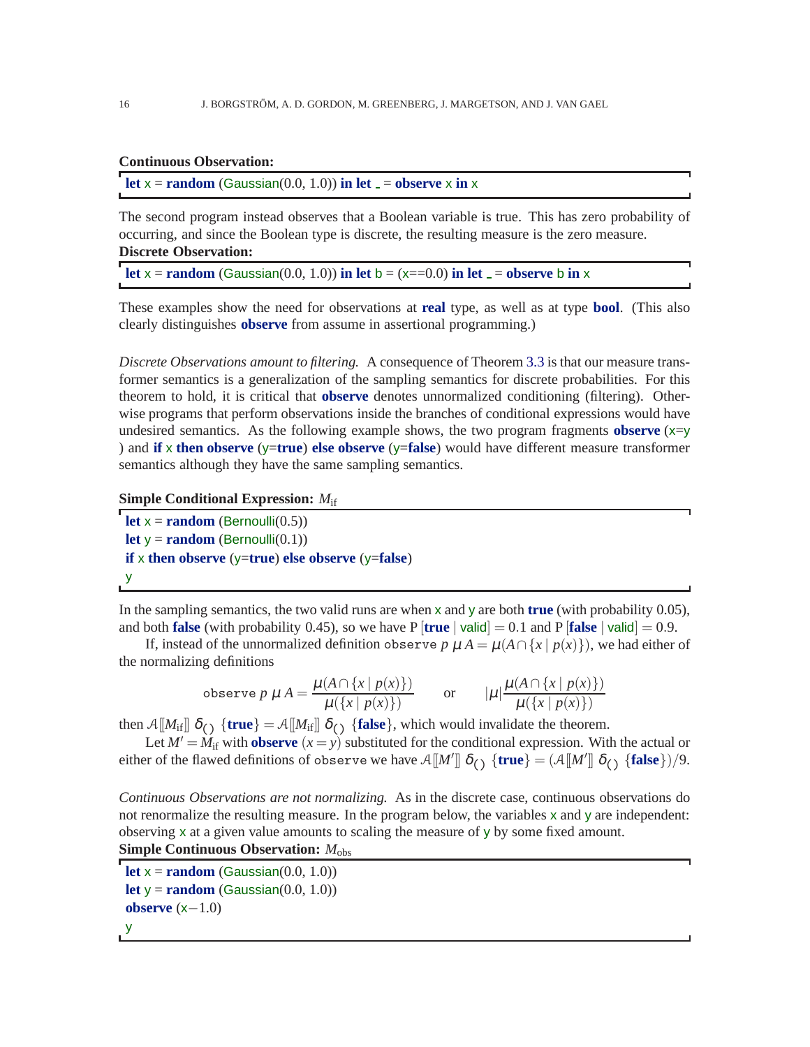**Continuous Observation:**

```
let x = random (Gaussian(0.0, 1.0)) in let _ = observe x in x
```

The second program instead observes that a Boolean variable is true. This has zero probability of occurring, and since the Boolean type is discrete, the resulting measure is the zero measure.

**Discrete Observation:**

```
let x = random (Gaussian(0.0, 1.0)) in let b = (x==0.0) in let _ = observe b in x
```

These examples show the need for observations at **real** type, as well as at type **bool**. (This also clearly distinguishes **observe** from assume in assertional programming.)

*Discrete Observations amount to filtering.* A consequence of Theorem 3.3 is that our measure transformer semantics is a generalization of the sampling semantics for discrete probabilities. For this theorem to hold, it is critical that **observe** denotes unnormalized conditioning (filtering). Otherwise programs that perform observations inside the branches of conditional expressions would have undesired semantics. As the following example shows, the two program fragments **observe** (x=y ) and **if** x **then observe** (y=**true**) **else observe** (y=**false**) would have different measure transformer semantics although they have the same sampling semantics.

**Simple Conditional Expression:** $M_{\text{if}}$

```
let x = random (Bernoulli(0.5))
let y = random (Bernoulli(0.1))
if x then observe (y=true) else observe (y=false)
y
```

In the sampling semantics, the two valid runs are when x and y are both **true** (with probability 0.05), and both **false** (with probability 0.45), so we have P [**true** | valid] = 0.1 and P [**false** | valid] = 0.9.

If, instead of the unnormalized definition observe $p\ \mu\ A = \mu(A \cap \{x \mid p(x)\})$, we had either of the normalizing definitions

$$\texttt{observe}\ p\ \mu\ A = \frac{\mu(A \cap \{x \mid p(x)\})}{\mu(\{x \mid p(x)\})} \qquad \text{or} \qquad |\mu| \frac{\mu(A \cap \{x \mid p(x)\})}{\mu(\{x \mid p(x)\})}$$

then $\mathcal{A}[\![M_{\text{if}}]\!]\ \delta_{()}\ \{\textbf{true}\} = \mathcal{A}[\![M_{\text{if}}]\!]\ \delta_{()}\ \{\textbf{false}\}$, which would invalidate the theorem.

Let $M' = M_{\text{if}}$ with **observe** $(x = y)$ substituted for the conditional expression. With the actual or either of the flawed definitions of observe we have $\mathcal{A}[\![M']\!]\ \delta_{()}\ \{\textbf{true}\} = (\mathcal{A}[\![M']\!]\ \delta_{()}\ \{\textbf{false}\})/9$.

*Continuous Observations are not normalizing.* As in the discrete case, continuous observations do not renormalize the resulting measure. In the program below, the variables x and y are independent: observing x at a given value amounts to scaling the measure of y by some fixed amount.

**Simple Continuous Observation:** $M_{\text{obs}}$

```
let x = random (Gaussian(0.0, 1.0))
let y = random (Gaussian(0.0, 1.0))
observe (x−1.0)
y
```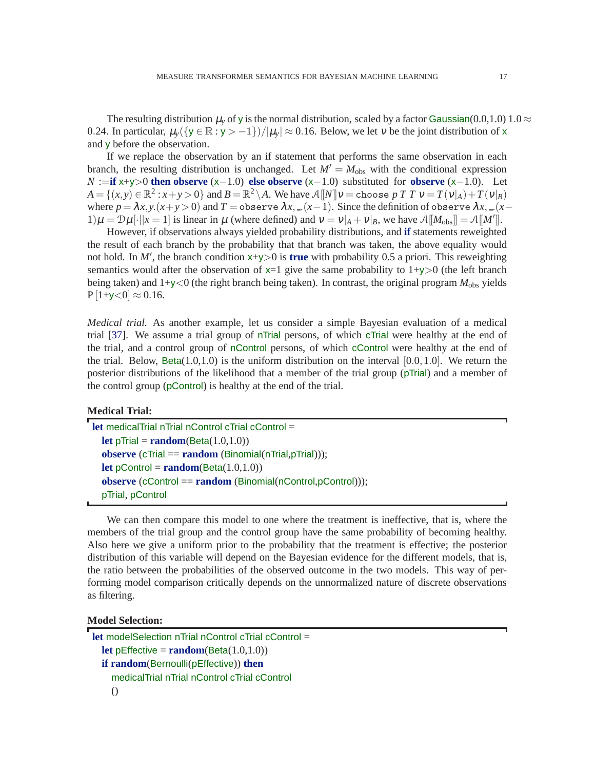The resulting distribution $\mu_y$ of y is the normal distribution, scaled by a factor Gaussian(0.0,1.0) $1.0 \approx 0.24$. In particular, $\mu_y(\{y \in \mathbb{R} : y > -1\})/|\mu_y| \approx 0.16$. Below, we let $\nu$ be the joint distribution of x and y before the observation.

If we replace the observation by an if statement that performs the same observation in each branch, the resulting distribution is unchanged. Let $M' = M_{\text{obs}}$ with the conditional expression $N :=$**if** x+y>0 **then observe** (x−1.0) **else observe** (x−1.0) substituted for **observe** (x−1.0). Let $A = \{(x,y) \in \mathbb{R}^2 : x+y > 0\}$ and $B = \mathbb{R}^2 \setminus A$. We have $\mathcal{A}[\![N]\!]\nu = \texttt{choose}\ p\ T\ T\ \nu = T(\nu|_A) + T(\nu|_B)$ where $p = \lambda x,y.(x+y>0)$ and $T = \texttt{observe}\ \lambda x, \_.(x-1)$. Since the definition of $\texttt{observe}\ \lambda x, \_.(x-1)\mu = \mathcal{D}\mu[\cdot||x=1]$ is linear in $\mu$ (where defined) and $\nu = \nu|_A + \nu|_B$, we have $\mathcal{A}[\![M_{\text{obs}}]\!] = \mathcal{A}[\![M']\!]$.

However, if observations always yielded probability distributions, and **if** statements reweighted the result of each branch by the probability that that branch was taken, the above equality would not hold. In $M'$, the branch condition x+y>0 is **true** with probability 0.5 a priori. This reweighting semantics would after the observation of x=1 give the same probability to 1+y>0 (the left branch being taken) and 1+y<0 (the right branch being taken). In contrast, the original program $M_{\text{obs}}$ yields $\mathrm{P}[1\text{+y}<0] \approx 0.16$.

*Medical trial.* As another example, let us consider a simple Bayesian evaluation of a medical trial [37]. We assume a trial group of nTrial persons, of which cTrial were healthy at the end of the trial, and a control group of nControl persons, of which cControl were healthy at the end of the trial. Below, Beta(1.0,1.0) is the uniform distribution on the interval $[0.0, 1.0]$. We return the posterior distributions of the likelihood that a member of the trial group (pTrial) and a member of the control group (pControl) is healthy at the end of the trial.

**Medical Trial:**

```
let medicalTrial nTrial nControl cTrial cControl =
  let pTrial = random(Beta(1.0,1.0))
  observe (cTrial == random (Binomial(nTrial,pTrial)));
  let pControl = random(Beta(1.0,1.0))
  observe (cControl == random (Binomial(nControl,pControl)));
  pTrial, pControl
```

We can then compare this model to one where the treatment is ineffective, that is, where the members of the trial group and the control group have the same probability of becoming healthy. Also here we give a uniform prior to the probability that the treatment is effective; the posterior distribution of this variable will depend on the Bayesian evidence for the different models, that is, the ratio between the probabilities of the observed outcome in the two models. This way of performing model comparison critically depends on the unnormalized nature of discrete observations as filtering.

**Model Selection:**

```
let modelSelection nTrial nControl cTrial cControl =
  let pEffective = random(Beta(1.0,1.0))
  if random(Bernoulli(pEffective)) then
    medicalTrial nTrial nControl cTrial cControl
    ()
```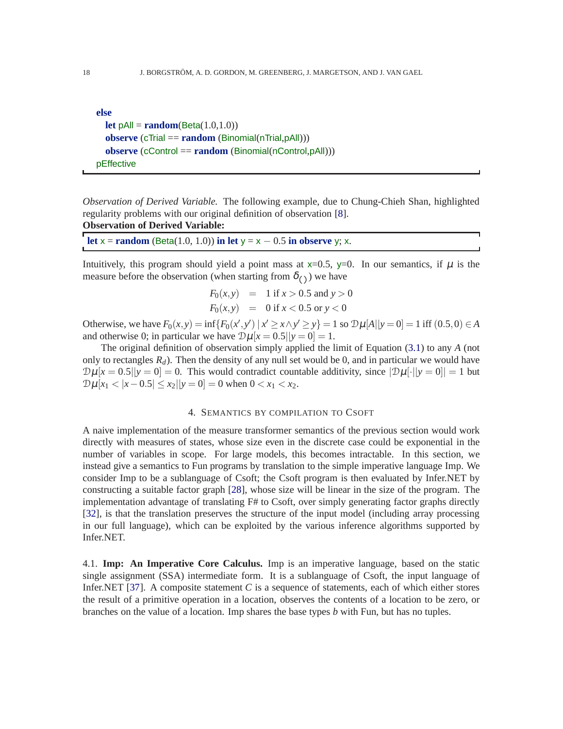```
else
  let pAll = random(Beta(1.0,1.0))
  observe (cTrial == random (Binomial(nTrial,pAll)))
  observe (cControl == random (Binomial(nControl,pAll)))
pEffective
```

*Observation of Derived Variable.* The following example, due to Chung-Chieh Shan, highlighted regularity problems with our original definition of observation [8].

**Observation of Derived Variable:**

```
let x = random (Beta(1.0, 1.0)) in let y = x − 0.5 in observe y; x.
```

Intuitively, this program should yield a point mass at x=0.5, y=0. In our semantics, if $\mu$ is the measure before the observation (when starting from $\delta_{()}$) we have

$$
\begin{aligned}
F_0(x,y) &= 1 \text{ if } x > 0.5 \text{ and } y > 0 \\
F_0(x,y) &= 0 \text{ if } x < 0.5 \text{ or } y < 0
\end{aligned}
$$

Otherwise, we have $F_0(x,y) = \inf\{F_0(x',y') \mid x' \geq x \wedge y' \geq y\} = 1$ so $\mathcal{D}\mu[A||y=0] = 1$ iff $(0.5,0) \in A$ and otherwise 0; in particular we have $\mathcal{D}\mu[x=0.5||y=0] = 1$.

The original definition of observation simply applied the limit of Equation (3.1) to any $A$ (not only to rectangles $R_d$). Then the density of any null set would be 0, and in particular we would have $\mathcal{D}\mu[x=0.5||y=0] = 0$. This would contradict countable additivity, since $|\mathcal{D}\mu[\cdot||y=0]| = 1$ but $\mathcal{D}\mu[x_1 < |x-0.5| \leq x_2||y=0] = 0$ when $0 < x_1 < x_2$.

## 4. Semantics by compilation to Csoft

A naive implementation of the measure transformer semantics of the previous section would work directly with measures of states, whose size even in the discrete case could be exponential in the number of variables in scope. For large models, this becomes intractable. In this section, we instead give a semantics to Fun programs by translation to the simple imperative language Imp. We consider Imp to be a sublanguage of Csoft; the Csoft program is then evaluated by Infer.NET by constructing a suitable factor graph [28], whose size will be linear in the size of the program. The implementation advantage of translating F# to Csoft, over simply generating factor graphs directly [32], is that the translation preserves the structure of the input model (including array processing in our full language), which can be exploited by the various inference algorithms supported by Infer.NET.

4.1. **Imp: An Imperative Core Calculus.** Imp is an imperative language, based on the static single assignment (SSA) intermediate form. It is a sublanguage of Csoft, the input language of Infer.NET [37]. A composite statement $C$ is a sequence of statements, each of which either stores the result of a primitive operation in a location, observes the contents of a location to be zero, or branches on the value of a location. Imp shares the base types $b$ with Fun, but has no tuples.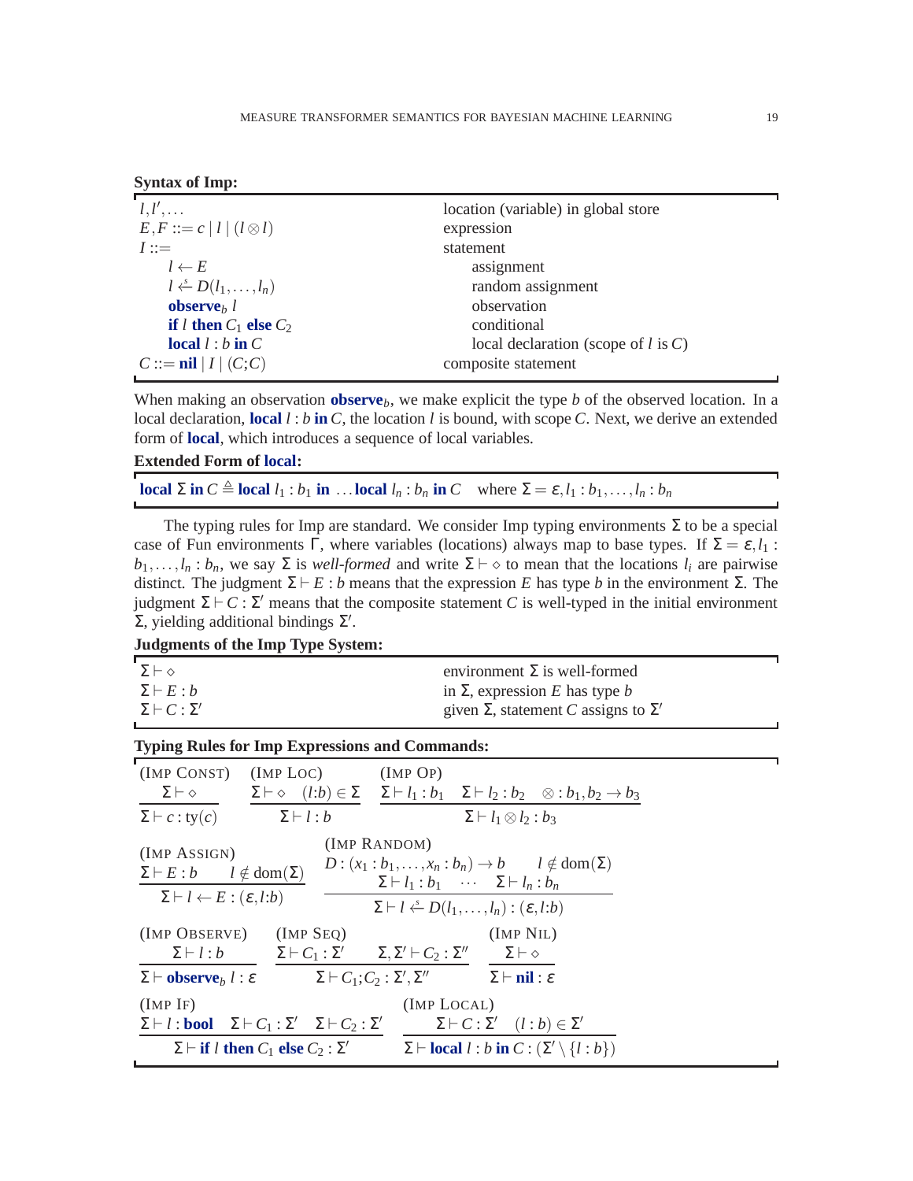**Syntax of Imp:**

| | |
|---|---|
| $l, l', \ldots$ | location (variable) in global store |
| $E, F ::= c \mid l \mid (l \otimes l)$ | expression |
| $I ::=$ | statement |
| $\quad l \leftarrow E$ | $\quad$ assignment |
| $\quad l \overset{s}{\leftarrow} D(l_1, \ldots, l_n)$ | $\quad$ random assignment |
| $\quad \textbf{observe}_b\ l$ | $\quad$ observation |
| $\quad \textbf{if}\ l\ \textbf{then}\ C_1\ \textbf{else}\ C_2$ | $\quad$ conditional |
| $\quad \textbf{local}\ l : b\ \textbf{in}\ C$ | $\quad$ local declaration (scope of $l$ is $C$) |
| $C ::= \textbf{nil} \mid I \mid (C;C)$ | composite statement |

When making an observation $\textbf{observe}_b$, we make explicit the type $b$ of the observed location. In a local declaration, $\textbf{local}\ l : b\ \textbf{in}\ C$, the location $l$ is bound, with scope $C$. Next, we derive an extended form of **local**, which introduces a sequence of local variables.

**Extended Form of local:**

$$\textbf{local}\ \Sigma\ \textbf{in}\ C \triangleq \textbf{local}\ l_1 : b_1\ \textbf{in}\ \ldots \textbf{local}\ l_n : b_n\ \textbf{in}\ C \quad \text{where } \Sigma = \varepsilon, l_1 : b_1, \ldots, l_n : b_n$$

The typing rules for Imp are standard. We consider Imp typing environments $\Sigma$ to be a special case of Fun environments $\Gamma$, where variables (locations) always map to base types. If $\Sigma = \varepsilon, l_1 : b_1, \ldots, l_n : b_n$, we say $\Sigma$ is *well-formed* and write $\Sigma \vdash \diamond$ to mean that the locations $l_i$ are pairwise distinct. The judgment $\Sigma \vdash E : b$ means that the expression $E$ has type $b$ in the environment $\Sigma$. The judgment $\Sigma \vdash C : \Sigma'$ means that the composite statement $C$ is well-typed in the initial environment $\Sigma$, yielding additional bindings $\Sigma'$.

**Judgments of the Imp Type System:**

| | |
|---|---|
| $\Sigma \vdash \diamond$ | environment $\Sigma$ is well-formed |
| $\Sigma \vdash E : b$ | in $\Sigma$, expression $E$ has type $b$ |
| $\Sigma \vdash C : \Sigma'$ | given $\Sigma$, statement $C$ assigns to $\Sigma'$ |

**Typing Rules for Imp Expressions and Commands:**

(IMP CONST)
$$\frac{\Sigma \vdash \diamond}{\Sigma \vdash c : \text{ty}(c)}$$

(IMP LOC)
$$\frac{\Sigma \vdash \diamond \quad (l{:}b) \in \Sigma}{\Sigma \vdash l : b}$$

(IMP OP)
$$\frac{\Sigma \vdash l_1 : b_1 \quad \Sigma \vdash l_2 : b_2 \quad \otimes : b_1, b_2 \to b_3}{\Sigma \vdash l_1 \otimes l_2 : b_3}$$

(IMP ASSIGN)
$$\frac{\Sigma \vdash E : b \quad l \notin \text{dom}(\Sigma)}{\Sigma \vdash l \leftarrow E : (\varepsilon, l{:}b)}$$

(IMP RANDOM)
$$\frac{D : (x_1 : b_1, \ldots, x_n : b_n) \to b \quad l \notin \text{dom}(\Sigma) \quad \Sigma \vdash l_1 : b_1 \quad \cdots \quad \Sigma \vdash l_n : b_n}{\Sigma \vdash l \overset{s}{\leftarrow} D(l_1, \ldots, l_n) : (\varepsilon, l{:}b)}$$

(IMP OBSERVE)
$$\frac{\Sigma \vdash l : b}{\Sigma \vdash \textbf{observe}_b\ l : \varepsilon}$$

(IMP SEQ)
$$\frac{\Sigma \vdash C_1 : \Sigma' \quad \Sigma, \Sigma' \vdash C_2 : \Sigma''}{\Sigma \vdash C_1; C_2 : \Sigma', \Sigma''}$$

(IMP NIL)
$$\frac{\Sigma \vdash \diamond}{\Sigma \vdash \textbf{nil} : \varepsilon}$$

(IMP IF)
$$\frac{\Sigma \vdash l : \textbf{bool} \quad \Sigma \vdash C_1 : \Sigma' \quad \Sigma \vdash C_2 : \Sigma'}{\Sigma \vdash \textbf{if}\ l\ \textbf{then}\ C_1\ \textbf{else}\ C_2 : \Sigma'}$$

(IMP LOCAL)
$$\frac{\Sigma \vdash C : \Sigma' \quad (l : b) \in \Sigma'}{\Sigma \vdash \textbf{local}\ l : b\ \textbf{in}\ C : (\Sigma' \setminus \{l : b\})}$$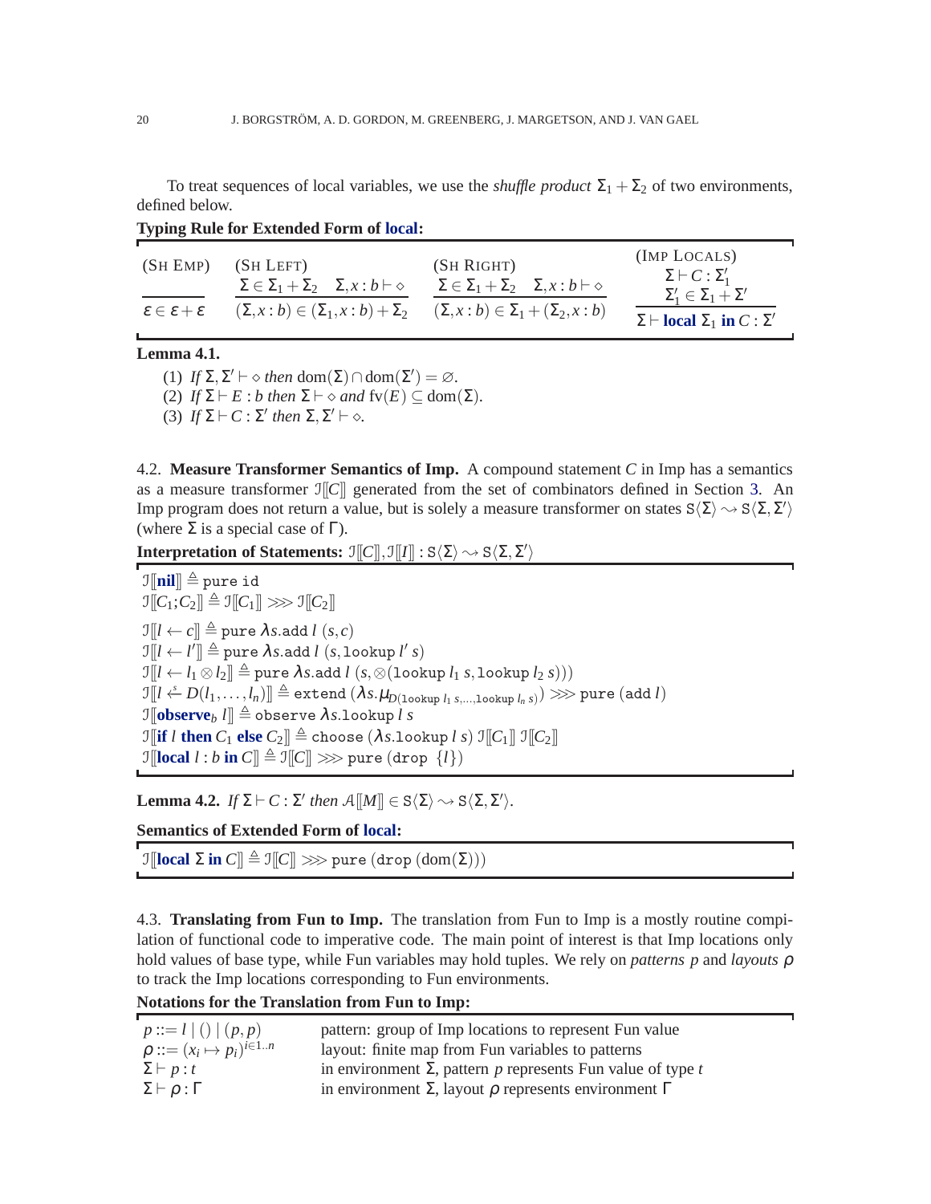To treat sequences of local variables, we use the *shuffle product* $\Sigma_1 + \Sigma_2$ of two environments, defined below.

**Typing Rule for Extended Form of local:**

(SH EMP)
$$\frac{}{\varepsilon \in \varepsilon + \varepsilon}$$

(SH LEFT)
$$\frac{\Sigma \in \Sigma_1 + \Sigma_2 \quad \Sigma, x : b \vdash \diamond}{(\Sigma, x : b) \in (\Sigma_1, x : b) + \Sigma_2}$$

(SH RIGHT)
$$\frac{\Sigma \in \Sigma_1 + \Sigma_2 \quad \Sigma, x : b \vdash \diamond}{(\Sigma, x : b) \in \Sigma_1 + (\Sigma_2, x : b)}$$

(IMP LOCALS)
$$\frac{\Sigma \vdash C : \Sigma_1' \quad \Sigma_1' \in \Sigma_1 + \Sigma'}{\Sigma \vdash \textbf{local}\ \Sigma_1\ \textbf{in}\ C : \Sigma'}$$

**Lemma 4.1.**

(1) *If* $\Sigma, \Sigma' \vdash \diamond$ *then* $\mathrm{dom}(\Sigma) \cap \mathrm{dom}(\Sigma') = \varnothing$.
(2) *If* $\Sigma \vdash E : b$ *then* $\Sigma \vdash \diamond$ *and* $\mathrm{fv}(E) \subseteq \mathrm{dom}(\Sigma)$.
(3) *If* $\Sigma \vdash C : \Sigma'$ *then* $\Sigma, \Sigma' \vdash \diamond$.

4.2. **Measure Transformer Semantics of Imp.** A compound statement $C$ in Imp has a semantics as a measure transformer $\mathcal{I}[\![C]\!]$ generated from the set of combinators defined in Section 3. An Imp program does not return a value, but is solely a measure transformer on states $\mathtt{S}\langle\Sigma\rangle \rightsquigarrow \mathtt{S}\langle\Sigma,\Sigma'\rangle$ (where $\Sigma$ is a special case of $\Gamma$).

**Interpretation of Statements:** $\mathcal{I}[\![C]\!], \mathcal{I}[\![I]\!] : \mathtt{S}\langle\Sigma\rangle \rightsquigarrow \mathtt{S}\langle\Sigma,\Sigma'\rangle$

$$\mathcal{I}[\![\textbf{nil}]\!] \triangleq \mathtt{pure\ id}$$
$$\mathcal{I}[\![C_1;C_2]\!] \triangleq \mathcal{I}[\![C_1]\!] \ggg \mathcal{I}[\![C_2]\!]$$
$$\mathcal{I}[\![l \leftarrow c]\!] \triangleq \mathtt{pure}\ \lambda s.\mathtt{add}\ l\ (s, c)$$
$$\mathcal{I}[\![l \leftarrow l']\!] \triangleq \mathtt{pure}\ \lambda s.\mathtt{add}\ l\ (s, \mathtt{lookup}\ l'\ s)$$
$$\mathcal{I}[\![l \leftarrow l_1 \otimes l_2]\!] \triangleq \mathtt{pure}\ \lambda s.\mathtt{add}\ l\ (s, \otimes(\mathtt{lookup}\ l_1\ s, \mathtt{lookup}\ l_2\ s)))$$
$$\mathcal{I}[\![l \stackrel{s}{\leftarrow} D(l_1,\ldots,l_n)]\!] \triangleq \mathtt{extend}\ (\lambda s.\mu_{D(\mathtt{lookup}\ l_1\ s,\ldots,\mathtt{lookup}\ l_n\ s)}) \ggg \mathtt{pure}\ (\mathtt{add}\ l)$$
$$\mathcal{I}[\![\textbf{observe}_b\ l]\!] \triangleq \mathtt{observe}\ \lambda s.\mathtt{lookup}\ l\ s$$
$$\mathcal{I}[\![\textbf{if}\ l\ \textbf{then}\ C_1\ \textbf{else}\ C_2]\!] \triangleq \mathtt{choose}\ (\lambda s.\mathtt{lookup}\ l\ s)\ \mathcal{I}[\![C_1]\!]\ \mathcal{I}[\![C_2]\!]$$
$$\mathcal{I}[\![\textbf{local}\ l : b\ \textbf{in}\ C]\!] \triangleq \mathcal{I}[\![C]\!] \ggg \mathtt{pure}\ (\mathtt{drop}\ \{l\})$$

**Lemma 4.2.** *If* $\Sigma \vdash C : \Sigma'$ *then* $\mathcal{A}[\![M]\!] \in \mathtt{S}\langle\Sigma\rangle \rightsquigarrow \mathtt{S}\langle\Sigma,\Sigma'\rangle$.

**Semantics of Extended Form of local:**

$$\mathcal{I}[\![\textbf{local}\ \Sigma\ \textbf{in}\ C]\!] \triangleq \mathcal{I}[\![C]\!] \ggg \mathtt{pure}\ (\mathtt{drop}\ (\mathrm{dom}(\Sigma)))$$

4.3. **Translating from Fun to Imp.** The translation from Fun to Imp is a mostly routine compilation of functional code to imperative code. The main point of interest is that Imp locations only hold values of base type, while Fun variables may hold tuples. We rely on *patterns* $p$ and *layouts* $\rho$ to track the Imp locations corresponding to Fun environments.

**Notations for the Translation from Fun to Imp:**

| | |
|---|---|
| $p ::= l \mid () \mid (p,p)$ | pattern: group of Imp locations to represent Fun value |
| $\rho ::= (x_i \mapsto p_i)^{i \in 1..n}$ | layout: finite map from Fun variables to patterns |
| $\Sigma \vdash p : t$ | in environment $\Sigma$, pattern $p$ represents Fun value of type $t$ |
| $\Sigma \vdash \rho : \Gamma$ | in environment $\Sigma$, layout $\rho$ represents environment $\Gamma$ |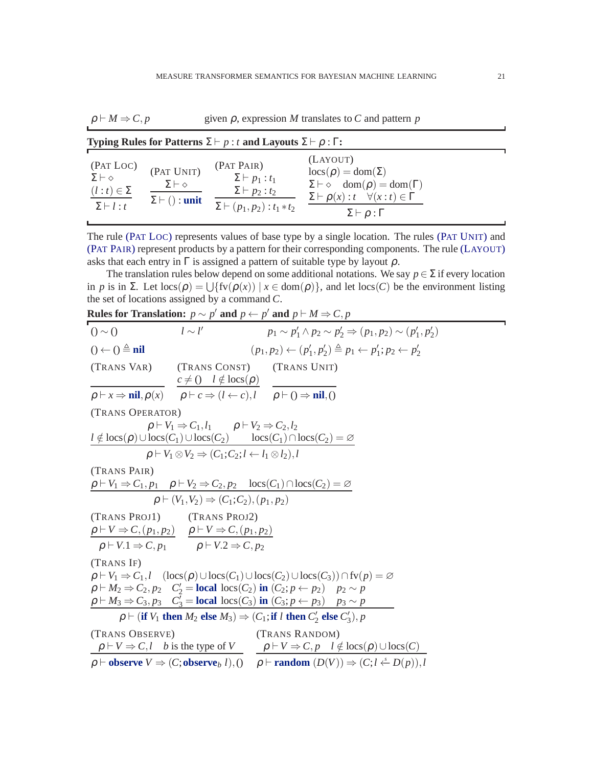$\rho \vdash M \Rightarrow C, p$ given $\rho$, expression $M$ translates to $C$ and pattern $p$

**Typing Rules for Patterns $\Sigma \vdash p : t$ and Layouts $\Sigma \vdash \rho : \Gamma$:**

(Pat Loc)
$$\frac{\Sigma \vdash \diamond \quad (l : t) \in \Sigma}{\Sigma \vdash l : t}$$

(Pat Unit)
$$\frac{\Sigma \vdash \diamond}{\Sigma \vdash () : \mathbf{unit}}$$

(Pat Pair)
$$\frac{\Sigma \vdash p_1 : t_1 \quad \Sigma \vdash p_2 : t_2}{\Sigma \vdash (p_1, p_2) : t_1 * t_2}$$

(Layout)
$$\frac{\mathrm{locs}(\rho) = \mathrm{dom}(\Sigma) \quad \Sigma \vdash \diamond \quad \mathrm{dom}(\rho) = \mathrm{dom}(\Gamma) \quad \Sigma \vdash \rho(x) : t \quad \forall (x : t) \in \Gamma}{\Sigma \vdash \rho : \Gamma}$$

The rule (Pat Loc) represents values of base type by a single location. The rules (Pat Unit) and (Pat Pair) represent products by a pattern for their corresponding components. The rule (Layout) asks that each entry in $\Gamma$ is assigned a pattern of suitable type by layout $\rho$.

The translation rules below depend on some additional notations. We say $p \in \Sigma$ if every location in $p$ is in $\Sigma$. Let $\mathrm{locs}(\rho) = \bigcup\{\mathrm{fv}(\rho(x)) \mid x \in \mathrm{dom}(\rho)\}$, and let $\mathrm{locs}(C)$ be the environment listing the set of locations assigned by a command $C$.

**Rules for Translation: $p \sim p'$ and $p \leftarrow p'$ and $p \vdash M \Rightarrow C, p$**

$$() \sim () \qquad l \sim l' \qquad p_1 \sim p_1' \wedge p_2 \sim p_2' \Rightarrow (p_1, p_2) \sim (p_1', p_2')$$

$$() \leftarrow () \triangleq \mathbf{nil} \qquad (p_1, p_2) \leftarrow (p_1', p_2') \triangleq p_1 \leftarrow p_1'; p_2 \leftarrow p_2'$$

(Trans Var)
$$\frac{}{\rho \vdash x \Rightarrow \mathbf{nil}, \rho(x)}$$

(Trans Const)
$$\frac{c \neq () \quad l \notin \mathrm{locs}(\rho)}{\rho \vdash c \Rightarrow (l \leftarrow c), l}$$

(Trans Unit)
$$\frac{}{\rho \vdash () \Rightarrow \mathbf{nil}, ()}$$

(Trans Operator)
$$\frac{\rho \vdash V_1 \Rightarrow C_1, l_1 \quad \rho \vdash V_2 \Rightarrow C_2, l_2 \quad l \notin \mathrm{locs}(\rho) \cup \mathrm{locs}(C_1) \cup \mathrm{locs}(C_2) \quad \mathrm{locs}(C_1) \cap \mathrm{locs}(C_2) = \varnothing}{\rho \vdash V_1 \otimes V_2 \Rightarrow (C_1; C_2; l \leftarrow l_1 \otimes l_2), l}$$

(Trans Pair)
$$\frac{\rho \vdash V_1 \Rightarrow C_1, p_1 \quad \rho \vdash V_2 \Rightarrow C_2, p_2 \quad \mathrm{locs}(C_1) \cap \mathrm{locs}(C_2) = \varnothing}{\rho \vdash (V_1, V_2) \Rightarrow (C_1; C_2), (p_1, p_2)}$$

(Trans Proj1)
$$\frac{\rho \vdash V \Rightarrow C, (p_1, p_2)}{\rho \vdash V.1 \Rightarrow C, p_1}$$

(Trans Proj2)
$$\frac{\rho \vdash V \Rightarrow C, (p_1, p_2)}{\rho \vdash V.2 \Rightarrow C, p_2}$$

(Trans If)
$$\frac{\begin{array}{l}\rho \vdash V_1 \Rightarrow C_1, l \quad (\mathrm{locs}(\rho) \cup \mathrm{locs}(C_1) \cup \mathrm{locs}(C_2) \cup \mathrm{locs}(C_3)) \cap \mathrm{fv}(p) = \varnothing \\ \rho \vdash M_2 \Rightarrow C_2, p_2 \quad C_2' = \mathbf{local}\ \mathrm{locs}(C_2)\ \mathbf{in}\ (C_2; p \leftarrow p_2) \quad p_2 \sim p \\ \rho \vdash M_3 \Rightarrow C_3, p_3 \quad C_3' = \mathbf{local}\ \mathrm{locs}(C_3)\ \mathbf{in}\ (C_3; p \leftarrow p_3) \quad p_3 \sim p\end{array}}{\rho \vdash (\mathbf{if}\ V_1\ \mathbf{then}\ M_2\ \mathbf{else}\ M_3) \Rightarrow (C_1; \mathbf{if}\ l\ \mathbf{then}\ C_2'\ \mathbf{else}\ C_3'), p}$$

(Trans Observe)
$$\frac{\rho \vdash V \Rightarrow C, l \quad b \text{ is the type of } V}{\rho \vdash \mathbf{observe}\ V \Rightarrow (C; \mathbf{observe}_b\ l), ()}$$

(Trans Random)
$$\frac{\rho \vdash V \Rightarrow C, p \quad l \notin \mathrm{locs}(\rho) \cup \mathrm{locs}(C)}{\rho \vdash \mathbf{random}\ (D(V)) \Rightarrow (C; l \stackrel{s}{\leftarrow} D(p)), l}$$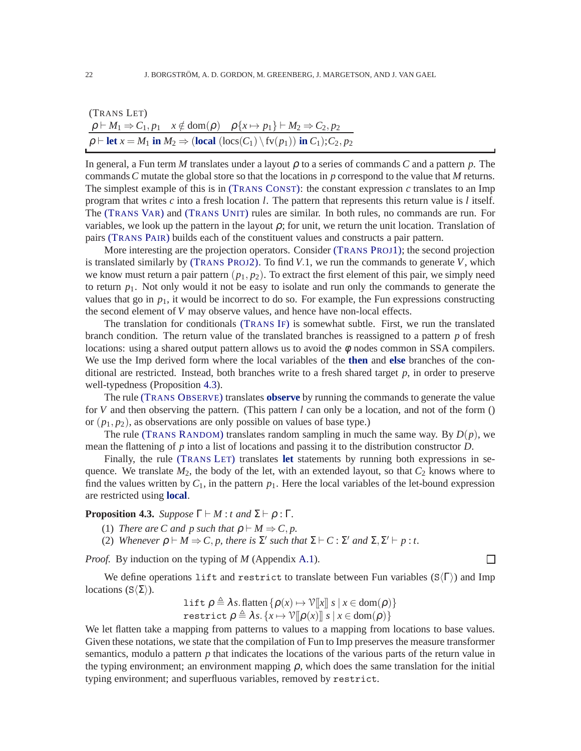(TRANS LET)

$$\frac{\rho \vdash M_1 \Rightarrow C_1, p_1 \quad x \notin \mathrm{dom}(\rho) \quad \rho\{x \mapsto p_1\} \vdash M_2 \Rightarrow C_2, p_2}{\rho \vdash \textbf{let}\ x = M_1\ \textbf{in}\ M_2 \Rightarrow (\textbf{local}\ (\mathrm{locs}(C_1) \setminus \mathrm{fv}(p_1))\ \textbf{in}\ C_1); C_2, p_2}$$

In general, a Fun term $M$ translates under a layout $\rho$ to a series of commands $C$ and a pattern $p$. The commands $C$ mutate the global store so that the locations in $p$ correspond to the value that $M$ returns. The simplest example of this is in (TRANS CONST): the constant expression $c$ translates to an Imp program that writes $c$ into a fresh location $l$. The pattern that represents this return value is $l$ itself. The (TRANS VAR) and (TRANS UNIT) rules are similar. In both rules, no commands are run. For variables, we look up the pattern in the layout $\rho$; for unit, we return the unit location. Translation of pairs (TRANS PAIR) builds each of the constituent values and constructs a pair pattern.

More interesting are the projection operators. Consider (TRANS PROJ1); the second projection is translated similarly by (TRANS PROJ2). To find $V.1$, we run the commands to generate $V$, which we know must return a pair pattern $(p_1, p_2)$. To extract the first element of this pair, we simply need to return $p_1$. Not only would it not be easy to isolate and run only the commands to generate the values that go in $p_1$, it would be incorrect to do so. For example, the Fun expressions constructing the second element of $V$ may observe values, and hence have non-local effects.

The translation for conditionals (TRANS IF) is somewhat subtle. First, we run the translated branch condition. The return value of the translated branches is reassigned to a pattern $p$ of fresh locations: using a shared output pattern allows us to avoid the $\phi$ nodes common in SSA compilers. We use the Imp derived form where the local variables of the **then** and **else** branches of the conditional are restricted. Instead, both branches write to a fresh shared target $p$, in order to preserve well-typedness (Proposition 4.3).

The rule (TRANS OBSERVE) translates **observe** by running the commands to generate the value for $V$ and then observing the pattern. (This pattern $l$ can only be a location, and not of the form $()$ or $(p_1, p_2)$, as observations are only possible on values of base type.)

The rule (TRANS RANDOM) translates random sampling in much the same way. By $D(p)$, we mean the flattening of $p$ into a list of locations and passing it to the distribution constructor $D$.

Finally, the rule (TRANS LET) translates **let** statements by running both expressions in sequence. We translate $M_2$, the body of the let, with an extended layout, so that $C_2$ knows where to find the values written by $C_1$, in the pattern $p_1$. Here the local variables of the let-bound expression are restricted using **local**.

**Proposition 4.3.** *Suppose $\Gamma \vdash M : t$ and $\Sigma \vdash \rho : \Gamma$.*

(1) *There are $C$ and $p$ such that $\rho \vdash M \Rightarrow C, p$.*
(2) *Whenever $\rho \vdash M \Rightarrow C, p$, there is $\Sigma'$ such that $\Sigma \vdash C : \Sigma'$ and $\Sigma, \Sigma' \vdash p : t$.*

*Proof.* By induction on the typing of $M$ (Appendix A.1). □

We define operations `lift` and `restrict` to translate between Fun variables ($\mathrm{S}\langle\Gamma\rangle$) and Imp locations ($\mathrm{S}\langle\Sigma\rangle$).

$$\texttt{lift}\ \rho \triangleq \lambda s.\, \mathrm{flatten}\,\{\rho(x) \mapsto \mathcal{V}[\![x]\!]\ s \mid x \in \mathrm{dom}(\rho)\}$$
$$\texttt{restrict}\ \rho \triangleq \lambda s.\, \{x \mapsto \mathcal{V}[\![\rho(x)]\!]\ s \mid x \in \mathrm{dom}(\rho)\}$$

We let flatten take a mapping from patterns to values to a mapping from locations to base values. Given these notations, we state that the compilation of Fun to Imp preserves the measure transformer semantics, modulo a pattern $p$ that indicates the locations of the various parts of the return value in the typing environment; an environment mapping $\rho$, which does the same translation for the initial typing environment; and superfluous variables, removed by `restrict`.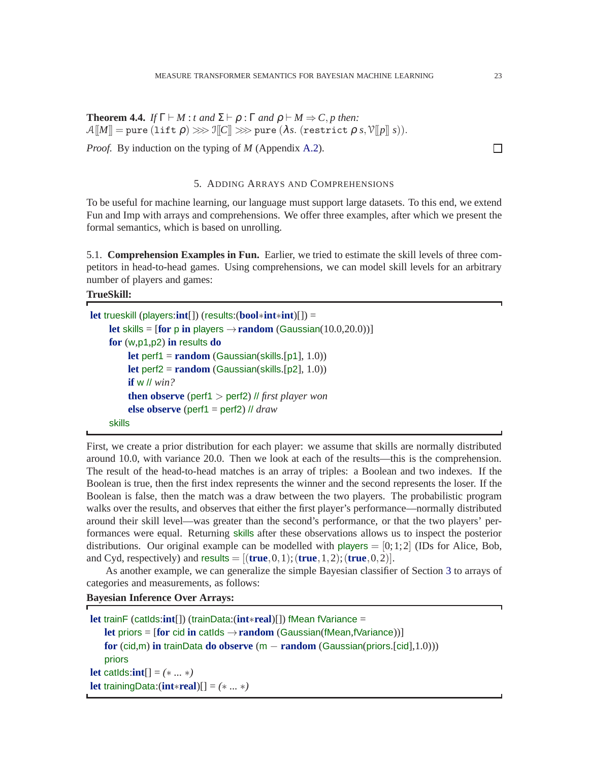**Theorem 4.4.** *If* $\Gamma \vdash M : t$ *and* $\Sigma \vdash \rho : \Gamma$ *and* $\rho \vdash M \Rightarrow C, p$ *then:*
$\mathcal{A}[\![M]\!] = \texttt{pure}\ (\texttt{lift}\ \rho) \ggg \mathcal{I}[\![C]\!] \ggg \texttt{pure}\ (\lambda s.\ (\texttt{restrict}\ \rho\, s, \mathcal{V}[\![p]\!]\ s))$.

*Proof.* By induction on the typing of $M$ (Appendix A.2). ☐

## 5. Adding Arrays and Comprehensions

To be useful for machine learning, our language must support large datasets. To this end, we extend Fun and Imp with arrays and comprehensions. We offer three examples, after which we present the formal semantics, which is based on unrolling.

### 5.1. Comprehension Examples in Fun.

Earlier, we tried to estimate the skill levels of three competitors in head-to-head games. Using comprehensions, we can model skill levels for an arbitrary number of players and games:

**TrueSkill:**

```
let trueskill (players:int[]) (results:(bool*int*int)[]) =
    let skills = [for p in players → random (Gaussian(10.0,20.0))]
    for (w,p1,p2) in results do
        let perf1 = random (Gaussian(skills.[p1], 1.0))
        let perf2 = random (Gaussian(skills.[p2], 1.0))
        if w // win?
        then observe (perf1 > perf2) // first player won
        else observe (perf1 = perf2) // draw
    skills
```

First, we create a prior distribution for each player: we assume that skills are normally distributed around 10.0, with variance 20.0. Then we look at each of the results—this is the comprehension. The result of the head-to-head matches is an array of triples: a Boolean and two indexes. If the Boolean is true, then the first index represents the winner and the second represents the loser. If the Boolean is false, then the match was a draw between the two players. The probabilistic program walks over the results, and observes that either the first player's performance—normally distributed around their skill level—was greater than the second's performance, or that the two players' performances were equal. Returning skills after these observations allows us to inspect the posterior distributions. Our original example can be modelled with players $= [0;1;2]$ (IDs for Alice, Bob, and Cyd, respectively) and results $= [(\textbf{true},0,1);(\textbf{true},1,2);(\textbf{true},0,2)]$.

As another example, we can generalize the simple Bayesian classifier of Section 3 to arrays of categories and measurements, as follows:

**Bayesian Inference Over Arrays:**

```
let trainF (catIds:int[]) (trainData:(int*real)[]) fMean fVariance =
    let priors = [for cid in catIds → random (Gaussian(fMean,fVariance))]
    for (cid,m) in trainData do observe (m − random (Gaussian(priors.[cid],1.0)))
    priors
let catIds:int[] = (* ... *)
let trainingData:(int*real)[] = (* ... *)
```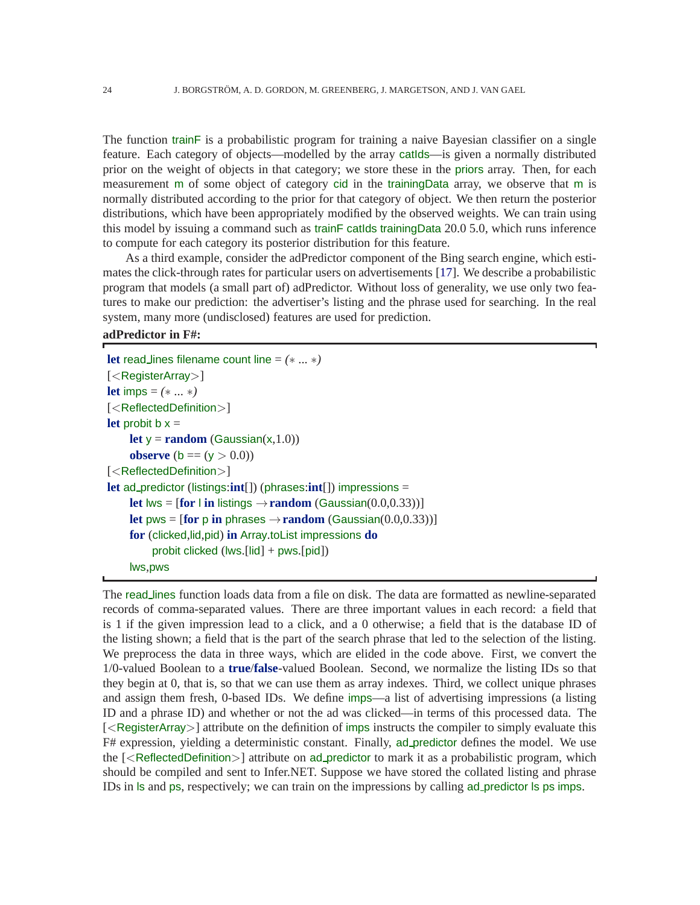The function trainF is a probabilistic program for training a naive Bayesian classifier on a single feature. Each category of objects—modelled by the array catIds—is given a normally distributed prior on the weight of objects in that category; we store these in the priors array. Then, for each measurement m of some object of category cid in the trainingData array, we observe that m is normally distributed according to the prior for that category of object. We then return the posterior distributions, which have been appropriately modified by the observed weights. We can train using this model by issuing a command such as trainF catIds trainingData 20.0 5.0, which runs inference to compute for each category its posterior distribution for this feature.

As a third example, consider the adPredictor component of the Bing search engine, which estimates the click-through rates for particular users on advertisements [17]. We describe a probabilistic program that models (a small part of) adPredictor. Without loss of generality, we use only two features to make our prediction: the advertiser's listing and the phrase used for searching. In the real system, many more (undisclosed) features are used for prediction.

**adPredictor in F#:**

```
let read_lines filename count line = (* ... *)
[<RegisterArray>]
let imps = (* ... *)
[<ReflectedDefinition>]
let probit b x =
    let y = random (Gaussian(x,1.0))
    observe (b == (y > 0.0))
[<ReflectedDefinition>]
let ad_predictor (listings:int[]) (phrases:int[]) impressions =
    let lws = [for l in listings → random (Gaussian(0.0,0.33))]
    let pws = [for p in phrases → random (Gaussian(0.0,0.33))]
    for (clicked,lid,pid) in Array.toList impressions do
        probit clicked (lws.[lid] + pws.[pid])
    lws,pws
```

The read_lines function loads data from a file on disk. The data are formatted as newline-separated records of comma-separated values. There are three important values in each record: a field that is 1 if the given impression lead to a click, and a 0 otherwise; a field that is the database ID of the listing shown; a field that is the part of the search phrase that led to the selection of the listing. We preprocess the data in three ways, which are elided in the code above. First, we convert the 1/0-valued Boolean to a **true**/**false**-valued Boolean. Second, we normalize the listing IDs so that they begin at 0, that is, so that we can use them as array indexes. Third, we collect unique phrases and assign them fresh, 0-based IDs. We define imps—a list of advertising impressions (a listing ID and a phrase ID) and whether or not the ad was clicked—in terms of this processed data. The [<RegisterArray>] attribute on the definition of imps instructs the compiler to simply evaluate this F# expression, yielding a deterministic constant. Finally, ad_predictor defines the model. We use the [<ReflectedDefinition>] attribute on ad_predictor to mark it as a probabilistic program, which should be compiled and sent to Infer.NET. Suppose we have stored the collated listing and phrase IDs in ls and ps, respectively; we can train on the impressions by calling ad_predictor ls ps imps.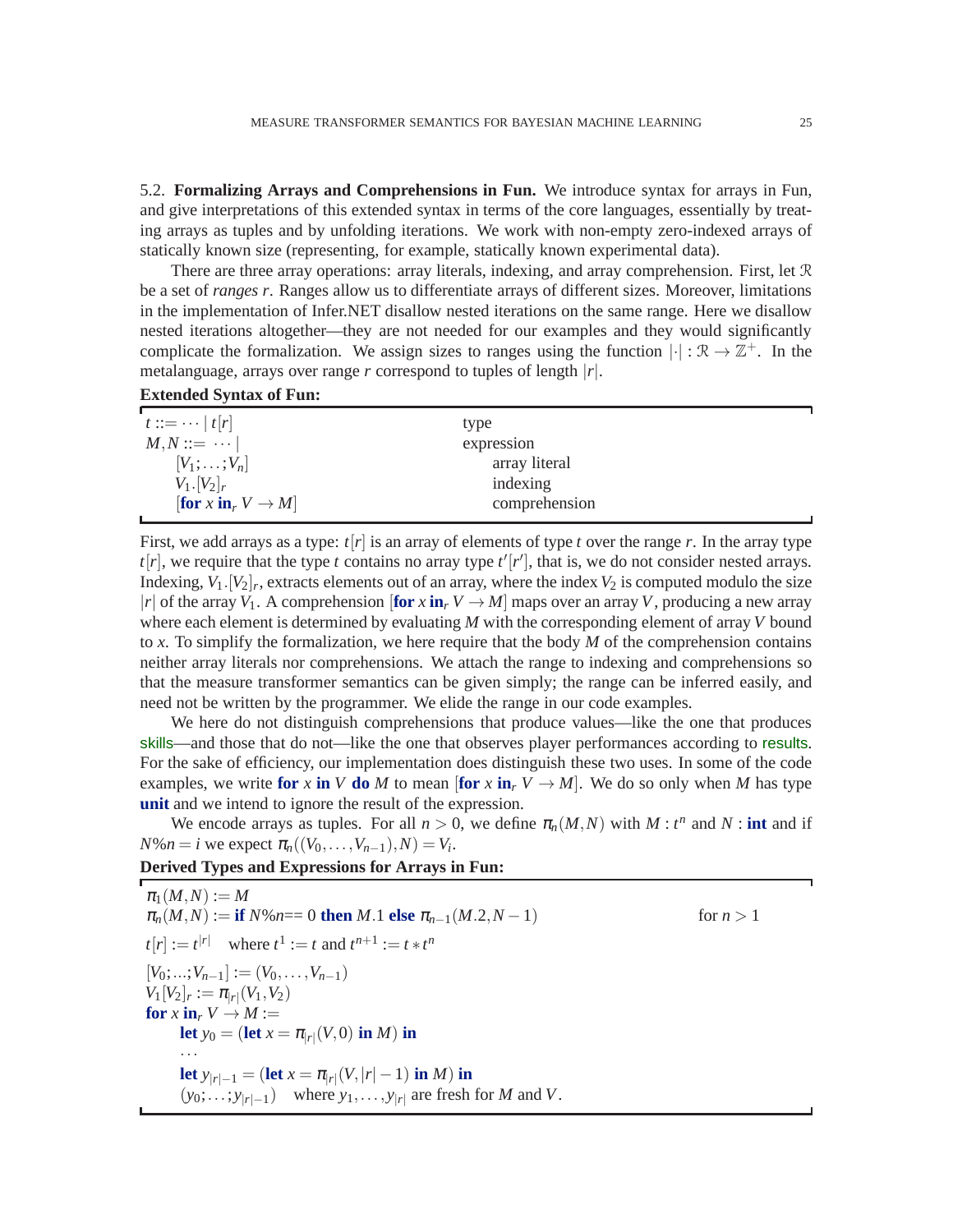5.2. **Formalizing Arrays and Comprehensions in Fun.** We introduce syntax for arrays in Fun, and give interpretations of this extended syntax in terms of the core languages, essentially by treating arrays as tuples and by unfolding iterations. We work with non-empty zero-indexed arrays of statically known size (representing, for example, statically known experimental data).

There are three array operations: array literals, indexing, and array comprehension. First, let $\mathcal{R}$ be a set of *ranges* $r$. Ranges allow us to differentiate arrays of different sizes. Moreover, limitations in the implementation of Infer.NET disallow nested iterations on the same range. Here we disallow nested iterations altogether—they are not needed for our examples and they would significantly complicate the formalization. We assign sizes to ranges using the function $|\cdot| : \mathcal{R} \to \mathbb{Z}^+$. In the metalanguage, arrays over range $r$ correspond to tuples of length $|r|$.

**Extended Syntax of Fun:**

| | |
|---|---|
| $t ::= \cdots \mid t[r]$ | type |
| $M, N ::= \cdots \mid$ | expression |
| $\quad [V_1; \ldots; V_n]$ | $\quad$ array literal |
| $\quad V_1.[V_2]_r$ | $\quad$ indexing |
| $\quad [\textbf{for } x \textbf{ in}_r\ V \to M]$ | $\quad$ comprehension |

First, we add arrays as a type: $t[r]$ is an array of elements of type $t$ over the range $r$. In the array type $t[r]$, we require that the type $t$ contains no array type $t'[r']$, that is, we do not consider nested arrays. Indexing, $V_1.[V_2]_r$, extracts elements out of an array, where the index $V_2$ is computed modulo the size $|r|$ of the array $V_1$. A comprehension $[\textbf{for } x \textbf{ in}_r\ V \to M]$ maps over an array $V$, producing a new array where each element is determined by evaluating $M$ with the corresponding element of array $V$ bound to $x$. To simplify the formalization, we here require that the body $M$ of the comprehension contains neither array literals nor comprehensions. We attach the range to indexing and comprehensions so that the measure transformer semantics can be given simply; the range can be inferred easily, and need not be written by the programmer. We elide the range in our code examples.

We here do not distinguish comprehensions that produce values—like the one that produces skills—and those that do not—like the one that observes player performances according to results. For the sake of efficiency, our implementation does distinguish these two uses. In some of the code examples, we write **for** $x$ **in** $V$ **do** $M$ to mean $[\textbf{for } x \textbf{ in}_r\ V \to M]$. We do so only when $M$ has type **unit** and we intend to ignore the result of the expression.

We encode arrays as tuples. For all $n > 0$, we define $\pi_n(M, N)$ with $M : t^n$ and $N :$ **int** and if $N\%n = i$ we expect $\pi_n((V_0, \ldots, V_{n-1}), N) = V_i$.

**Derived Types and Expressions for Arrays in Fun:**

$\pi_1(M, N) := M$
$\pi_n(M, N) := \textbf{if } N\%n{==}\ 0 \textbf{ then } M.1 \textbf{ else } \pi_{n-1}(M.2, N-1) \qquad$ for $n > 1$

$t[r] := t^{|r|} \quad$ where $t^1 := t$ and $t^{n+1} := t * t^n$

$[V_0; \ldots; V_{n-1}] := (V_0, \ldots, V_{n-1})$
$V_1[V_2]_r := \pi_{|r|}(V_1, V_2)$
$\textbf{for } x \textbf{ in}_r\ V \to M :=$
$\quad \textbf{let } y_0 = (\textbf{let } x = \pi_{|r|}(V, 0) \textbf{ in } M) \textbf{ in}$
$\quad \ldots$
$\quad \textbf{let } y_{|r|-1} = (\textbf{let } x = \pi_{|r|}(V, |r|-1) \textbf{ in } M) \textbf{ in}$
$\quad (y_0; \ldots; y_{|r|-1}) \quad$ where $y_1, \ldots, y_{|r|}$ are fresh for $M$ and $V$.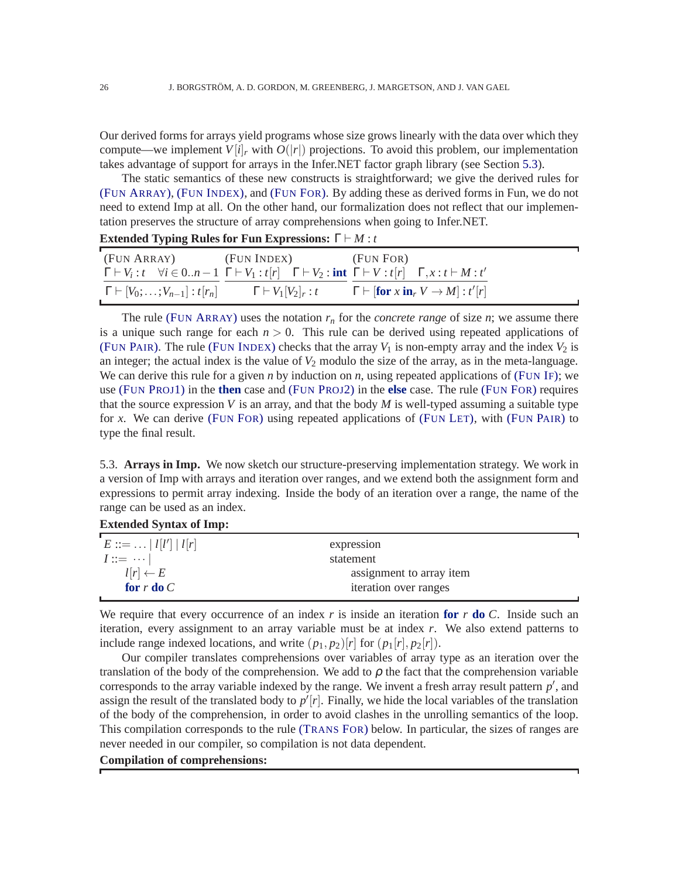Our derived forms for arrays yield programs whose size grows linearly with the data over which they compute—we implement $V[i]_r$ with $O(|r|)$ projections. To avoid this problem, our implementation takes advantage of support for arrays in the Infer.NET factor graph library (see Section 5.3).

The static semantics of these new constructs is straightforward; we give the derived rules for (FUN ARRAY), (FUN INDEX), and (FUN FOR). By adding these as derived forms in Fun, we do not need to extend Imp at all. On the other hand, our formalization does not reflect that our implementation preserves the structure of array comprehensions when going to Infer.NET.

**Extended Typing Rules for Fun Expressions:** $\Gamma \vdash M : t$

(FUN ARRAY)
$$\frac{\Gamma \vdash V_i : t \quad \forall i \in 0..n-1}{\Gamma \vdash [V_0;\ldots;V_{n-1}] : t[r_n]}$$

(FUN INDEX)
$$\frac{\Gamma \vdash V_1 : t[r] \quad \Gamma \vdash V_2 : \textbf{int}}{\Gamma \vdash V_1[V_2]_r : t}$$

(FUN FOR)
$$\frac{\Gamma \vdash V : t[r] \quad \Gamma, x : t \vdash M : t'}{\Gamma \vdash [\textbf{for}\ x\ \textbf{in}_r\ V \to M] : t'[r]}$$

The rule (FUN ARRAY) uses the notation $r_n$ for the *concrete range* of size $n$; we assume there is a unique such range for each $n > 0$. This rule can be derived using repeated applications of (FUN PAIR). The rule (FUN INDEX) checks that the array $V_1$ is non-empty array and the index $V_2$ is an integer; the actual index is the value of $V_2$ modulo the size of the array, as in the meta-language. We can derive this rule for a given $n$ by induction on $n$, using repeated applications of (FUN IF); we use (FUN PROJ1) in the **then** case and (FUN PROJ2) in the **else** case. The rule (FUN FOR) requires that the source expression $V$ is an array, and that the body $M$ is well-typed assuming a suitable type for $x$. We can derive (FUN FOR) using repeated applications of (FUN LET), with (FUN PAIR) to type the final result.

5.3. **Arrays in Imp.** We now sketch our structure-preserving implementation strategy. We work in a version of Imp with arrays and iteration over ranges, and we extend both the assignment form and expressions to permit array indexing. Inside the body of an iteration over a range, the name of the range can be used as an index.

**Extended Syntax of Imp:**

| | |
|---|---|
| $E ::= \ldots \mid l[l'] \mid l[r]$ | expression |
| $I ::= \cdots \mid$ | statement |
| $\quad l[r] \leftarrow E$ | $\quad$ assignment to array item |
| $\quad \textbf{for}\ r\ \textbf{do}\ C$ | $\quad$ iteration over ranges |

We require that every occurrence of an index $r$ is inside an iteration $\textbf{for}\ r\ \textbf{do}\ C$. Inside such an iteration, every assignment to an array variable must be at index $r$. We also extend patterns to include range indexed locations, and write $(p_1, p_2)[r]$ for $(p_1[r], p_2[r])$.

Our compiler translates comprehensions over variables of array type as an iteration over the translation of the body of the comprehension. We add to $\rho$ the fact that the comprehension variable corresponds to the array variable indexed by the range. We invent a fresh array result pattern $p'$, and assign the result of the translated body to $p'[r]$. Finally, we hide the local variables of the translation of the body of the comprehension, in order to avoid clashes in the unrolling semantics of the loop. This compilation corresponds to the rule (TRANS FOR) below. In particular, the sizes of ranges are never needed in our compiler, so compilation is not data dependent.

**Compilation of comprehensions:**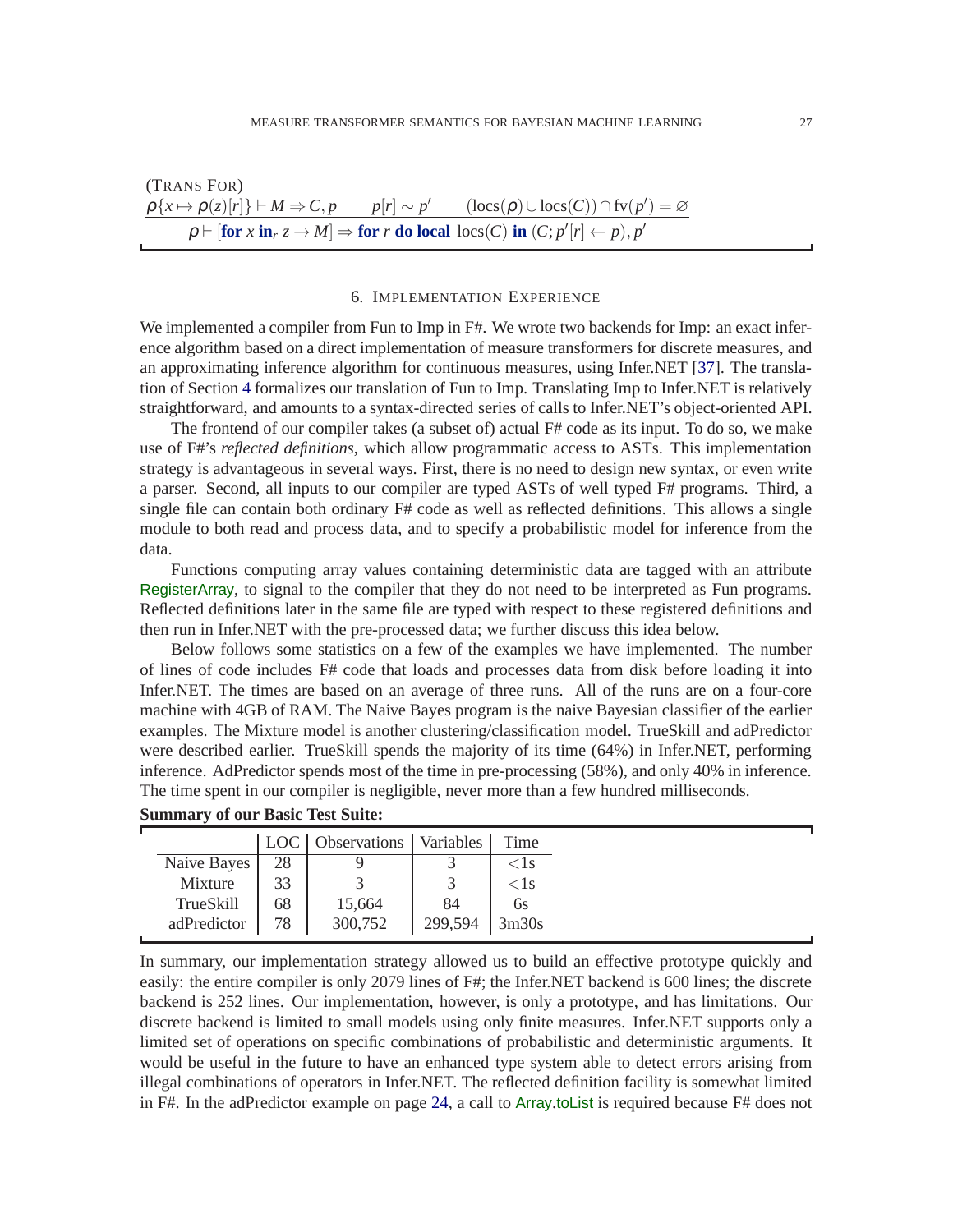(Trans For)

$$\frac{\rho\{x \mapsto \rho(z)[r]\} \vdash M \Rightarrow C, p \qquad p[r] \sim p' \qquad (\text{locs}(\rho) \cup \text{locs}(C)) \cap \text{fv}(p') = \varnothing}{\rho \vdash [\textbf{for}\ x\ \textbf{in}_r\ z \to M] \Rightarrow \textbf{for}\ r\ \textbf{do}\ \textbf{local}\ \text{locs}(C)\ \textbf{in}\ (C; p'[r] \leftarrow p), p'}$$

## 6. Implementation Experience

We implemented a compiler from Fun to Imp in F#. We wrote two backends for Imp: an exact inference algorithm based on a direct implementation of measure transformers for discrete measures, and an approximating inference algorithm for continuous measures, using Infer.NET [37]. The translation of Section 4 formalizes our translation of Fun to Imp. Translating Imp to Infer.NET is relatively straightforward, and amounts to a syntax-directed series of calls to Infer.NET's object-oriented API.

The frontend of our compiler takes (a subset of) actual F# code as its input. To do so, we make use of F#'s *reflected definitions*, which allow programmatic access to ASTs. This implementation strategy is advantageous in several ways. First, there is no need to design new syntax, or even write a parser. Second, all inputs to our compiler are typed ASTs of well typed F# programs. Third, a single file can contain both ordinary F# code as well as reflected definitions. This allows a single module to both read and process data, and to specify a probabilistic model for inference from the data.

Functions computing array values containing deterministic data are tagged with an attribute `RegisterArray`, to signal to the compiler that they do not need to be interpreted as Fun programs. Reflected definitions later in the same file are typed with respect to these registered definitions and then run in Infer.NET with the pre-processed data; we further discuss this idea below.

Below follows some statistics on a few of the examples we have implemented. The number of lines of code includes F# code that loads and processes data from disk before loading it into Infer.NET. The times are based on an average of three runs. All of the runs are on a four-core machine with 4GB of RAM. The Naive Bayes program is the naive Bayesian classifier of the earlier examples. The Mixture model is another clustering/classification model. TrueSkill and adPredictor were described earlier. TrueSkill spends the majority of its time (64%) in Infer.NET, performing inference. AdPredictor spends most of the time in pre-processing (58%), and only 40% in inference. The time spent in our compiler is negligible, never more than a few hundred milliseconds.

**Summary of our Basic Test Suite:**

| | LOC | Observations | Variables | Time |
|---|---|---|---|---|
| Naive Bayes | 28 | 9 | 3 | <1s |
| Mixture | 33 | 3 | 3 | <1s |
| TrueSkill | 68 | 15,664 | 84 | 6s |
| adPredictor | 78 | 300,752 | 299,594 | 3m30s |

In summary, our implementation strategy allowed us to build an effective prototype quickly and easily: the entire compiler is only 2079 lines of F#; the Infer.NET backend is 600 lines; the discrete backend is 252 lines. Our implementation, however, is only a prototype, and has limitations. Our discrete backend is limited to small models using only finite measures. Infer.NET supports only a limited set of operations on specific combinations of probabilistic and deterministic arguments. It would be useful in the future to have an enhanced type system able to detect errors arising from illegal combinations of operators in Infer.NET. The reflected definition facility is somewhat limited in F#. In the adPredictor example on page 24, a call to `Array.toList` is required because F# does not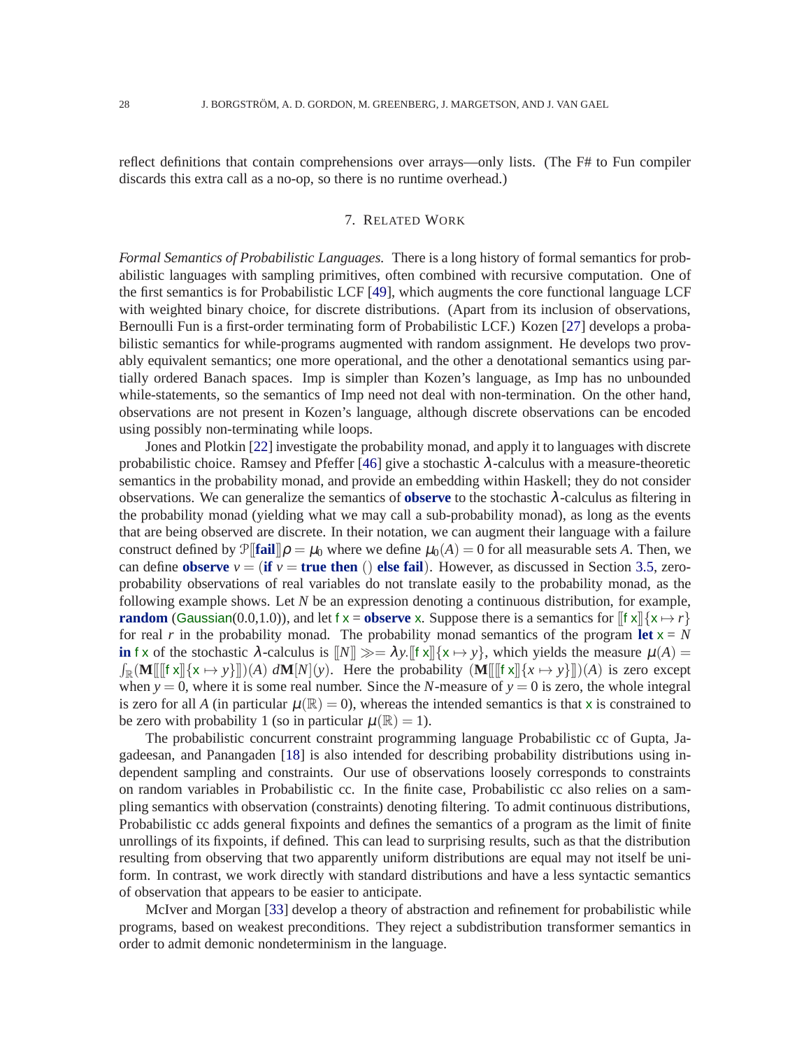reflect definitions that contain comprehensions over arrays—only lists. (The F# to Fun compiler discards this extra call as a no-op, so there is no runtime overhead.)

## 7. Related Work

*Formal Semantics of Probabilistic Languages.* There is a long history of formal semantics for probabilistic languages with sampling primitives, often combined with recursive computation. One of the first semantics is for Probabilistic LCF [49], which augments the core functional language LCF with weighted binary choice, for discrete distributions. (Apart from its inclusion of observations, Bernoulli Fun is a first-order terminating form of Probabilistic LCF.) Kozen [27] develops a probabilistic semantics for while-programs augmented with random assignment. He develops two provably equivalent semantics; one more operational, and the other a denotational semantics using partially ordered Banach spaces. Imp is simpler than Kozen's language, as Imp has no unbounded while-statements, so the semantics of Imp need not deal with non-termination. On the other hand, observations are not present in Kozen's language, although discrete observations can be encoded using possibly non-terminating while loops.

Jones and Plotkin [22] investigate the probability monad, and apply it to languages with discrete probabilistic choice. Ramsey and Pfeffer [46] give a stochastic $\lambda$-calculus with a measure-theoretic semantics in the probability monad, and provide an embedding within Haskell; they do not consider observations. We can generalize the semantics of **observe** to the stochastic $\lambda$-calculus as filtering in the probability monad (yielding what we may call a sub-probability monad), as long as the events that are being observed are discrete. In their notation, we can augment their language with a failure construct defined by $\mathcal{P}[\![\textbf{fail}]\!]\rho = \mu_0$ where we define $\mu_0(A) = 0$ for all measurable sets $A$. Then, we can define **observe** $v =$ (**if** $v =$ **true then** () **else fail**). However, as discussed in Section 3.5, zero-probability observations of real variables do not translate easily to the probability monad, as the following example shows. Let $N$ be an expression denoting a continuous distribution, for example, **random** (Gaussian(0.0,1.0)), and let f x = **observe** x. Suppose there is a semantics for $[\![\mathsf{f\ x}]\!]\{\mathsf{x} \mapsto r\}$ for real $r$ in the probability monad. The probability monad semantics of the program **let** x = $N$ **in** f x of the stochastic $\lambda$-calculus is $[\![N]\!] \gg= \lambda y.[\![\mathsf{f\ x}]\!]\{\mathsf{x} \mapsto y\}$, which yields the measure $\mu(A) = \int_{\mathbb{R}} (\mathbf{M}[\![[\![\mathsf{f\ x}]\!]\{\mathsf{x} \mapsto y\}]\!])(A)\ d\mathbf{M}[N](y)$. Here the probability $(\mathbf{M}[\![[\![\mathsf{f\ x}]\!]\{x \mapsto y\}]\!])(A)$ is zero except when $y = 0$, where it is some real number. Since the $N$-measure of $y = 0$ is zero, the whole integral is zero for all $A$ (in particular $\mu(\mathbb{R}) = 0$), whereas the intended semantics is that x is constrained to be zero with probability 1 (so in particular $\mu(\mathbb{R}) = 1$).

The probabilistic concurrent constraint programming language Probabilistic cc of Gupta, Jagadeesan, and Panangaden [18] is also intended for describing probability distributions using independent sampling and constraints. Our use of observations loosely corresponds to constraints on random variables in Probabilistic cc. In the finite case, Probabilistic cc also relies on a sampling semantics with observation (constraints) denoting filtering. To admit continuous distributions, Probabilistic cc adds general fixpoints and defines the semantics of a program as the limit of finite unrollings of its fixpoints, if defined. This can lead to surprising results, such as that the distribution resulting from observing that two apparently uniform distributions are equal may not itself be uniform. In contrast, we work directly with standard distributions and have a less syntactic semantics of observation that appears to be easier to anticipate.

McIver and Morgan [33] develop a theory of abstraction and refinement for probabilistic while programs, based on weakest preconditions. They reject a subdistribution transformer semantics in order to admit demonic nondeterminism in the language.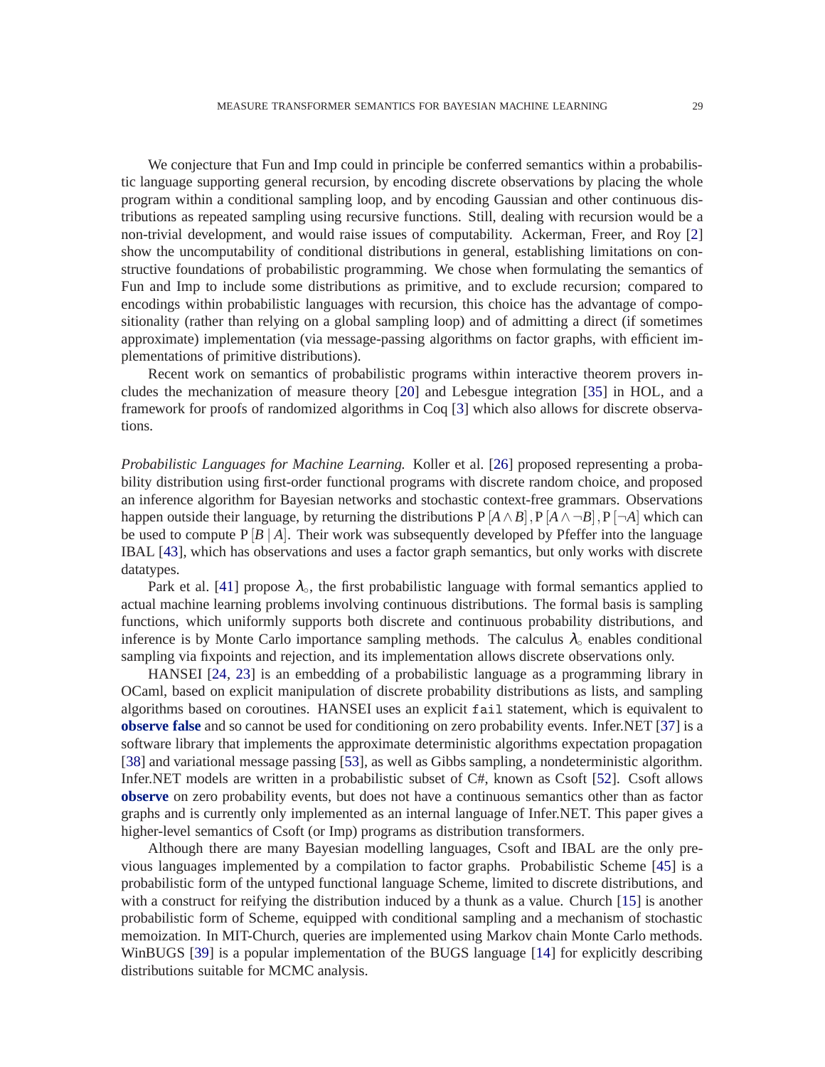We conjecture that Fun and Imp could in principle be conferred semantics within a probabilistic language supporting general recursion, by encoding discrete observations by placing the whole program within a conditional sampling loop, and by encoding Gaussian and other continuous distributions as repeated sampling using recursive functions. Still, dealing with recursion would be a non-trivial development, and would raise issues of computability. Ackerman, Freer, and Roy [2] show the uncomputability of conditional distributions in general, establishing limitations on constructive foundations of probabilistic programming. We chose when formulating the semantics of Fun and Imp to include some distributions as primitive, and to exclude recursion; compared to encodings within probabilistic languages with recursion, this choice has the advantage of compositionality (rather than relying on a global sampling loop) and of admitting a direct (if sometimes approximate) implementation (via message-passing algorithms on factor graphs, with efficient implementations of primitive distributions).

Recent work on semantics of probabilistic programs within interactive theorem provers includes the mechanization of measure theory [20] and Lebesgue integration [35] in HOL, and a framework for proofs of randomized algorithms in Coq [3] which also allows for discrete observations.

*Probabilistic Languages for Machine Learning.* Koller et al. [26] proposed representing a probability distribution using first-order functional programs with discrete random choice, and proposed an inference algorithm for Bayesian networks and stochastic context-free grammars. Observations happen outside their language, by returning the distributions $\mathrm{P}[A \wedge B], \mathrm{P}[A \wedge \neg B], \mathrm{P}[\neg A]$ which can be used to compute $\mathrm{P}[B \mid A]$. Their work was subsequently developed by Pfeffer into the language IBAL [43], which has observations and uses a factor graph semantics, but only works with discrete datatypes.

Park et al. [41] propose $\lambda_\circ$, the first probabilistic language with formal semantics applied to actual machine learning problems involving continuous distributions. The formal basis is sampling functions, which uniformly supports both discrete and continuous probability distributions, and inference is by Monte Carlo importance sampling methods. The calculus $\lambda_\circ$ enables conditional sampling via fixpoints and rejection, and its implementation allows discrete observations only.

HANSEI [24, 23] is an embedding of a probabilistic language as a programming library in OCaml, based on explicit manipulation of discrete probability distributions as lists, and sampling algorithms based on coroutines. HANSEI uses an explicit `fail` statement, which is equivalent to **observe false** and so cannot be used for conditioning on zero probability events. Infer.NET [37] is a software library that implements the approximate deterministic algorithms expectation propagation [38] and variational message passing [53], as well as Gibbs sampling, a nondeterministic algorithm. Infer.NET models are written in a probabilistic subset of C#, known as Csoft [52]. Csoft allows **observe** on zero probability events, but does not have a continuous semantics other than as factor graphs and is currently only implemented as an internal language of Infer.NET. This paper gives a higher-level semantics of Csoft (or Imp) programs as distribution transformers.

Although there are many Bayesian modelling languages, Csoft and IBAL are the only previous languages implemented by a compilation to factor graphs. Probabilistic Scheme [45] is a probabilistic form of the untyped functional language Scheme, limited to discrete distributions, and with a construct for reifying the distribution induced by a thunk as a value. Church [15] is another probabilistic form of Scheme, equipped with conditional sampling and a mechanism of stochastic memoization. In MIT-Church, queries are implemented using Markov chain Monte Carlo methods. WinBUGS [39] is a popular implementation of the BUGS language [14] for explicitly describing distributions suitable for MCMC analysis.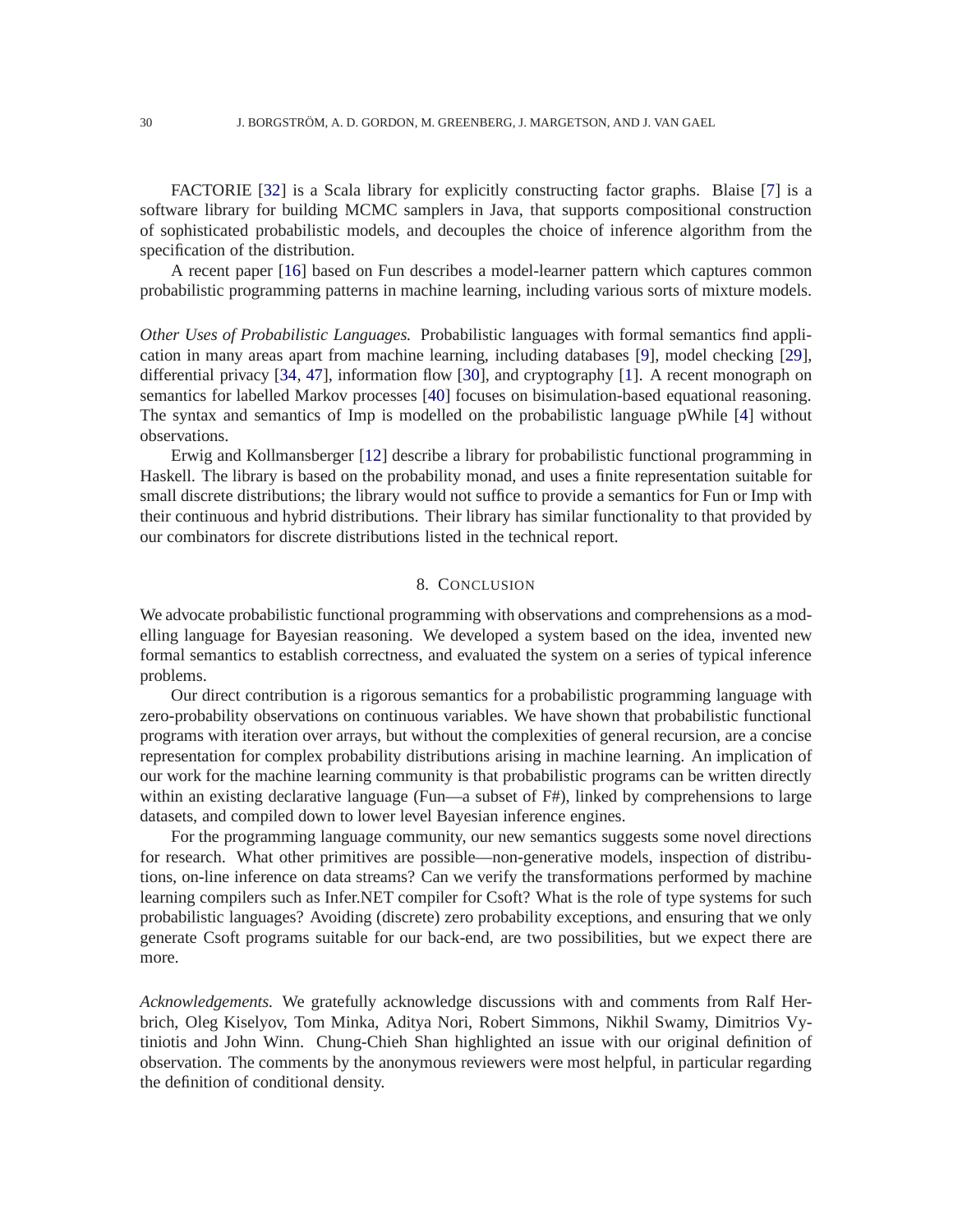FACTORIE [32] is a Scala library for explicitly constructing factor graphs. Blaise [7] is a software library for building MCMC samplers in Java, that supports compositional construction of sophisticated probabilistic models, and decouples the choice of inference algorithm from the specification of the distribution.

A recent paper [16] based on Fun describes a model-learner pattern which captures common probabilistic programming patterns in machine learning, including various sorts of mixture models.

*Other Uses of Probabilistic Languages.* Probabilistic languages with formal semantics find application in many areas apart from machine learning, including databases [9], model checking [29], differential privacy [34, 47], information flow [30], and cryptography [1]. A recent monograph on semantics for labelled Markov processes [40] focuses on bisimulation-based equational reasoning. The syntax and semantics of Imp is modelled on the probabilistic language pWhile [4] without observations.

Erwig and Kollmansberger [12] describe a library for probabilistic functional programming in Haskell. The library is based on the probability monad, and uses a finite representation suitable for small discrete distributions; the library would not suffice to provide a semantics for Fun or Imp with their continuous and hybrid distributions. Their library has similar functionality to that provided by our combinators for discrete distributions listed in the technical report.

## 8. Conclusion

We advocate probabilistic functional programming with observations and comprehensions as a modelling language for Bayesian reasoning. We developed a system based on the idea, invented new formal semantics to establish correctness, and evaluated the system on a series of typical inference problems.

Our direct contribution is a rigorous semantics for a probabilistic programming language with zero-probability observations on continuous variables. We have shown that probabilistic functional programs with iteration over arrays, but without the complexities of general recursion, are a concise representation for complex probability distributions arising in machine learning. An implication of our work for the machine learning community is that probabilistic programs can be written directly within an existing declarative language (Fun—a subset of F#), linked by comprehensions to large datasets, and compiled down to lower level Bayesian inference engines.

For the programming language community, our new semantics suggests some novel directions for research. What other primitives are possible—non-generative models, inspection of distributions, on-line inference on data streams? Can we verify the transformations performed by machine learning compilers such as Infer.NET compiler for Csoft? What is the role of type systems for such probabilistic languages? Avoiding (discrete) zero probability exceptions, and ensuring that we only generate Csoft programs suitable for our back-end, are two possibilities, but we expect there are more.

*Acknowledgements.* We gratefully acknowledge discussions with and comments from Ralf Herbrich, Oleg Kiselyov, Tom Minka, Aditya Nori, Robert Simmons, Nikhil Swamy, Dimitrios Vytiniotis and John Winn. Chung-Chieh Shan highlighted an issue with our original definition of observation. The comments by the anonymous reviewers were most helpful, in particular regarding the definition of conditional density.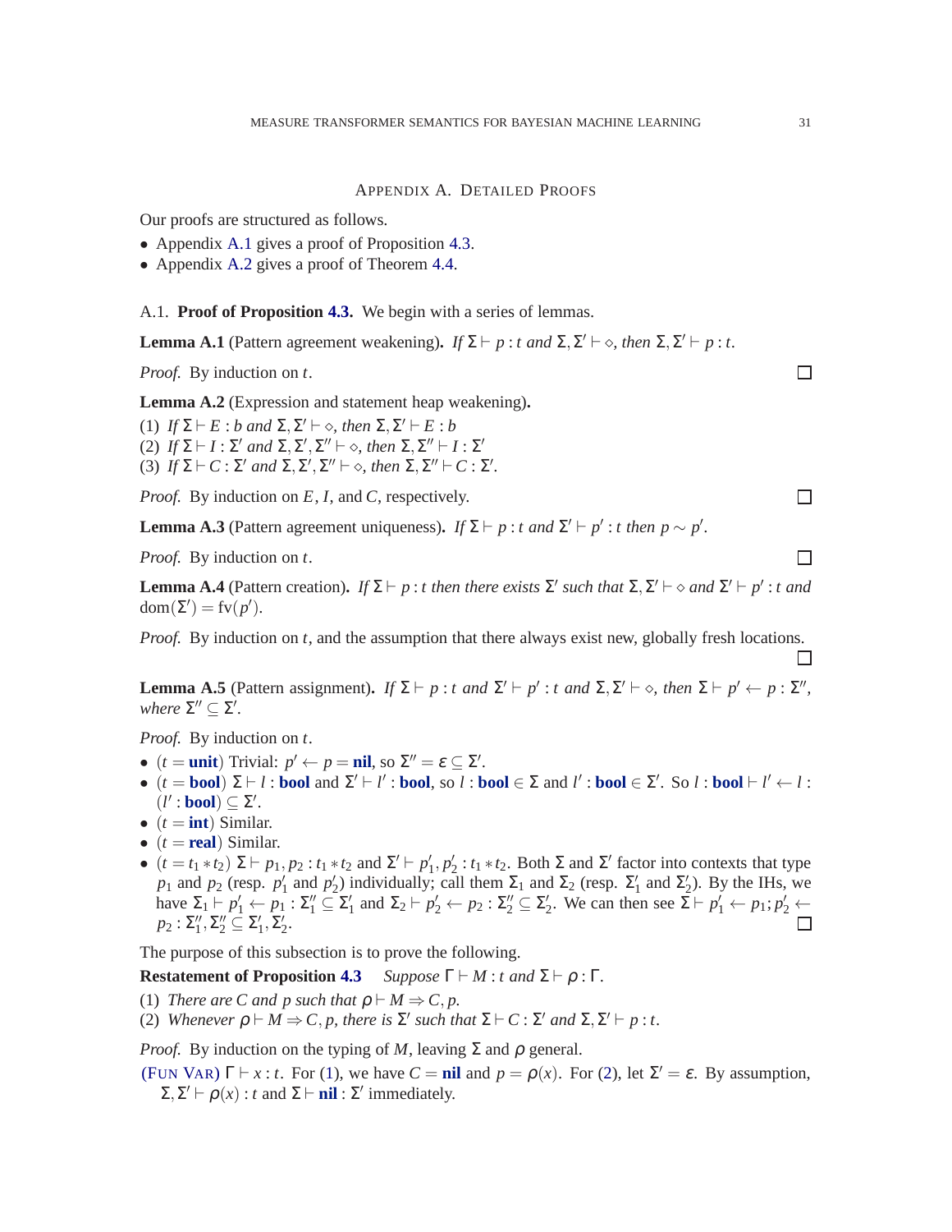## Appendix A. Detailed Proofs

Our proofs are structured as follows.

- Appendix A.1 gives a proof of Proposition 4.3.
- Appendix A.2 gives a proof of Theorem 4.4.

### A.1. **Proof of Proposition 4.3.**

We begin with a series of lemmas.

**Lemma A.1** (Pattern agreement weakening)**.** *If* $\Sigma \vdash p : t$ *and* $\Sigma, \Sigma' \vdash \diamond$*, then* $\Sigma, \Sigma' \vdash p : t$.

*Proof.* By induction on $t$. ☐

**Lemma A.2** (Expression and statement heap weakening)**.**

(1) *If* $\Sigma \vdash E : b$ *and* $\Sigma, \Sigma' \vdash \diamond$*, then* $\Sigma, \Sigma' \vdash E : b$

(2) *If* $\Sigma \vdash I : \Sigma'$ *and* $\Sigma, \Sigma', \Sigma'' \vdash \diamond$*, then* $\Sigma, \Sigma'' \vdash I : \Sigma'$

(3) *If* $\Sigma \vdash C : \Sigma'$ *and* $\Sigma, \Sigma', \Sigma'' \vdash \diamond$*, then* $\Sigma, \Sigma'' \vdash C : \Sigma'$.

*Proof.* By induction on $E$, $I$, and $C$, respectively. ☐

**Lemma A.3** (Pattern agreement uniqueness)**.** *If* $\Sigma \vdash p : t$ *and* $\Sigma' \vdash p' : t$ *then* $p \sim p'$.

*Proof.* By induction on $t$. ☐

**Lemma A.4** (Pattern creation)**.** *If* $\Sigma \vdash p : t$ *then there exists* $\Sigma'$ *such that* $\Sigma, \Sigma' \vdash \diamond$ *and* $\Sigma' \vdash p' : t$ *and* $\mathrm{dom}(\Sigma') = \mathrm{fv}(p')$.

*Proof.* By induction on $t$, and the assumption that there always exist new, globally fresh locations. ☐

**Lemma A.5** (Pattern assignment)**.** *If* $\Sigma \vdash p : t$ *and* $\Sigma' \vdash p' : t$ *and* $\Sigma, \Sigma' \vdash \diamond$*, then* $\Sigma \vdash p' \leftarrow p : \Sigma''$*, where* $\Sigma'' \subseteq \Sigma'$.

*Proof.* By induction on $t$.

- ($t = \mathbf{unit}$) Trivial: $p' \leftarrow p = \mathbf{nil}$, so $\Sigma'' = \varepsilon \subseteq \Sigma'$.
- ($t = \mathbf{bool}$) $\Sigma \vdash l : \mathbf{bool}$ and $\Sigma' \vdash l' : \mathbf{bool}$, so $l : \mathbf{bool} \in \Sigma$ and $l' : \mathbf{bool} \in \Sigma'$. So $l : \mathbf{bool} \vdash l' \leftarrow l : (l' : \mathbf{bool}) \subseteq \Sigma'$.
- ($t = \mathbf{int}$) Similar.
- ($t = \mathbf{real}$) Similar.
- ($t = t_1 * t_2$) $\Sigma \vdash p_1, p_2 : t_1 * t_2$ and $\Sigma' \vdash p_1', p_2' : t_1 * t_2$. Both $\Sigma$ and $\Sigma'$ factor into contexts that type $p_1$ and $p_2$ (resp. $p_1'$ and $p_2'$) individually; call them $\Sigma_1$ and $\Sigma_2$ (resp. $\Sigma_1'$ and $\Sigma_2'$). By the IHs, we have $\Sigma_1 \vdash p_1' \leftarrow p_1 : \Sigma_1'' \subseteq \Sigma_1'$ and $\Sigma_2 \vdash p_2' \leftarrow p_2 : \Sigma_2'' \subseteq \Sigma_2'$. We can then see $\Sigma \vdash p_1' \leftarrow p_1; p_2' \leftarrow p_2 : \Sigma_1'', \Sigma_2'' \subseteq \Sigma_1', \Sigma_2'$. ☐

The purpose of this subsection is to prove the following.

**Restatement of Proposition 4.3** *Suppose* $\Gamma \vdash M : t$ *and* $\Sigma \vdash \rho : \Gamma$.

(1) *There are* $C$ *and* $p$ *such that* $\rho \vdash M \Rightarrow C, p$.

(2) *Whenever* $\rho \vdash M \Rightarrow C, p$*, there is* $\Sigma'$ *such that* $\Sigma \vdash C : \Sigma'$ *and* $\Sigma, \Sigma' \vdash p : t$.

*Proof.* By induction on the typing of $M$, leaving $\Sigma$ and $\rho$ general.

(Fun Var) $\Gamma \vdash x : t$. For (1), we have $C = \mathbf{nil}$ and $p = \rho(x)$. For (2), let $\Sigma' = \varepsilon$. By assumption, $\Sigma, \Sigma' \vdash \rho(x) : t$ and $\Sigma \vdash \mathbf{nil} : \Sigma'$ immediately.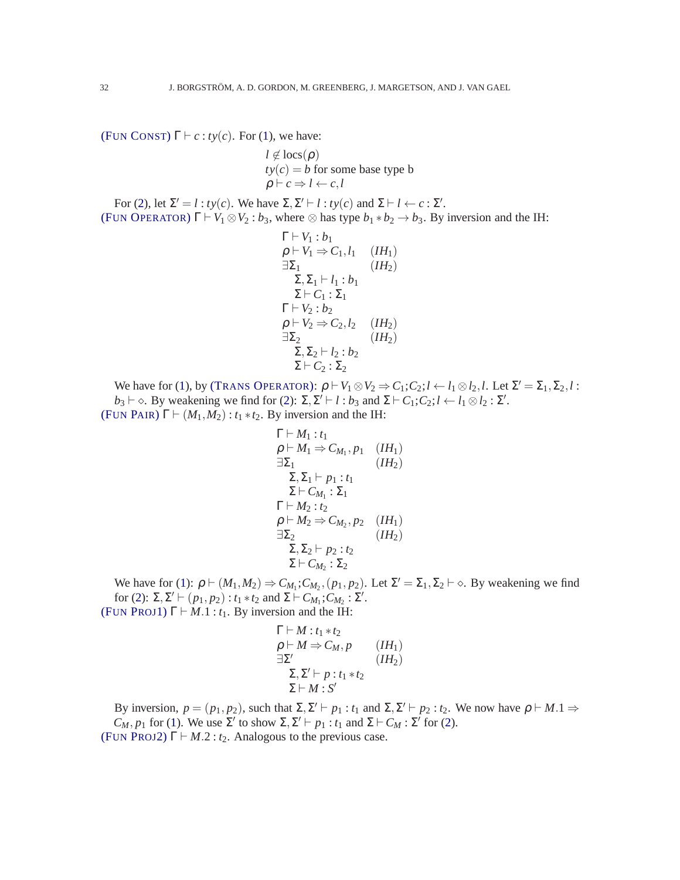(FUN CONST) $\Gamma \vdash c : ty(c)$. For (1), we have:

$$
\begin{array}{l}
l \notin \text{locs}(\rho) \\
ty(c) = b \text{ for some base type b} \\
\rho \vdash c \Rightarrow l \leftarrow c, l
\end{array}
$$

For (2), let $\Sigma' = l : ty(c)$. We have $\Sigma, \Sigma' \vdash l : ty(c)$ and $\Sigma \vdash l \leftarrow c : \Sigma'$.

(FUN OPERATOR) $\Gamma \vdash V_1 \otimes V_2 : b_3$, where $\otimes$ has type $b_1 * b_2 \to b_3$. By inversion and the IH:

$$
\begin{array}{ll}
\Gamma \vdash V_1 : b_1 & \\
\rho \vdash V_1 \Rightarrow C_1, l_1 & (IH_1) \\
\exists \Sigma_1 & (IH_2) \\
\quad \Sigma, \Sigma_1 \vdash l_1 : b_1 & \\
\quad \Sigma \vdash C_1 : \Sigma_1 & \\
\Gamma \vdash V_2 : b_2 & \\
\rho \vdash V_2 \Rightarrow C_2, l_2 & (IH_2) \\
\exists \Sigma_2 & (IH_2) \\
\quad \Sigma, \Sigma_2 \vdash l_2 : b_2 & \\
\quad \Sigma \vdash C_2 : \Sigma_2 &
\end{array}
$$

We have for (1), by (TRANS OPERATOR): $\rho \vdash V_1 \otimes V_2 \Rightarrow C_1; C_2; l \leftarrow l_1 \otimes l_2, l$. Let $\Sigma' = \Sigma_1, \Sigma_2, l : b_3 \vdash \diamond$. By weakening we find for (2): $\Sigma, \Sigma' \vdash l : b_3$ and $\Sigma \vdash C_1; C_2; l \leftarrow l_1 \otimes l_2 : \Sigma'$.

(FUN PAIR) $\Gamma \vdash (M_1, M_2) : t_1 * t_2$. By inversion and the IH:

$$
\begin{array}{ll}
\Gamma \vdash M_1 : t_1 & \\
\rho \vdash M_1 \Rightarrow C_{M_1}, p_1 & (IH_1) \\
\exists \Sigma_1 & (IH_2) \\
\quad \Sigma, \Sigma_1 \vdash p_1 : t_1 & \\
\quad \Sigma \vdash C_{M_1} : \Sigma_1 & \\
\Gamma \vdash M_2 : t_2 & \\
\rho \vdash M_2 \Rightarrow C_{M_2}, p_2 & (IH_1) \\
\exists \Sigma_2 & (IH_2) \\
\quad \Sigma, \Sigma_2 \vdash p_2 : t_2 & \\
\quad \Sigma \vdash C_{M_2} : \Sigma_2 &
\end{array}
$$

We have for (1): $\rho \vdash (M_1, M_2) \Rightarrow C_{M_1}; C_{M_2}, (p_1, p_2)$. Let $\Sigma' = \Sigma_1, \Sigma_2 \vdash \diamond$. By weakening we find for (2): $\Sigma, \Sigma' \vdash (p_1, p_2) : t_1 * t_2$ and $\Sigma \vdash C_{M_1}; C_{M_2} : \Sigma'$.

(FUN PROJ1) $\Gamma \vdash M.1 : t_1$. By inversion and the IH:

$$
\begin{array}{ll}
\Gamma \vdash M : t_1 * t_2 & \\
\rho \vdash M \Rightarrow C_M, p & (IH_1) \\
\exists \Sigma' & (IH_2) \\
\quad \Sigma, \Sigma' \vdash p : t_1 * t_2 & \\
\quad \Sigma \vdash M : S' &
\end{array}
$$

By inversion, $p = (p_1, p_2)$, such that $\Sigma, \Sigma' \vdash p_1 : t_1$ and $\Sigma, \Sigma' \vdash p_2 : t_2$. We now have $\rho \vdash M.1 \Rightarrow C_M, p_1$ for (1). We use $\Sigma'$ to show $\Sigma, \Sigma' \vdash p_1 : t_1$ and $\Sigma \vdash C_M : \Sigma'$ for (2).

(FUN PROJ2) $\Gamma \vdash M.2 : t_2$. Analogous to the previous case.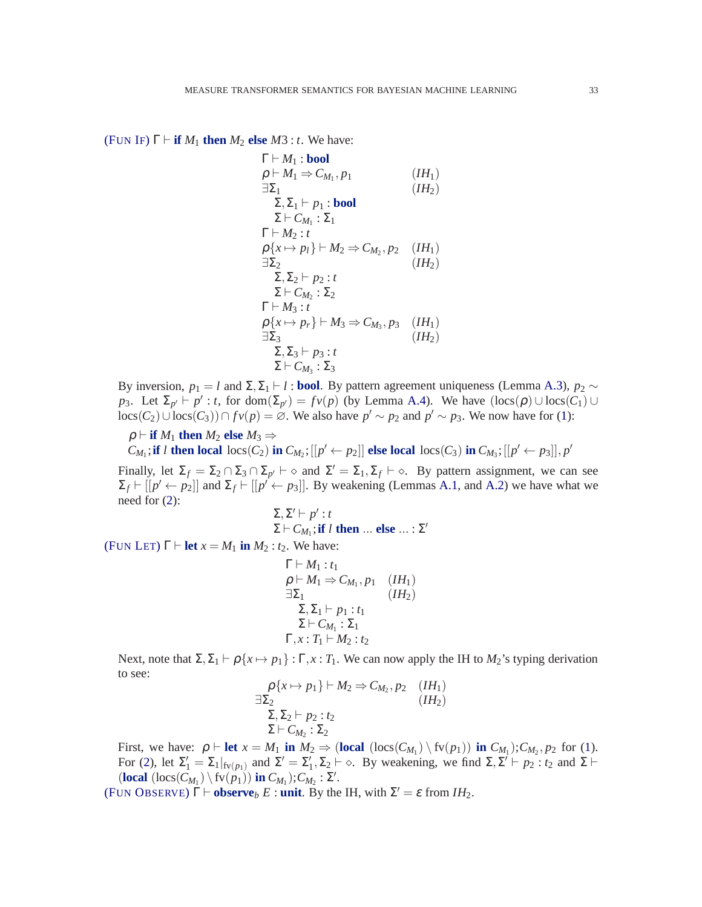(FUN IF) $\Gamma \vdash \textbf{if } M_1 \textbf{ then } M_2 \textbf{ else } M3 : t$. We have:

$$
\begin{array}{ll}
\Gamma \vdash M_1 : \textbf{bool} & \\
\rho \vdash M_1 \Rightarrow C_{M_1}, p_1 & (IH_1) \\
\exists \Sigma_1 & (IH_2) \\
\quad \Sigma, \Sigma_1 \vdash p_1 : \textbf{bool} & \\
\quad \Sigma \vdash C_{M_1} : \Sigma_1 & \\
\Gamma \vdash M_2 : t & \\
\rho\{x \mapsto p_l\} \vdash M_2 \Rightarrow C_{M_2}, p_2 & (IH_1) \\
\exists \Sigma_2 & (IH_2) \\
\quad \Sigma, \Sigma_2 \vdash p_2 : t & \\
\quad \Sigma \vdash C_{M_2} : \Sigma_2 & \\
\Gamma \vdash M_3 : t & \\
\rho\{x \mapsto p_r\} \vdash M_3 \Rightarrow C_{M_3}, p_3 & (IH_1) \\
\exists \Sigma_3 & (IH_2) \\
\quad \Sigma, \Sigma_3 \vdash p_3 : t & \\
\quad \Sigma \vdash C_{M_3} : \Sigma_3 &
\end{array}
$$

By inversion, $p_1 = l$ and $\Sigma, \Sigma_1 \vdash l : \textbf{bool}$. By pattern agreement uniqueness (Lemma A.3), $p_2 \sim p_3$. Let $\Sigma_{p'} \vdash p' : t$, for $\text{dom}(\Sigma_{p'}) = fv(p)$ (by Lemma A.4). We have $(\text{locs}(\rho) \cup \text{locs}(C_1) \cup \text{locs}(C_2) \cup \text{locs}(C_3)) \cap fv(p) = \varnothing$. We also have $p' \sim p_2$ and $p' \sim p_3$. We now have for (1):

$\rho \vdash \textbf{if } M_1 \textbf{ then } M_2 \textbf{ else } M_3 \Rightarrow$
$C_{M_1}; \textbf{if } l \textbf{ then local } \text{locs}(C_2) \textbf{ in } C_{M_2}; [[p' \leftarrow p_2]] \textbf{ else local } \text{locs}(C_3) \textbf{ in } C_{M_3}; [[p' \leftarrow p_3]], p'$

Finally, let $\Sigma_f = \Sigma_2 \cap \Sigma_3 \cap \Sigma_{p'} \vdash \diamond$ and $\Sigma' = \Sigma_1, \Sigma_f \vdash \diamond$. By pattern assignment, we can see $\Sigma_f \vdash [[p' \leftarrow p_2]]$ and $\Sigma_f \vdash [[p' \leftarrow p_3]]$. By weakening (Lemmas A.1, and A.2) we have what we need for (2):

$$
\begin{array}{l}
\Sigma, \Sigma' \vdash p' : t \\
\Sigma \vdash C_{M_1}; \textbf{if } l \textbf{ then } \ldots \textbf{ else } \ldots : \Sigma'
\end{array}
$$

(FUN LET) $\Gamma \vdash \textbf{let } x = M_1 \textbf{ in } M_2 : t_2$. We have:

$$
\begin{array}{ll}
\Gamma \vdash M_1 : t_1 & \\
\rho \vdash M_1 \Rightarrow C_{M_1}, p_1 & (IH_1) \\
\exists \Sigma_1 & (IH_2) \\
\quad \Sigma, \Sigma_1 \vdash p_1 : t_1 & \\
\quad \Sigma \vdash C_{M_1} : \Sigma_1 & \\
\Gamma, x : T_1 \vdash M_2 : t_2 &
\end{array}
$$

Next, note that $\Sigma, \Sigma_1 \vdash \rho\{x \mapsto p_1\} : \Gamma, x : T_1$. We can now apply the IH to $M_2$'s typing derivation to see:

$$
\begin{array}{ll}
\rho\{x \mapsto p_1\} \vdash M_2 \Rightarrow C_{M_2}, p_2 & (IH_1) \\
\exists \Sigma_2 & (IH_2) \\
\quad \Sigma, \Sigma_2 \vdash p_2 : t_2 & \\
\quad \Sigma \vdash C_{M_2} : \Sigma_2 &
\end{array}
$$

First, we have: $\rho \vdash \textbf{let } x = M_1 \textbf{ in } M_2 \Rightarrow (\textbf{local } (\text{locs}(C_{M_1}) \setminus \text{fv}(p_1)) \textbf{ in } C_{M_1}); C_{M_2}, p_2$ for (1). For (2), let $\Sigma_1' = \Sigma_1|_{\text{fv}(p_1)}$ and $\Sigma' = \Sigma_1', \Sigma_2 \vdash \diamond$. By weakening, we find $\Sigma, \Sigma' \vdash p_2 : t_2$ and $\Sigma \vdash (\textbf{local } (\text{locs}(C_{M_1}) \setminus \text{fv}(p_1)) \textbf{ in } C_{M_1}); C_{M_2} : \Sigma'$.

(FUN OBSERVE) $\Gamma \vdash \textbf{observe}_b\ E : \textbf{unit}$. By the IH, with $\Sigma' = \varepsilon$ from $IH_2$.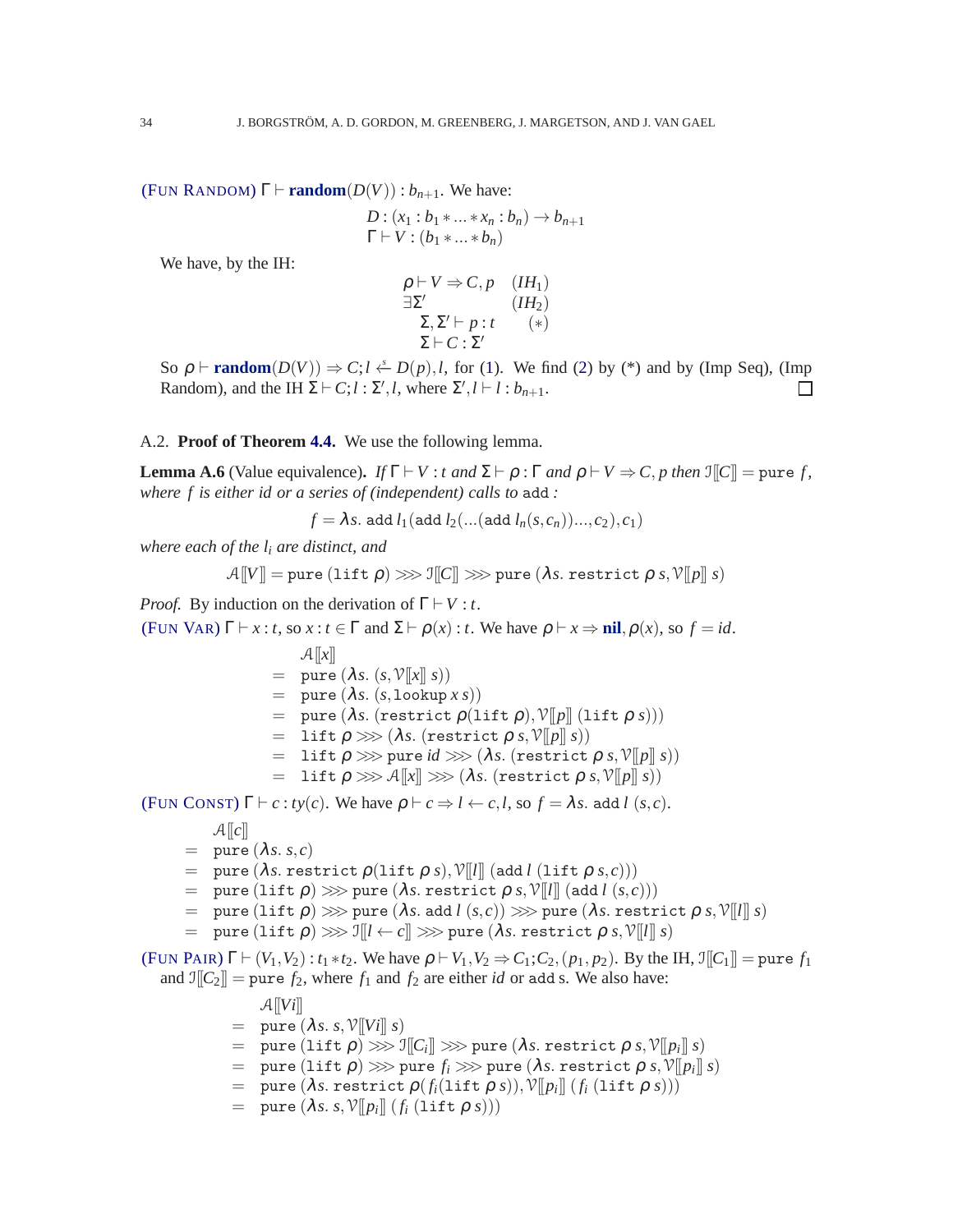(Fun Random) $\Gamma \vdash \textbf{random}(D(V)) : b_{n+1}$. We have:

$$D : (x_1 : b_1 * \ldots * x_n : b_n) \to b_{n+1}$$
$$\Gamma \vdash V : (b_1 * \ldots * b_n)$$

We have, by the IH:

$$\begin{array}{ll} \rho \vdash V \Rightarrow C, p & (IH_1) \\ \exists \Sigma' & (IH_2) \\ \quad \Sigma, \Sigma' \vdash p : t & (*) \\ \quad \Sigma \vdash C : \Sigma' & \end{array}$$

So $\rho \vdash \textbf{random}(D(V)) \Rightarrow C; l \stackrel{s}{\leftarrow} D(p), l$, for (1). We find (2) by (\*) and by (Imp Seq), (Imp Random), and the IH $\Sigma \vdash C; l : \Sigma', l$, where $\Sigma', l \vdash l : b_{n+1}$. ☐

A.2. **Proof of Theorem 4.4.** We use the following lemma.

**Lemma A.6** (Value equivalence). *If $\Gamma \vdash V : t$ and $\Sigma \vdash \rho : \Gamma$ and $\rho \vdash V \Rightarrow C, p$ then $\mathcal{I}[\![C]\!] = \texttt{pure}\ f$, where $f$ is either id or a series of (independent) calls to* `add` *:*

$$f = \lambda s.\ \texttt{add}\ l_1(\texttt{add}\ l_2(\ldots(\texttt{add}\ l_n(s, c_n))\ldots, c_2), c_1)$$

*where each of the $l_i$ are distinct, and*

$$\mathcal{A}[\![V]\!] = \texttt{pure}\ (\texttt{lift}\ \rho) \ggg \mathcal{I}[\![C]\!] \ggg \texttt{pure}\ (\lambda s.\ \texttt{restrict}\ \rho\, s, \mathcal{V}[\![p]\!]\ s)$$

*Proof.* By induction on the derivation of $\Gamma \vdash V : t$.

(Fun Var) $\Gamma \vdash x : t$, so $x : t \in \Gamma$ and $\Sigma \vdash \rho(x) : t$. We have $\rho \vdash x \Rightarrow \textbf{nil}, \rho(x)$, so $f = id$.

$$\begin{array}{ll} & \mathcal{A}[\![x]\!] \\ = & \texttt{pure}\ (\lambda s.\ (s, \mathcal{V}[\![x]\!]\ s)) \\ = & \texttt{pure}\ (\lambda s.\ (s, \texttt{lookup}\ x\, s)) \\ = & \texttt{pure}\ (\lambda s.\ (\texttt{restrict}\ \rho(\texttt{lift}\ \rho), \mathcal{V}[\![p]\!]\ (\texttt{lift}\ \rho\, s))) \\ = & \texttt{lift}\ \rho \ggg (\lambda s.\ (\texttt{restrict}\ \rho\, s, \mathcal{V}[\![p]\!]\ s)) \\ = & \texttt{lift}\ \rho \ggg \texttt{pure}\ id \ggg (\lambda s.\ (\texttt{restrict}\ \rho\, s, \mathcal{V}[\![p]\!]\ s)) \\ = & \texttt{lift}\ \rho \ggg \mathcal{A}[\![x]\!] \ggg (\lambda s.\ (\texttt{restrict}\ \rho\, s, \mathcal{V}[\![p]\!]\ s)) \end{array}$$

(Fun Const) $\Gamma \vdash c : ty(c)$. We have $\rho \vdash c \Rightarrow l \leftarrow c, l$, so $f = \lambda s.\ \texttt{add}\ l\ (s, c)$.

$$\begin{array}{ll} & \mathcal{A}[\![c]\!] \\ = & \texttt{pure}\ (\lambda s.\ s, c) \\ = & \texttt{pure}\ (\lambda s.\ \texttt{restrict}\ \rho(\texttt{lift}\ \rho\, s), \mathcal{V}[\![l]\!]\ (\texttt{add}\ l\ (\texttt{lift}\ \rho\, s, c))) \\ = & \texttt{pure}\ (\texttt{lift}\ \rho) \ggg \texttt{pure}\ (\lambda s.\ \texttt{restrict}\ \rho\, s, \mathcal{V}[\![l]\!]\ (\texttt{add}\ l\ (s, c))) \\ = & \texttt{pure}\ (\texttt{lift}\ \rho) \ggg \texttt{pure}\ (\lambda s.\ \texttt{add}\ l\ (s, c)) \ggg \texttt{pure}\ (\lambda s.\ \texttt{restrict}\ \rho\, s, \mathcal{V}[\![l]\!]\ s) \\ = & \texttt{pure}\ (\texttt{lift}\ \rho) \ggg \mathcal{I}[\![l \leftarrow c]\!] \ggg \texttt{pure}\ (\lambda s.\ \texttt{restrict}\ \rho\, s, \mathcal{V}[\![l]\!]\ s) \end{array}$$

(Fun Pair) $\Gamma \vdash (V_1, V_2) : t_1 * t_2$. We have $\rho \vdash V_1, V_2 \Rightarrow C_1; C_2, (p_1, p_2)$. By the IH, $\mathcal{I}[\![C_1]\!] = \texttt{pure}\ f_1$ and $\mathcal{I}[\![C_2]\!] = \texttt{pure}\ f_2$, where $f_1$ and $f_2$ are either $id$ or `add`s. We also have:

$$\begin{array}{ll} & \mathcal{A}[\![Vi]\!] \\ = & \texttt{pure}\ (\lambda s.\ s, \mathcal{V}[\![Vi]\!]\ s) \\ = & \texttt{pure}\ (\texttt{lift}\ \rho) \ggg \mathcal{I}[\![C_i]\!] \ggg \texttt{pure}\ (\lambda s.\ \texttt{restrict}\ \rho\, s, \mathcal{V}[\![p_i]\!]\ s) \\ = & \texttt{pure}\ (\texttt{lift}\ \rho) \ggg \texttt{pure}\ f_i \ggg \texttt{pure}\ (\lambda s.\ \texttt{restrict}\ \rho\, s, \mathcal{V}[\![p_i]\!]\ s) \\ = & \texttt{pure}\ (\lambda s.\ \texttt{restrict}\ \rho(f_i(\texttt{lift}\ \rho\, s)), \mathcal{V}[\![p_i]\!]\ (f_i\ (\texttt{lift}\ \rho\, s))) \\ = & \texttt{pure}\ (\lambda s.\ s, \mathcal{V}[\![p_i]\!]\ (f_i\ (\texttt{lift}\ \rho\, s))) \end{array}$$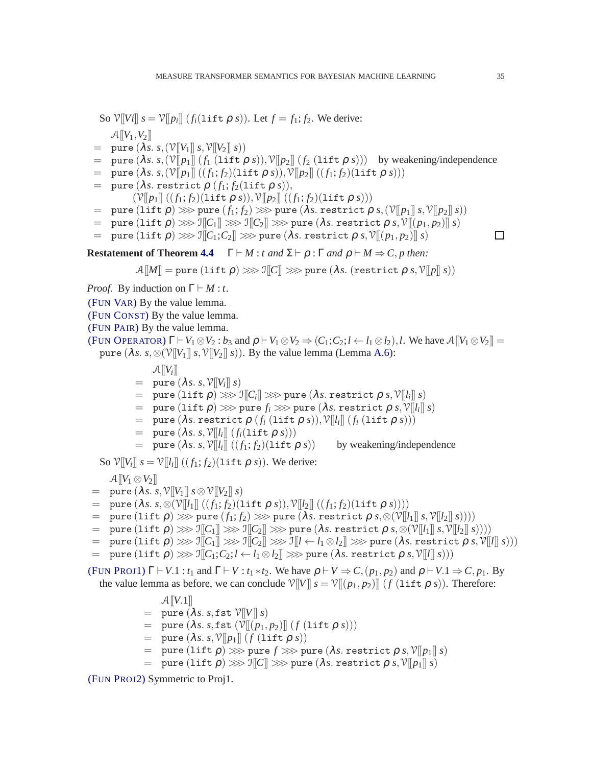So $\mathcal{V}[\![Vi]\!]\, s = \mathcal{V}[\![p_i]\!]\, (f_i(\texttt{lift}\, \rho\, s))$. Let $f = f_1; f_2$. We derive:

$$
\begin{aligned}
& \mathcal{A}[\![V_1, V_2]\!] \\
= \;& \texttt{pure}\, (\lambda s.\, s, (\mathcal{V}[\![V_1]\!]\, s, \mathcal{V}[\![V_2]\!]\, s)) \\
= \;& \texttt{pure}\, (\lambda s.\, s, (\mathcal{V}[\![p_1]\!]\, (f_1\, (\texttt{lift}\, \rho\, s)), \mathcal{V}[\![p_2]\!]\, (f_2\, (\texttt{lift}\, \rho\, s))) \quad \text{by weakening/independence} \\
= \;& \texttt{pure}\, (\lambda s.\, s, (\mathcal{V}[\![p_1]\!]\, ((f_1; f_2)(\texttt{lift}\, \rho\, s)), \mathcal{V}[\![p_2]\!]\, ((f_1; f_2)(\texttt{lift}\, \rho\, s))) \\
= \;& \texttt{pure}\, (\lambda s.\, \texttt{restrict}\, \rho\, (f_1; f_2(\texttt{lift}\, \rho\, s)), \\
& \qquad (\mathcal{V}[\![p_1]\!]\, ((f_1; f_2)(\texttt{lift}\, \rho\, s)), \mathcal{V}[\![p_2]\!]\, ((f_1; f_2)(\texttt{lift}\, \rho\, s))) \\
= \;& \texttt{pure}\, (\texttt{lift}\, \rho) \ggg \texttt{pure}\, (f_1; f_2) \ggg \texttt{pure}\, (\lambda s.\, \texttt{restrict}\, \rho\, s, (\mathcal{V}[\![p_1]\!]\, s, \mathcal{V}[\![p_2]\!]\, s)) \\
= \;& \texttt{pure}\, (\texttt{lift}\, \rho) \ggg \mathcal{I}[\![C_1]\!] \ggg \mathcal{I}[\![C_2]\!] \ggg \texttt{pure}\, (\lambda s.\, \texttt{restrict}\, \rho\, s, \mathcal{V}[\![(p_1, p_2)]\!]\, s) \\
= \;& \texttt{pure}\, (\texttt{lift}\, \rho) \ggg \mathcal{I}[\![C_1; C_2]\!] \ggg \texttt{pure}\, (\lambda s.\, \texttt{restrict}\, \rho\, s, \mathcal{V}[\![(p_1, p_2)]\!]\, s)
\end{aligned}
$$

□

**Restatement of Theorem 4.4** *$\Gamma \vdash M : t$ and $\Sigma \vdash \rho : \Gamma$ and $\rho \vdash M \Rightarrow C, p$ then:*

$$
\mathcal{A}[\![M]\!] = \texttt{pure}\, (\texttt{lift}\, \rho) \ggg \mathcal{I}[\![C]\!] \ggg \texttt{pure}\, (\lambda s.\, (\texttt{restrict}\, \rho\, s, \mathcal{V}[\![p]\!]\, s))
$$

*Proof.* By induction on $\Gamma \vdash M : t$.

(FUN VAR) By the value lemma.

(FUN CONST) By the value lemma.

(FUN PAIR) By the value lemma.

(FUN OPERATOR) $\Gamma \vdash V_1 \otimes V_2 : b_3$ and $\rho \vdash V_1 \otimes V_2 \Rightarrow (C_1; C_2; l \leftarrow l_1 \otimes l_2), l$. We have $\mathcal{A}[\![V_1 \otimes V_2]\!] = \texttt{pure}\, (\lambda s.\, s, \otimes(\mathcal{V}[\![V_1]\!]\, s, \mathcal{V}[\![V_2]\!]\, s))$. By the value lemma (Lemma A.6):

$$
\begin{aligned}
& \mathcal{A}[\![V_i]\!] \\
= \;& \texttt{pure}\, (\lambda s.\, s, \mathcal{V}[\![V_i]\!]\, s) \\
= \;& \texttt{pure}\, (\texttt{lift}\, \rho) \ggg \mathcal{I}[\![C_i]\!] \ggg \texttt{pure}\, (\lambda s.\, \texttt{restrict}\, \rho\, s, \mathcal{V}[\![l_i]\!]\, s) \\
= \;& \texttt{pure}\, (\texttt{lift}\, \rho) \ggg \texttt{pure}\, f_i \ggg \texttt{pure}\, (\lambda s.\, \texttt{restrict}\, \rho\, s, \mathcal{V}[\![l_i]\!]\, s) \\
= \;& \texttt{pure}\, (\lambda s.\, \texttt{restrict}\, \rho\, (f_i\, (\texttt{lift}\, \rho\, s)), \mathcal{V}[\![l_i]\!]\, (f_i\, (\texttt{lift}\, \rho\, s))) \\
= \;& \texttt{pure}\, (\lambda s.\, s, \mathcal{V}[\![l_i]\!]\, (f_i(\texttt{lift}\, \rho\, s))) \\
= \;& \texttt{pure}\, (\lambda s.\, s, \mathcal{V}[\![l_i]\!]\, ((f_1; f_2)(\texttt{lift}\, \rho\, s)) \qquad \text{by weakening/independence}
\end{aligned}
$$

So $\mathcal{V}[\![V_i]\!]\, s = \mathcal{V}[\![l_i]\!]\, ((f_1; f_2)(\texttt{lift}\, \rho\, s))$. We derive:

$$
\begin{aligned}
& \mathcal{A}[\![V_1 \otimes V_2]\!] \\
= \;& \texttt{pure}\, (\lambda s.\, s, \mathcal{V}[\![V_1]\!]\, s \otimes \mathcal{V}[\![V_2]\!]\, s) \\
= \;& \texttt{pure}\, (\lambda s.\, s, \otimes(\mathcal{V}[\![l_1]\!]\, ((f_1; f_2)(\texttt{lift}\, \rho\, s)), \mathcal{V}[\![l_2]\!]\, ((f_1; f_2)(\texttt{lift}\, \rho\, s)))) \\
= \;& \texttt{pure}\, (\texttt{lift}\, \rho) \ggg \texttt{pure}\, (f_1; f_2) \ggg \texttt{pure}\, (\lambda s.\, \texttt{restrict}\, \rho\, s, \otimes(\mathcal{V}[\![l_1]\!]\, s, \mathcal{V}[\![l_2]\!]\, s))) \\
= \;& \texttt{pure}\, (\texttt{lift}\, \rho) \ggg \mathcal{I}[\![C_1]\!] \ggg \mathcal{I}[\![C_2]\!] \ggg \texttt{pure}\, (\lambda s.\, \texttt{restrict}\, \rho\, s, \otimes(\mathcal{V}[\![l_1]\!]\, s, \mathcal{V}[\![l_2]\!]\, s))) \\
= \;& \texttt{pure}\, (\texttt{lift}\, \rho) \ggg \mathcal{I}[\![C_1]\!] \ggg \mathcal{I}[\![C_2]\!] \ggg \mathcal{I}[\![l \leftarrow l_1 \otimes l_2]\!] \ggg \texttt{pure}\, (\lambda s.\, \texttt{restrict}\, \rho\, s, \mathcal{V}[\![l]\!]\, s))) \\
= \;& \texttt{pure}\, (\texttt{lift}\, \rho) \ggg \mathcal{I}[\![C_1; C_2; l \leftarrow l_1 \otimes l_2]\!] \ggg \texttt{pure}\, (\lambda s.\, \texttt{restrict}\, \rho\, s, \mathcal{V}[\![l]\!]\, s)))
\end{aligned}
$$

(FUN PROJ1) $\Gamma \vdash V.1 : t_1$ and $\Gamma \vdash V : t_1 * t_2$. We have $\rho \vdash V \Rightarrow C, (p_1, p_2)$ and $\rho \vdash V.1 \Rightarrow C, p_1$. By the value lemma as before, we can conclude $\mathcal{V}[\![V]\!]\, s = \mathcal{V}[\![(p_1, p_2)]\!]\, (f\, (\texttt{lift}\, \rho\, s))$. Therefore:

$$
\begin{aligned}
& \mathcal{A}[\![V.1]\!] \\
= \;& \texttt{pure}\, (\lambda s.\, s, \texttt{fst}\, \mathcal{V}[\![V]\!]\, s) \\
= \;& \texttt{pure}\, (\lambda s.\, s, \texttt{fst}\, (\mathcal{V}[\![(p_1, p_2)]\!]\, (f\, (\texttt{lift}\, \rho\, s))) \\
= \;& \texttt{pure}\, (\lambda s.\, s, \mathcal{V}[\![p_1]\!]\, (f\, (\texttt{lift}\, \rho\, s)) \\
= \;& \texttt{pure}\, (\texttt{lift}\, \rho) \ggg \texttt{pure}\, f \ggg \texttt{pure}\, (\lambda s.\, \texttt{restrict}\, \rho\, s, \mathcal{V}[\![p_1]\!]\, s) \\
= \;& \texttt{pure}\, (\texttt{lift}\, \rho) \ggg \mathcal{I}[\![C]\!] \ggg \texttt{pure}\, (\lambda s.\, \texttt{restrict}\, \rho\, s, \mathcal{V}[\![p_1]\!]\, s)
\end{aligned}
$$

(FUN PROJ2) Symmetric to Proj1.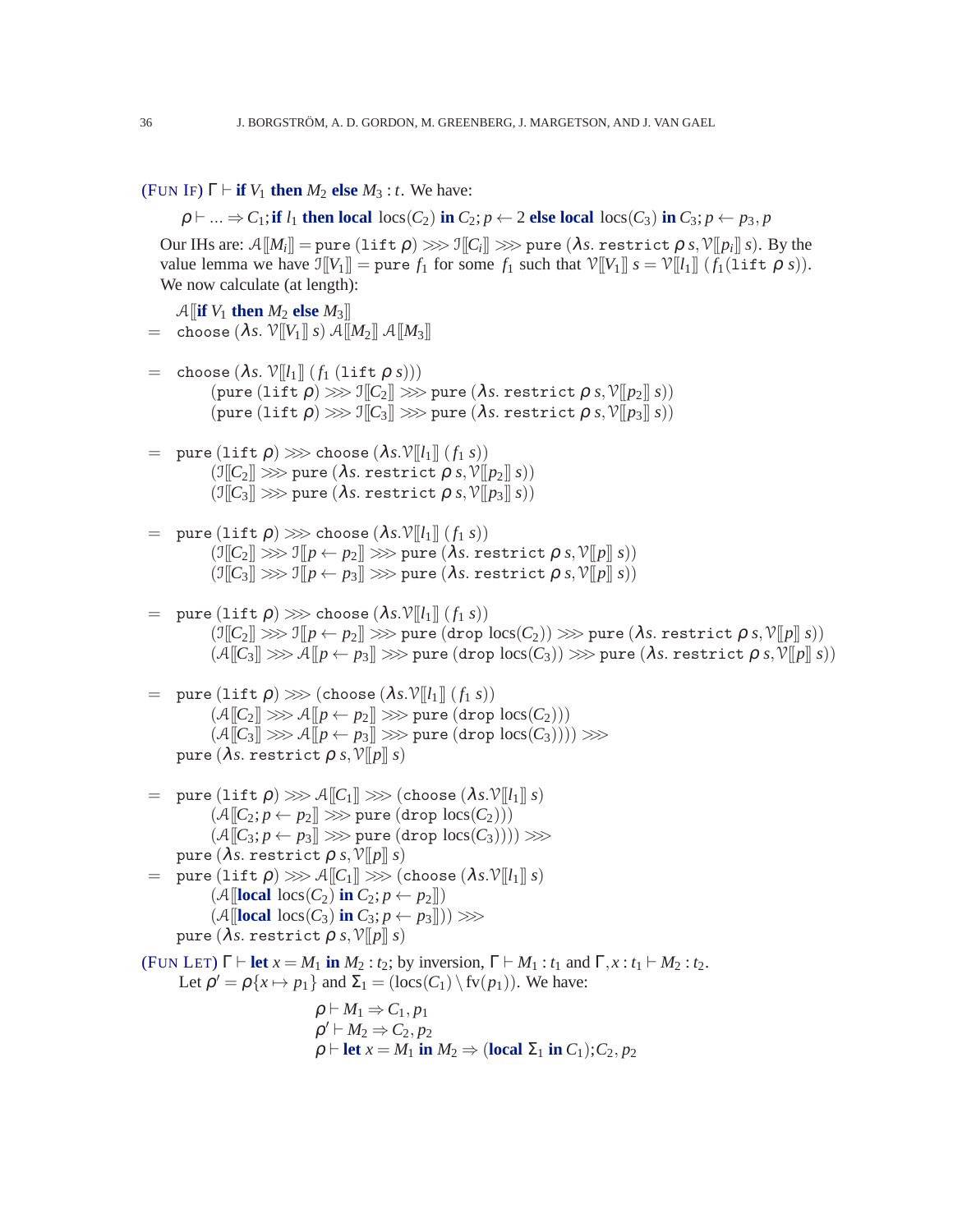(FUN IF) $\Gamma \vdash \textbf{if } V_1 \textbf{ then } M_2 \textbf{ else } M_3 : t$. We have:

$$\rho \vdash \ldots \Rightarrow C_1; \textbf{if } l_1 \textbf{ then local } \mathrm{locs}(C_2) \textbf{ in } C_2; p \leftarrow 2 \textbf{ else local } \mathrm{locs}(C_3) \textbf{ in } C_3; p \leftarrow p_3, p$$

Our IHs are: $\mathcal{A}[\![M_i]\!] = \mathtt{pure}\ (\mathtt{lift}\ \rho) \ggg \mathcal{I}[\![C_i]\!] \ggg \mathtt{pure}\ (\lambda s.\ \mathtt{restrict}\ \rho\, s, \mathcal{V}[\![p_i]\!]\, s)$. By the value lemma we have $\mathcal{I}[\![V_1]\!] = \mathtt{pure}\ f_1$ for some $f_1$ such that $\mathcal{V}[\![V_1]\!]\ s = \mathcal{V}[\![l_1]\!]\ (f_1(\mathtt{lift}\ \rho\ s))$. We now calculate (at length):

$$
\begin{aligned}
& \mathcal{A}[\![\textbf{if } V_1 \textbf{ then } M_2 \textbf{ else } M_3]\!] \\
= \;& \mathtt{choose}\ (\lambda s.\ \mathcal{V}[\![V_1]\!]\ s)\ \mathcal{A}[\![M_2]\!]\ \mathcal{A}[\![M_3]\!] \\[6pt]
= \;& \mathtt{choose}\ (\lambda s.\ \mathcal{V}[\![l_1]\!]\ (f_1\ (\mathtt{lift}\ \rho\ s))) \\
& \qquad (\mathtt{pure}\ (\mathtt{lift}\ \rho) \ggg \mathcal{I}[\![C_2]\!] \ggg \mathtt{pure}\ (\lambda s.\ \mathtt{restrict}\ \rho\, s, \mathcal{V}[\![p_2]\!]\ s)) \\
& \qquad (\mathtt{pure}\ (\mathtt{lift}\ \rho) \ggg \mathcal{I}[\![C_3]\!] \ggg \mathtt{pure}\ (\lambda s.\ \mathtt{restrict}\ \rho\, s, \mathcal{V}[\![p_3]\!]\ s)) \\[6pt]
= \;& \mathtt{pure}\ (\mathtt{lift}\ \rho) \ggg \mathtt{choose}\ (\lambda s. \mathcal{V}[\![l_1]\!]\ (f_1\ s)) \\
& \qquad (\mathcal{I}[\![C_2]\!] \ggg \mathtt{pure}\ (\lambda s.\ \mathtt{restrict}\ \rho\, s, \mathcal{V}[\![p_2]\!]\ s)) \\
& \qquad (\mathcal{I}[\![C_3]\!] \ggg \mathtt{pure}\ (\lambda s.\ \mathtt{restrict}\ \rho\, s, \mathcal{V}[\![p_3]\!]\ s)) \\[6pt]
= \;& \mathtt{pure}\ (\mathtt{lift}\ \rho) \ggg \mathtt{choose}\ (\lambda s. \mathcal{V}[\![l_1]\!]\ (f_1\ s)) \\
& \qquad (\mathcal{I}[\![C_2]\!] \ggg \mathcal{I}[\![p \leftarrow p_2]\!] \ggg \mathtt{pure}\ (\lambda s.\ \mathtt{restrict}\ \rho\, s, \mathcal{V}[\![p]\!]\ s)) \\
& \qquad (\mathcal{I}[\![C_3]\!] \ggg \mathcal{I}[\![p \leftarrow p_3]\!] \ggg \mathtt{pure}\ (\lambda s.\ \mathtt{restrict}\ \rho\, s, \mathcal{V}[\![p]\!]\ s)) \\[6pt]
= \;& \mathtt{pure}\ (\mathtt{lift}\ \rho) \ggg \mathtt{choose}\ (\lambda s. \mathcal{V}[\![l_1]\!]\ (f_1\ s)) \\
& \qquad (\mathcal{I}[\![C_2]\!] \ggg \mathcal{I}[\![p \leftarrow p_2]\!] \ggg \mathtt{pure}\ (\mathtt{drop}\ \mathrm{locs}(C_2)) \ggg \mathtt{pure}\ (\lambda s.\ \mathtt{restrict}\ \rho\, s, \mathcal{V}[\![p]\!]\ s)) \\
& \qquad (\mathcal{A}[\![C_3]\!] \ggg \mathcal{A}[\![p \leftarrow p_3]\!] \ggg \mathtt{pure}\ (\mathtt{drop}\ \mathrm{locs}(C_3)) \ggg \mathtt{pure}\ (\lambda s.\ \mathtt{restrict}\ \rho\, s, \mathcal{V}[\![p]\!]\ s)) \\[6pt]
= \;& \mathtt{pure}\ (\mathtt{lift}\ \rho) \ggg (\mathtt{choose}\ (\lambda s. \mathcal{V}[\![l_1]\!]\ (f_1\ s)) \\
& \qquad (\mathcal{A}[\![C_2]\!] \ggg \mathcal{A}[\![p \leftarrow p_2]\!] \ggg \mathtt{pure}\ (\mathtt{drop}\ \mathrm{locs}(C_2))) \\
& \qquad (\mathcal{A}[\![C_3]\!] \ggg \mathcal{A}[\![p \leftarrow p_3]\!] \ggg \mathtt{pure}\ (\mathtt{drop}\ \mathrm{locs}(C_3)))) \ggg \\
& \mathtt{pure}\ (\lambda s.\ \mathtt{restrict}\ \rho\, s, \mathcal{V}[\![p]\!]\ s) \\[6pt]
= \;& \mathtt{pure}\ (\mathtt{lift}\ \rho) \ggg \mathcal{A}[\![C_1]\!] \ggg (\mathtt{choose}\ (\lambda s. \mathcal{V}[\![l_1]\!]\ s) \\
& \qquad (\mathcal{A}[\![C_2; p \leftarrow p_2]\!] \ggg \mathtt{pure}\ (\mathtt{drop}\ \mathrm{locs}(C_2))) \\
& \qquad (\mathcal{A}[\![C_3; p \leftarrow p_3]\!] \ggg \mathtt{pure}\ (\mathtt{drop}\ \mathrm{locs}(C_3)))) \ggg \\
& \mathtt{pure}\ (\lambda s.\ \mathtt{restrict}\ \rho\, s, \mathcal{V}[\![p]\!]\ s) \\
= \;& \mathtt{pure}\ (\mathtt{lift}\ \rho) \ggg \mathcal{A}[\![C_1]\!] \ggg (\mathtt{choose}\ (\lambda s. \mathcal{V}[\![l_1]\!]\ s) \\
& \qquad (\mathcal{A}[\![\textbf{local } \mathrm{locs}(C_2) \textbf{ in } C_2; p \leftarrow p_2]\!]) \\
& \qquad (\mathcal{A}[\![\textbf{local } \mathrm{locs}(C_3) \textbf{ in } C_3; p \leftarrow p_3]\!])) \ggg \\
& \mathtt{pure}\ (\lambda s.\ \mathtt{restrict}\ \rho\, s, \mathcal{V}[\![p]\!]\ s)
\end{aligned}
$$

(FUN LET) $\Gamma \vdash \textbf{let } x = M_1 \textbf{ in } M_2 : t_2$; by inversion, $\Gamma \vdash M_1 : t_1$ and $\Gamma, x : t_1 \vdash M_2 : t_2$. Let $\rho' = \rho\{x \mapsto p_1\}$ and $\Sigma_1 = (\mathrm{locs}(C_1) \setminus \mathrm{fv}(p_1))$. We have:

$$
\begin{aligned}
& \rho \vdash M_1 \Rightarrow C_1, p_1 \\
& \rho' \vdash M_2 \Rightarrow C_2, p_2 \\
& \rho \vdash \textbf{let } x = M_1 \textbf{ in } M_2 \Rightarrow (\textbf{local } \Sigma_1 \textbf{ in } C_1); C_2, p_2
\end{aligned}
$$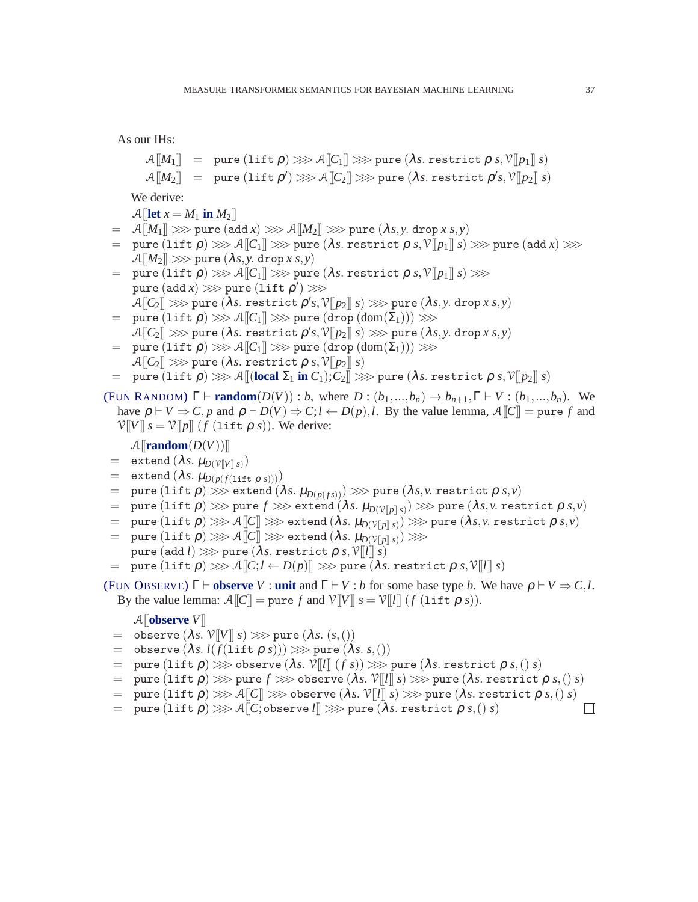As our IHs:

$$\mathcal{A}[\![M_1]\!] \;=\; \texttt{pure}\,(\texttt{lift}\ \rho) \ggg \mathcal{A}[\![C_1]\!] \ggg \texttt{pure}\,(\lambda s.\ \texttt{restrict}\ \rho\, s, \mathcal{V}[\![p_1]\!]\ s)$$

$$\mathcal{A}[\![M_2]\!] \;=\; \texttt{pure}\,(\texttt{lift}\ \rho') \ggg \mathcal{A}[\![C_2]\!] \ggg \texttt{pure}\,(\lambda s.\ \texttt{restrict}\ \rho' s, \mathcal{V}[\![p_2]\!]\ s)$$

We derive:

$$\begin{aligned}
&\mathcal{A}[\![\textbf{let}\ x = M_1\ \textbf{in}\ M_2]\!] \\
=\;& \mathcal{A}[\![M_1]\!] \ggg \texttt{pure}\,(\texttt{add}\ x) \ggg \mathcal{A}[\![M_2]\!] \ggg \texttt{pure}\,(\lambda s,y.\ \texttt{drop}\ x\ s, y) \\
=\;& \texttt{pure}\,(\texttt{lift}\ \rho) \ggg \mathcal{A}[\![C_1]\!] \ggg \texttt{pure}\,(\lambda s.\ \texttt{restrict}\ \rho\, s, \mathcal{V}[\![p_1]\!]\ s) \ggg \texttt{pure}\,(\texttt{add}\ x) \ggg \\
&\mathcal{A}[\![M_2]\!] \ggg \texttt{pure}\,(\lambda s,y.\ \texttt{drop}\ x\ s, y) \\
=\;& \texttt{pure}\,(\texttt{lift}\ \rho) \ggg \mathcal{A}[\![C_1]\!] \ggg \texttt{pure}\,(\lambda s.\ \texttt{restrict}\ \rho\, s, \mathcal{V}[\![p_1]\!]\ s) \ggg \\
&\texttt{pure}\,(\texttt{add}\ x) \ggg \texttt{pure}\,(\texttt{lift}\ \rho') \ggg \\
&\mathcal{A}[\![C_2]\!] \ggg \texttt{pure}\,(\lambda s.\ \texttt{restrict}\ \rho' s, \mathcal{V}[\![p_2]\!]\ s) \ggg \texttt{pure}\,(\lambda s,y.\ \texttt{drop}\ x\ s, y) \\
=\;& \texttt{pure}\,(\texttt{lift}\ \rho) \ggg \mathcal{A}[\![C_1]\!] \ggg \texttt{pure}\,(\texttt{drop}\,(\text{dom}(\Sigma_1))) \ggg \\
&\mathcal{A}[\![C_2]\!] \ggg \texttt{pure}\,(\lambda s.\ \texttt{restrict}\ \rho' s, \mathcal{V}[\![p_2]\!]\ s) \ggg \texttt{pure}\,(\lambda s,y.\ \texttt{drop}\ x\ s, y) \\
=\;& \texttt{pure}\,(\texttt{lift}\ \rho) \ggg \mathcal{A}[\![C_1]\!] \ggg \texttt{pure}\,(\texttt{drop}\,(\text{dom}(\Sigma_1))) \ggg \\
&\mathcal{A}[\![C_2]\!] \ggg \texttt{pure}\,(\lambda s.\ \texttt{restrict}\ \rho\, s, \mathcal{V}[\![p_2]\!]\ s) \\
=\;& \texttt{pure}\,(\texttt{lift}\ \rho) \ggg \mathcal{A}[\![(\textbf{local}\ \Sigma_1\ \textbf{in}\ C_1); C_2]\!] \ggg \texttt{pure}\,(\lambda s.\ \texttt{restrict}\ \rho\, s, \mathcal{V}[\![p_2]\!]\ s)
\end{aligned}$$

(FUN RANDOM) $\Gamma \vdash \textbf{random}(D(V)) : b$, where $D : (b_1,\dots,b_n) \to b_{n+1}, \Gamma \vdash V : (b_1,\dots,b_n)$. We have $\rho \vdash V \Rightarrow C, p$ and $\rho \vdash D(V) \Rightarrow C; l \leftarrow D(p), l$. By the value lemma, $\mathcal{A}[\![C]\!] = \texttt{pure}\ f$ and $\mathcal{V}[\![V]\!]\ s = \mathcal{V}[\![p]\!]\ (f\ (\texttt{lift}\ \rho\ s))$. We derive:

$$\begin{aligned}
&\mathcal{A}[\![\textbf{random}(D(V))]\!] \\
=\;& \texttt{extend}\,(\lambda s.\ \mu_{D(\mathcal{V}[\![V]\!]\ s)}) \\
=\;& \texttt{extend}\,(\lambda s.\ \mu_{D(p(f(\texttt{lift}\ \rho\ s)))}) \\
=\;& \texttt{pure}\,(\texttt{lift}\ \rho) \ggg \texttt{extend}\,(\lambda s.\ \mu_{D(p(f s))}) \ggg \texttt{pure}\,(\lambda s,v.\ \texttt{restrict}\ \rho\, s, v) \\
=\;& \texttt{pure}\,(\texttt{lift}\ \rho) \ggg \texttt{pure}\ f \ggg \texttt{extend}\,(\lambda s.\ \mu_{D(\mathcal{V}[\![p]\!]\ s)}) \ggg \texttt{pure}\,(\lambda s,v.\ \texttt{restrict}\ \rho\, s, v) \\
=\;& \texttt{pure}\,(\texttt{lift}\ \rho) \ggg \mathcal{A}[\![C]\!] \ggg \texttt{extend}\,(\lambda s.\ \mu_{D(\mathcal{V}[\![p]\!]\ s)}) \ggg \texttt{pure}\,(\lambda s,v.\ \texttt{restrict}\ \rho\, s, v) \\
=\;& \texttt{pure}\,(\texttt{lift}\ \rho) \ggg \mathcal{A}[\![C]\!] \ggg \texttt{extend}\,(\lambda s.\ \mu_{D(\mathcal{V}[\![p]\!]\ s)}) \ggg \\
&\texttt{pure}\,(\texttt{add}\ l) \ggg \texttt{pure}\,(\lambda s.\ \texttt{restrict}\ \rho\, s, \mathcal{V}[\![l]\!]\ s) \\
=\;& \texttt{pure}\,(\texttt{lift}\ \rho) \ggg \mathcal{A}[\![C; l \leftarrow D(p)]\!] \ggg \texttt{pure}\,(\lambda s.\ \texttt{restrict}\ \rho\, s, \mathcal{V}[\![l]\!]\ s)
\end{aligned}$$

(FUN OBSERVE) $\Gamma \vdash \textbf{observe}\ V : \textbf{unit}$ and $\Gamma \vdash V : b$ for some base type $b$. We have $\rho \vdash V \Rightarrow C, l$. By the value lemma: $\mathcal{A}[\![C]\!] = \texttt{pure}\ f$ and $\mathcal{V}[\![V]\!]\ s = \mathcal{V}[\![l]\!]\ (f\ (\texttt{lift}\ \rho\ s))$.

$$\begin{aligned}
&\mathcal{A}[\![\textbf{observe}\ V]\!] \\
=\;& \texttt{observe}\,(\lambda s.\ \mathcal{V}[\![V]\!]\ s) \ggg \texttt{pure}\,(\lambda s.\ (s, ())) \\
=\;& \texttt{observe}\,(\lambda s.\ l(f(\texttt{lift}\ \rho\ s))) \ggg \texttt{pure}\,(\lambda s.\ s, ()) \\
=\;& \texttt{pure}\,(\texttt{lift}\ \rho) \ggg \texttt{observe}\,(\lambda s.\ \mathcal{V}[\![l]\!]\ (f\ s)) \ggg \texttt{pure}\,(\lambda s.\ \texttt{restrict}\ \rho\, s, ()\ s) \\
=\;& \texttt{pure}\,(\texttt{lift}\ \rho) \ggg \texttt{pure}\ f \ggg \texttt{observe}\,(\lambda s.\ \mathcal{V}[\![l]\!]\ s) \ggg \texttt{pure}\,(\lambda s.\ \texttt{restrict}\ \rho\, s, ()\ s) \\
=\;& \texttt{pure}\,(\texttt{lift}\ \rho) \ggg \mathcal{A}[\![C]\!] \ggg \texttt{observe}\,(\lambda s.\ \mathcal{V}[\![l]\!]\ s) \ggg \texttt{pure}\,(\lambda s.\ \texttt{restrict}\ \rho\, s, ()\ s) \\
=\;& \texttt{pure}\,(\texttt{lift}\ \rho) \ggg \mathcal{A}[\![C; \texttt{observe}\ l]\!] \ggg \texttt{pure}\,(\lambda s.\ \texttt{restrict}\ \rho\, s, ()\ s)
\end{aligned}$$

$\square$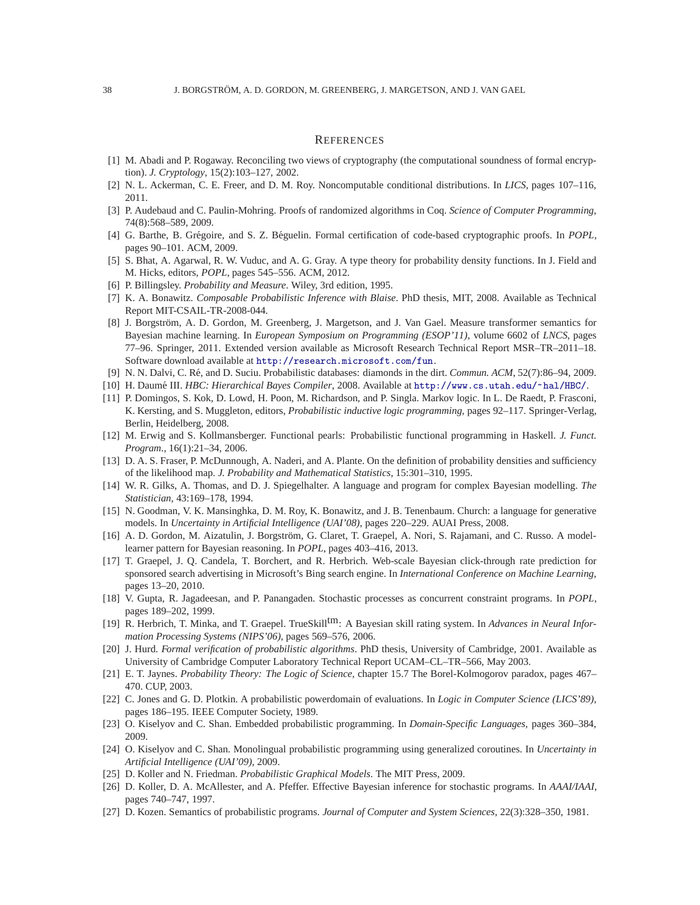## REFERENCES

[1] M. Abadi and P. Rogaway. Reconciling two views of cryptography (the computational soundness of formal encryption). *J. Cryptology*, 15(2):103–127, 2002.

[2] N. L. Ackerman, C. E. Freer, and D. M. Roy. Noncomputable conditional distributions. In *LICS*, pages 107–116, 2011.

[3] P. Audebaud and C. Paulin-Mohring. Proofs of randomized algorithms in Coq. *Science of Computer Programming*, 74(8):568–589, 2009.

[4] G. Barthe, B. Grégoire, and S. Z. Béguelin. Formal certification of code-based cryptographic proofs. In *POPL*, pages 90–101. ACM, 2009.

[5] S. Bhat, A. Agarwal, R. W. Vuduc, and A. G. Gray. A type theory for probability density functions. In J. Field and M. Hicks, editors, *POPL*, pages 545–556. ACM, 2012.

[6] P. Billingsley. *Probability and Measure*. Wiley, 3rd edition, 1995.

[7] K. A. Bonawitz. *Composable Probabilistic Inference with Blaise*. PhD thesis, MIT, 2008. Available as Technical Report MIT-CSAIL-TR-2008-044.

[8] J. Borgström, A. D. Gordon, M. Greenberg, J. Margetson, and J. Van Gael. Measure transformer semantics for Bayesian machine learning. In *European Symposium on Programming (ESOP'11)*, volume 6602 of *LNCS*, pages 77–96. Springer, 2011. Extended version available as Microsoft Research Technical Report MSR–TR–2011–18. Software download available at http://research.microsoft.com/fun.

[9] N. N. Dalvi, C. Ré, and D. Suciu. Probabilistic databases: diamonds in the dirt. *Commun. ACM*, 52(7):86–94, 2009.

[10] H. Daumé III. *HBC: Hierarchical Bayes Compiler*, 2008. Available at http://www.cs.utah.edu/~hal/HBC/.

[11] P. Domingos, S. Kok, D. Lowd, H. Poon, M. Richardson, and P. Singla. Markov logic. In L. De Raedt, P. Frasconi, K. Kersting, and S. Muggleton, editors, *Probabilistic inductive logic programming*, pages 92–117. Springer-Verlag, Berlin, Heidelberg, 2008.

[12] M. Erwig and S. Kollmansberger. Functional pearls: Probabilistic functional programming in Haskell. *J. Funct. Program.*, 16(1):21–34, 2006.

[13] D. A. S. Fraser, P. McDunnough, A. Naderi, and A. Plante. On the definition of probability densities and sufficiency of the likelihood map. *J. Probability and Mathematical Statistics*, 15:301–310, 1995.

[14] W. R. Gilks, A. Thomas, and D. J. Spiegelhalter. A language and program for complex Bayesian modelling. *The Statistician*, 43:169–178, 1994.

[15] N. Goodman, V. K. Mansinghka, D. M. Roy, K. Bonawitz, and J. B. Tenenbaum. Church: a language for generative models. In *Uncertainty in Artificial Intelligence (UAI'08)*, pages 220–229. AUAI Press, 2008.

[16] A. D. Gordon, M. Aizatulin, J. Borgström, G. Claret, T. Graepel, A. Nori, S. Rajamani, and C. Russo. A model-learner pattern for Bayesian reasoning. In *POPL*, pages 403–416, 2013.

[17] T. Graepel, J. Q. Candela, T. Borchert, and R. Herbrich. Web-scale Bayesian click-through rate prediction for sponsored search advertising in Microsoft's Bing search engine. In *International Conference on Machine Learning*, pages 13–20, 2010.

[18] V. Gupta, R. Jagadeesan, and P. Panangaden. Stochastic processes as concurrent constraint programs. In *POPL*, pages 189–202, 1999.

[19] R. Herbrich, T. Minka, and T. Graepel. TrueSkill$^{\text{tm}}$: A Bayesian skill rating system. In *Advances in Neural Information Processing Systems (NIPS'06)*, pages 569–576, 2006.

[20] J. Hurd. *Formal verification of probabilistic algorithms*. PhD thesis, University of Cambridge, 2001. Available as University of Cambridge Computer Laboratory Technical Report UCAM–CL–TR–566, May 2003.

[21] E. T. Jaynes. *Probability Theory: The Logic of Science*, chapter 15.7 The Borel-Kolmogorov paradox, pages 467–470. CUP, 2003.

[22] C. Jones and G. D. Plotkin. A probabilistic powerdomain of evaluations. In *Logic in Computer Science (LICS'89)*, pages 186–195. IEEE Computer Society, 1989.

[23] O. Kiselyov and C. Shan. Embedded probabilistic programming. In *Domain-Specific Languages*, pages 360–384, 2009.

[24] O. Kiselyov and C. Shan. Monolingual probabilistic programming using generalized coroutines. In *Uncertainty in Artificial Intelligence (UAI'09)*, 2009.

[25] D. Koller and N. Friedman. *Probabilistic Graphical Models*. The MIT Press, 2009.

[26] D. Koller, D. A. McAllester, and A. Pfeffer. Effective Bayesian inference for stochastic programs. In *AAAI/IAAI*, pages 740–747, 1997.

[27] D. Kozen. Semantics of probabilistic programs. *Journal of Computer and System Sciences*, 22(3):328–350, 1981.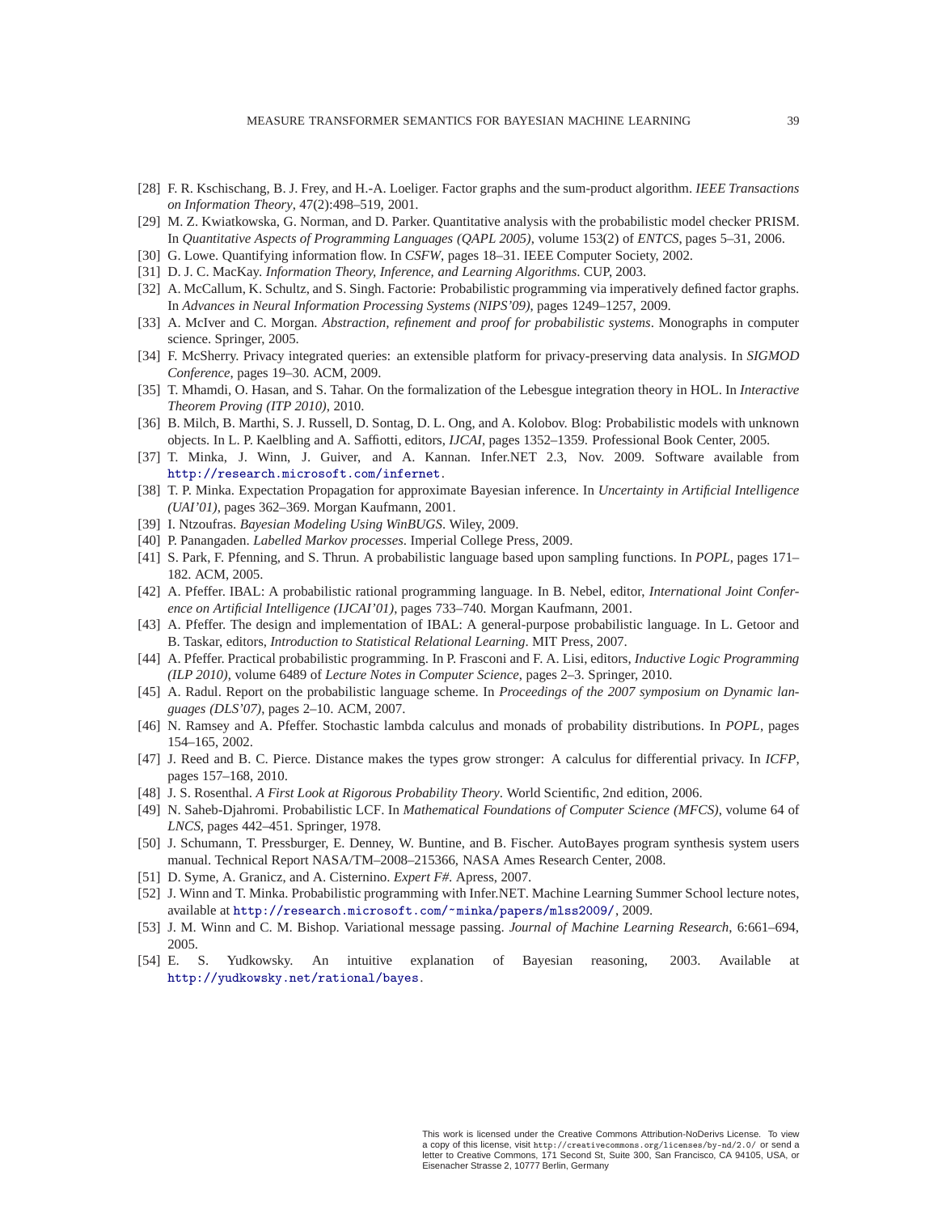[28] F. R. Kschischang, B. J. Frey, and H.-A. Loeliger. Factor graphs and the sum-product algorithm. *IEEE Transactions on Information Theory*, 47(2):498–519, 2001.

[29] M. Z. Kwiatkowska, G. Norman, and D. Parker. Quantitative analysis with the probabilistic model checker PRISM. In *Quantitative Aspects of Programming Languages (QAPL 2005)*, volume 153(2) of *ENTCS*, pages 5–31, 2006.

[30] G. Lowe. Quantifying information flow. In *CSFW*, pages 18–31. IEEE Computer Society, 2002.

[31] D. J. C. MacKay. *Information Theory, Inference, and Learning Algorithms*. CUP, 2003.

[32] A. McCallum, K. Schultz, and S. Singh. Factorie: Probabilistic programming via imperatively defined factor graphs. In *Advances in Neural Information Processing Systems (NIPS'09)*, pages 1249–1257, 2009.

[33] A. McIver and C. Morgan. *Abstraction, refinement and proof for probabilistic systems*. Monographs in computer science. Springer, 2005.

[34] F. McSherry. Privacy integrated queries: an extensible platform for privacy-preserving data analysis. In *SIGMOD Conference*, pages 19–30. ACM, 2009.

[35] T. Mhamdi, O. Hasan, and S. Tahar. On the formalization of the Lebesgue integration theory in HOL. In *Interactive Theorem Proving (ITP 2010)*, 2010.

[36] B. Milch, B. Marthi, S. J. Russell, D. Sontag, D. L. Ong, and A. Kolobov. Blog: Probabilistic models with unknown objects. In L. P. Kaelbling and A. Saffiotti, editors, *IJCAI*, pages 1352–1359. Professional Book Center, 2005.

[37] T. Minka, J. Winn, J. Guiver, and A. Kannan. Infer.NET 2.3, Nov. 2009. Software available from http://research.microsoft.com/infernet.

[38] T. P. Minka. Expectation Propagation for approximate Bayesian inference. In *Uncertainty in Artificial Intelligence (UAI'01)*, pages 362–369. Morgan Kaufmann, 2001.

[39] I. Ntzoufras. *Bayesian Modeling Using WinBUGS*. Wiley, 2009.

[40] P. Panangaden. *Labelled Markov processes*. Imperial College Press, 2009.

[41] S. Park, F. Pfenning, and S. Thrun. A probabilistic language based upon sampling functions. In *POPL*, pages 171–182. ACM, 2005.

[42] A. Pfeffer. IBAL: A probabilistic rational programming language. In B. Nebel, editor, *International Joint Conference on Artificial Intelligence (IJCAI'01)*, pages 733–740. Morgan Kaufmann, 2001.

[43] A. Pfeffer. The design and implementation of IBAL: A general-purpose probabilistic language. In L. Getoor and B. Taskar, editors, *Introduction to Statistical Relational Learning*. MIT Press, 2007.

[44] A. Pfeffer. Practical probabilistic programming. In P. Frasconi and F. A. Lisi, editors, *Inductive Logic Programming (ILP 2010)*, volume 6489 of *Lecture Notes in Computer Science*, pages 2–3. Springer, 2010.

[45] A. Radul. Report on the probabilistic language scheme. In *Proceedings of the 2007 symposium on Dynamic languages (DLS'07)*, pages 2–10. ACM, 2007.

[46] N. Ramsey and A. Pfeffer. Stochastic lambda calculus and monads of probability distributions. In *POPL*, pages 154–165, 2002.

[47] J. Reed and B. C. Pierce. Distance makes the types grow stronger: A calculus for differential privacy. In *ICFP*, pages 157–168, 2010.

[48] J. S. Rosenthal. *A First Look at Rigorous Probability Theory*. World Scientific, 2nd edition, 2006.

[49] N. Saheb-Djahromi. Probabilistic LCF. In *Mathematical Foundations of Computer Science (MFCS)*, volume 64 of *LNCS*, pages 442–451. Springer, 1978.

[50] J. Schumann, T. Pressburger, E. Denney, W. Buntine, and B. Fischer. AutoBayes program synthesis system users manual. Technical Report NASA/TM–2008–215366, NASA Ames Research Center, 2008.

[51] D. Syme, A. Granicz, and A. Cisternino. *Expert F#*. Apress, 2007.

[52] J. Winn and T. Minka. Probabilistic programming with Infer.NET. Machine Learning Summer School lecture notes, available at http://research.microsoft.com/~minka/papers/mlss2009/, 2009.

[53] J. M. Winn and C. M. Bishop. Variational message passing. *Journal of Machine Learning Research*, 6:661–694, 2005.

[54] E. S. Yudkowsky. An intuitive explanation of Bayesian reasoning, 2003. Available at http://yudkowsky.net/rational/bayes.

This work is licensed under the Creative Commons Attribution-NoDerivs License. To view a copy of this license, visit http://creativecommons.org/licenses/by-nd/2.0/ or send a letter to Creative Commons, 171 Second St, Suite 300, San Francisco, CA 94105, USA, or Eisenacher Strasse 2, 10777 Berlin, Germany